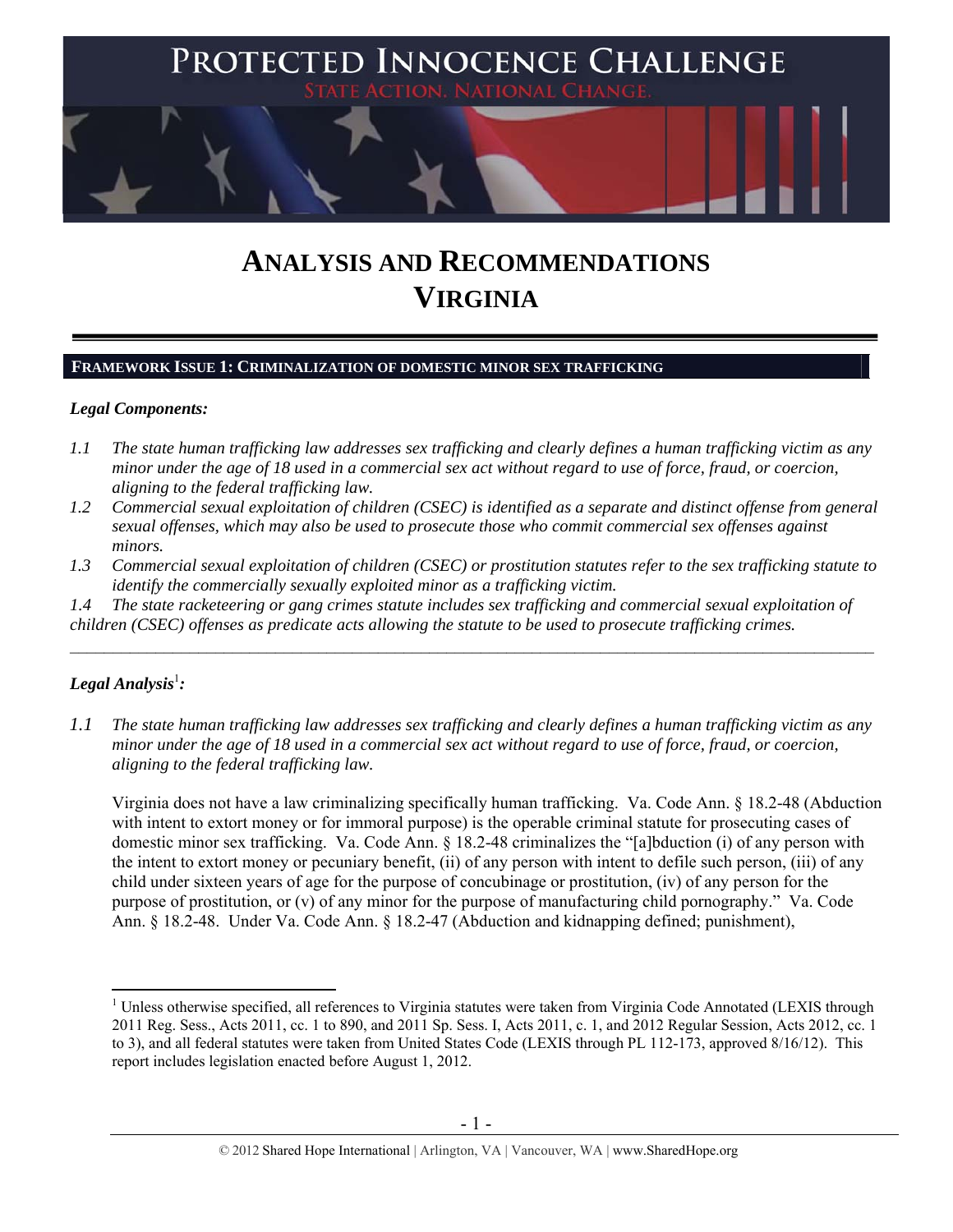# ANALYSIS AND RECOMMENDATIONS
# VIRGINIA

## FRAMEWORK ISSUE 1: CRIMINALIZATION OF DOMESTIC MINOR SEX TRAFFICKING

***Legal Components:***

*1.1 The state human trafficking law addresses sex trafficking and clearly defines a human trafficking victim as any minor under the age of 18 used in a commercial sex act without regard to use of force, fraud, or coercion, aligning to the federal trafficking law.*

*1.2 Commercial sexual exploitation of children (CSEC) is identified as a separate and distinct offense from general sexual offenses, which may also be used to prosecute those who commit commercial sex offenses against minors.*

*1.3 Commercial sexual exploitation of children (CSEC) or prostitution statutes refer to the sex trafficking statute to identify the commercially sexually exploited minor as a trafficking victim.*

*1.4 The state racketeering or gang crimes statute includes sex trafficking and commercial sexual exploitation of children (CSEC) offenses as predicate acts allowing the statute to be used to prosecute trafficking crimes.*

---

***Legal Analysis[1]:***

*1.1 The state human trafficking law addresses sex trafficking and clearly defines a human trafficking victim as any minor under the age of 18 used in a commercial sex act without regard to use of force, fraud, or coercion, aligning to the federal trafficking law.*

Virginia does not have a law criminalizing specifically human trafficking. Va. Code Ann. § 18.2-48 (Abduction with intent to extort money or for immoral purpose) is the operable criminal statute for prosecuting cases of domestic minor sex trafficking. Va. Code Ann. § 18.2-48 criminalizes the "[a]bduction (i) of any person with the intent to extort money or pecuniary benefit, (ii) of any person with intent to defile such person, (iii) of any child under sixteen years of age for the purpose of concubinage or prostitution, (iv) of any person for the purpose of prostitution, or (v) of any minor for the purpose of manufacturing child pornography." Va. Code Ann. § 18.2-48. Under Va. Code Ann. § 18.2-47 (Abduction and kidnapping defined; punishment),

[1] Unless otherwise specified, all references to Virginia statutes were taken from Virginia Code Annotated (LEXIS through 2011 Reg. Sess., Acts 2011, cc. 1 to 890, and 2011 Sp. Sess. I, Acts 2011, c. 1, and 2012 Regular Session, Acts 2012, cc. 1 to 3), and all federal statutes were taken from United States Code (LEXIS through PL 112-173, approved 8/16/12). This report includes legislation enacted before August 1, 2012.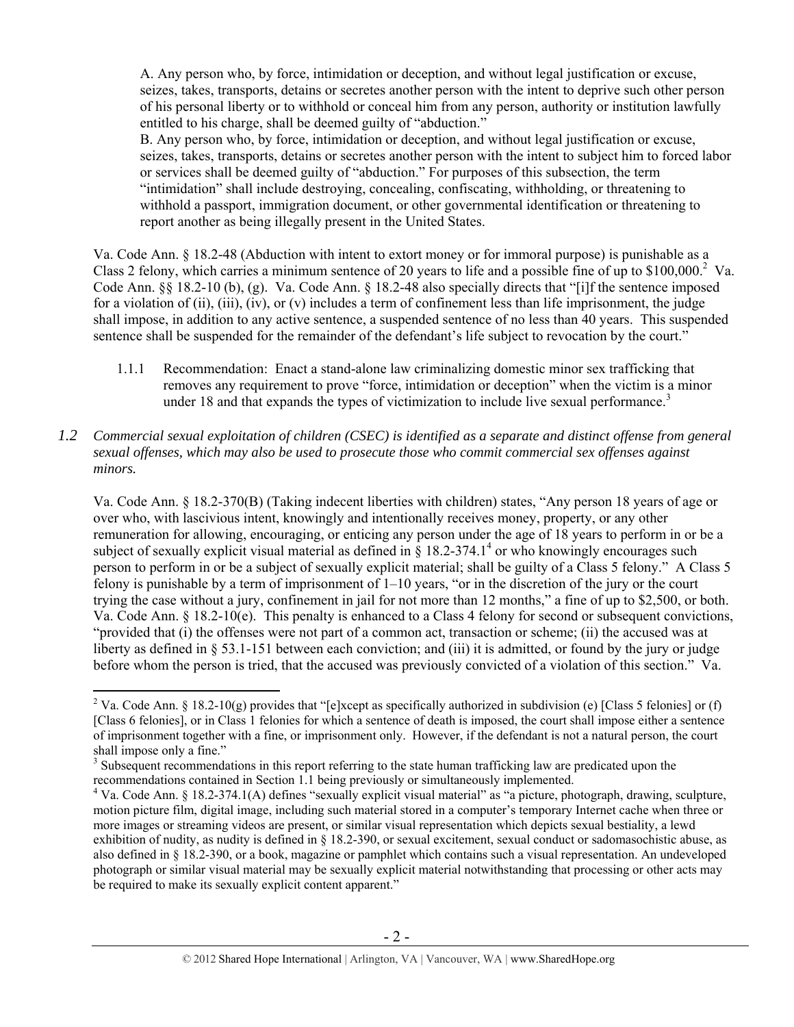A. Any person who, by force, intimidation or deception, and without legal justification or excuse, seizes, takes, transports, detains or secretes another person with the intent to deprive such other person of his personal liberty or to withhold or conceal him from any person, authority or institution lawfully entitled to his charge, shall be deemed guilty of "abduction."

B. Any person who, by force, intimidation or deception, and without legal justification or excuse, seizes, takes, transports, detains or secretes another person with the intent to subject him to forced labor or services shall be deemed guilty of "abduction." For purposes of this subsection, the term "intimidation" shall include destroying, concealing, confiscating, withholding, or threatening to withhold a passport, immigration document, or other governmental identification or threatening to report another as being illegally present in the United States.

Va. Code Ann. § 18.2-48 (Abduction with intent to extort money or for immoral purpose) is punishable as a Class 2 felony, which carries a minimum sentence of 20 years to life and a possible fine of up to $100,000.[2] Va. Code Ann. §§ 18.2-10 (b), (g). Va. Code Ann. § 18.2-48 also specially directs that "[i]f the sentence imposed for a violation of (ii), (iii), (iv), or (v) includes a term of confinement less than life imprisonment, the judge shall impose, in addition to any active sentence, a suspended sentence of no less than 40 years. This suspended sentence shall be suspended for the remainder of the defendant's life subject to revocation by the court."

1.1.1 Recommendation: Enact a stand-alone law criminalizing domestic minor sex trafficking that removes any requirement to prove "force, intimidation or deception" when the victim is a minor under 18 and that expands the types of victimization to include live sexual performance.[3]

*1.2 Commercial sexual exploitation of children (CSEC) is identified as a separate and distinct offense from general sexual offenses, which may also be used to prosecute those who commit commercial sex offenses against minors.*

Va. Code Ann. § 18.2-370(B) (Taking indecent liberties with children) states, "Any person 18 years of age or over who, with lascivious intent, knowingly and intentionally receives money, property, or any other remuneration for allowing, encouraging, or enticing any person under the age of 18 years to perform in or be a subject of sexually explicit visual material as defined in § 18.2-374.1[4] or who knowingly encourages such person to perform in or be a subject of sexually explicit material; shall be guilty of a Class 5 felony." A Class 5 felony is punishable by a term of imprisonment of 1–10 years, "or in the discretion of the jury or the court trying the case without a jury, confinement in jail for not more than 12 months," a fine of up to $2,500, or both. Va. Code Ann. § 18.2-10(e). This penalty is enhanced to a Class 4 felony for second or subsequent convictions, "provided that (i) the offenses were not part of a common act, transaction or scheme; (ii) the accused was at liberty as defined in § 53.1-151 between each conviction; and (iii) it is admitted, or found by the jury or judge before whom the person is tried, that the accused was previously convicted of a violation of this section." Va.

---

[2] Va. Code Ann. § 18.2-10(g) provides that "[e]xcept as specifically authorized in subdivision (e) [Class 5 felonies] or (f) [Class 6 felonies], or in Class 1 felonies for which a sentence of death is imposed, the court shall impose either a sentence of imprisonment together with a fine, or imprisonment only. However, if the defendant is not a natural person, the court shall impose only a fine."

[3] Subsequent recommendations in this report referring to the state human trafficking law are predicated upon the recommendations contained in Section 1.1 being previously or simultaneously implemented.

[4] Va. Code Ann. § 18.2-374.1(A) defines "sexually explicit visual material" as "a picture, photograph, drawing, sculpture, motion picture film, digital image, including such material stored in a computer's temporary Internet cache when three or more images or streaming videos are present, or similar visual representation which depicts sexual bestiality, a lewd exhibition of nudity, as nudity is defined in § 18.2-390, or sexual excitement, sexual conduct or sadomasochistic abuse, as also defined in § 18.2-390, or a book, magazine or pamphlet which contains such a visual representation. An undeveloped photograph or similar visual material may be sexually explicit material notwithstanding that processing or other acts may be required to make its sexually explicit content apparent."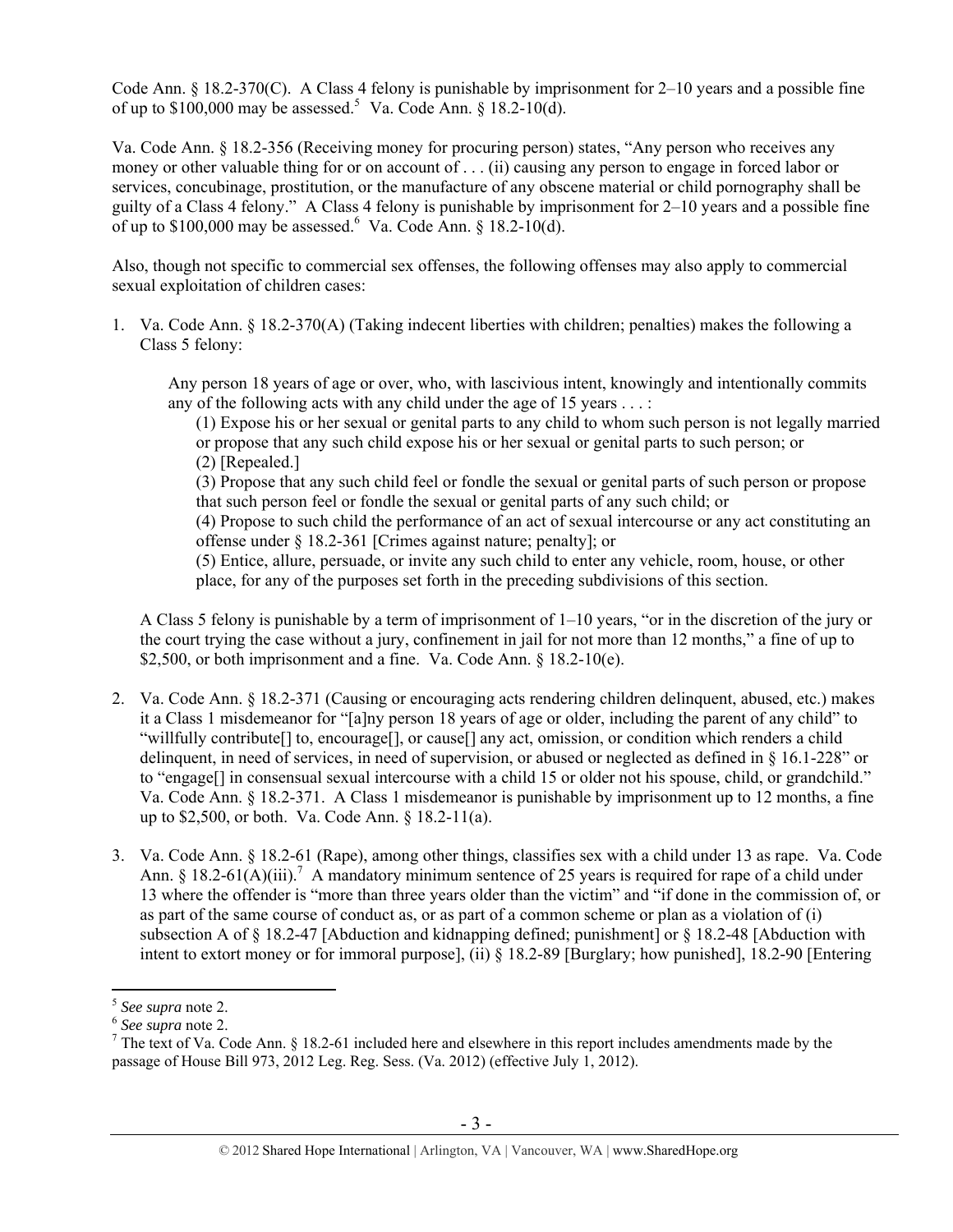Code Ann. § 18.2-370(C). A Class 4 felony is punishable by imprisonment for 2–10 years and a possible fine of up to $100,000 may be assessed.[5] Va. Code Ann. § 18.2-10(d).

Va. Code Ann. § 18.2-356 (Receiving money for procuring person) states, "Any person who receives any money or other valuable thing for or on account of . . . (ii) causing any person to engage in forced labor or services, concubinage, prostitution, or the manufacture of any obscene material or child pornography shall be guilty of a Class 4 felony." A Class 4 felony is punishable by imprisonment for 2–10 years and a possible fine of up to $100,000 may be assessed.[6] Va. Code Ann. § 18.2-10(d).

Also, though not specific to commercial sex offenses, the following offenses may also apply to commercial sexual exploitation of children cases:

1. Va. Code Ann. § 18.2-370(A) (Taking indecent liberties with children; penalties) makes the following a Class 5 felony:

   > Any person 18 years of age or over, who, with lascivious intent, knowingly and intentionally commits any of the following acts with any child under the age of 15 years . . . :
   >
   > (1) Expose his or her sexual or genital parts to any child to whom such person is not legally married or propose that any such child expose his or her sexual or genital parts to such person; or
   > (2) [Repealed.]
   > (3) Propose that any such child feel or fondle the sexual or genital parts of such person or propose that such person feel or fondle the sexual or genital parts of any such child; or
   > (4) Propose to such child the performance of an act of sexual intercourse or any act constituting an offense under § 18.2-361 [Crimes against nature; penalty]; or
   > (5) Entice, allure, persuade, or invite any such child to enter any vehicle, room, house, or other place, for any of the purposes set forth in the preceding subdivisions of this section.

   A Class 5 felony is punishable by a term of imprisonment of 1–10 years, "or in the discretion of the jury or the court trying the case without a jury, confinement in jail for not more than 12 months," a fine of up to $2,500, or both imprisonment and a fine. Va. Code Ann. § 18.2-10(e).

2. Va. Code Ann. § 18.2-371 (Causing or encouraging acts rendering children delinquent, abused, etc.) makes it a Class 1 misdemeanor for "[a]ny person 18 years of age or older, including the parent of any child" to "willfully contribute[] to, encourage[], or cause[] any act, omission, or condition which renders a child delinquent, in need of services, in need of supervision, or abused or neglected as defined in § 16.1-228" or to "engage[] in consensual sexual intercourse with a child 15 or older not his spouse, child, or grandchild." Va. Code Ann. § 18.2-371. A Class 1 misdemeanor is punishable by imprisonment up to 12 months, a fine up to $2,500, or both. Va. Code Ann. § 18.2-11(a).

3. Va. Code Ann. § 18.2-61 (Rape), among other things, classifies sex with a child under 13 as rape. Va. Code Ann. § 18.2-61(A)(iii).[7] A mandatory minimum sentence of 25 years is required for rape of a child under 13 where the offender is "more than three years older than the victim" and "if done in the commission of, or as part of the same course of conduct as, or as part of a common scheme or plan as a violation of (i) subsection A of § 18.2-47 [Abduction and kidnapping defined; punishment] or § 18.2-48 [Abduction with intent to extort money or for immoral purpose], (ii) § 18.2-89 [Burglary; how punished], 18.2-90 [Entering

---

[5] *See supra* note 2.

[6] *See supra* note 2.

[7] The text of Va. Code Ann. § 18.2-61 included here and elsewhere in this report includes amendments made by the passage of House Bill 973, 2012 Leg. Reg. Sess. (Va. 2012) (effective July 1, 2012).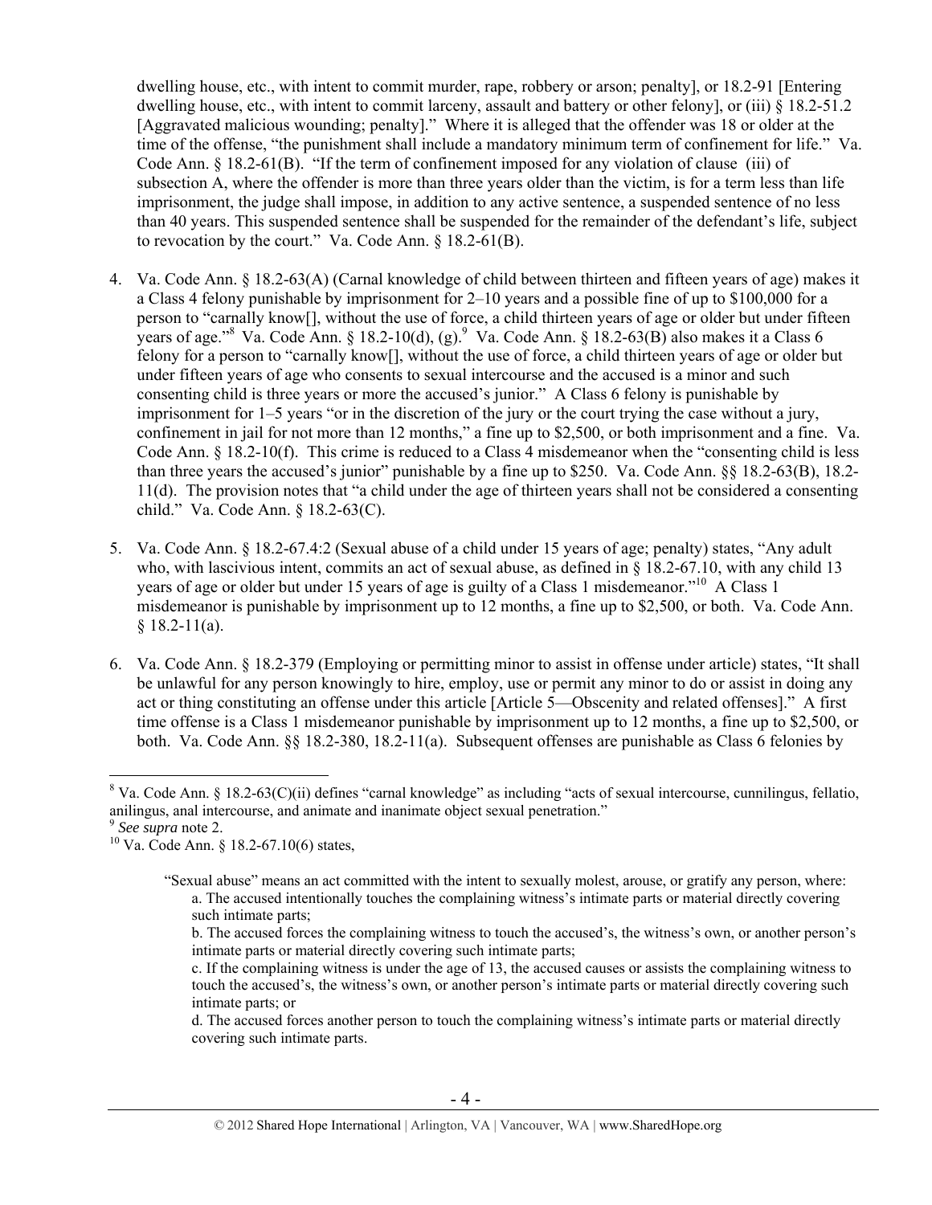dwelling house, etc., with intent to commit murder, rape, robbery or arson; penalty], or 18.2-91 [Entering dwelling house, etc., with intent to commit larceny, assault and battery or other felony], or (iii) § 18.2-51.2 [Aggravated malicious wounding; penalty]." Where it is alleged that the offender was 18 or older at the time of the offense, "the punishment shall include a mandatory minimum term of confinement for life." Va. Code Ann. § 18.2-61(B). "If the term of confinement imposed for any violation of clause (iii) of subsection A, where the offender is more than three years older than the victim, is for a term less than life imprisonment, the judge shall impose, in addition to any active sentence, a suspended sentence of no less than 40 years. This suspended sentence shall be suspended for the remainder of the defendant's life, subject to revocation by the court." Va. Code Ann. § 18.2-61(B).

4. Va. Code Ann. § 18.2-63(A) (Carnal knowledge of child between thirteen and fifteen years of age) makes it a Class 4 felony punishable by imprisonment for 2–10 years and a possible fine of up to $100,000 for a person to "carnally know[], without the use of force, a child thirteen years of age or older but under fifteen years of age."[8] Va. Code Ann. § 18.2-10(d), (g).[9] Va. Code Ann. § 18.2-63(B) also makes it a Class 6 felony for a person to "carnally know[], without the use of force, a child thirteen years of age or older but under fifteen years of age who consents to sexual intercourse and the accused is a minor and such consenting child is three years or more the accused's junior." A Class 6 felony is punishable by imprisonment for 1–5 years "or in the discretion of the jury or the court trying the case without a jury, confinement in jail for not more than 12 months," a fine up to $2,500, or both imprisonment and a fine. Va. Code Ann. § 18.2-10(f). This crime is reduced to a Class 4 misdemeanor when the "consenting child is less than three years the accused's junior" punishable by a fine up to $250. Va. Code Ann. §§ 18.2-63(B), 18.2-11(d). The provision notes that "a child under the age of thirteen years shall not be considered a consenting child." Va. Code Ann. § 18.2-63(C).

5. Va. Code Ann. § 18.2-67.4:2 (Sexual abuse of a child under 15 years of age; penalty) states, "Any adult who, with lascivious intent, commits an act of sexual abuse, as defined in § 18.2-67.10, with any child 13 years of age or older but under 15 years of age is guilty of a Class 1 misdemeanor."[10] A Class 1 misdemeanor is punishable by imprisonment up to 12 months, a fine up to $2,500, or both. Va. Code Ann. § 18.2-11(a).

6. Va. Code Ann. § 18.2-379 (Employing or permitting minor to assist in offense under article) states, "It shall be unlawful for any person knowingly to hire, employ, use or permit any minor to do or assist in doing any act or thing constituting an offense under this article [Article 5—Obscenity and related offenses]." A first time offense is a Class 1 misdemeanor punishable by imprisonment up to 12 months, a fine up to $2,500, or both. Va. Code Ann. §§ 18.2-380, 18.2-11(a). Subsequent offenses are punishable as Class 6 felonies by

---

[8] Va. Code Ann. § 18.2-63(C)(ii) defines "carnal knowledge" as including "acts of sexual intercourse, cunnilingus, fellatio, anilingus, anal intercourse, and animate and inanimate object sexual penetration."

[9] *See supra* note 2.

[10] Va. Code Ann. § 18.2-67.10(6) states,

> "Sexual abuse" means an act committed with the intent to sexually molest, arouse, or gratify any person, where:
> a. The accused intentionally touches the complaining witness's intimate parts or material directly covering such intimate parts;
> b. The accused forces the complaining witness to touch the accused's, the witness's own, or another person's intimate parts or material directly covering such intimate parts;
> c. If the complaining witness is under the age of 13, the accused causes or assists the complaining witness to touch the accused's, the witness's own, or another person's intimate parts or material directly covering such intimate parts; or
> d. The accused forces another person to touch the complaining witness's intimate parts or material directly covering such intimate parts.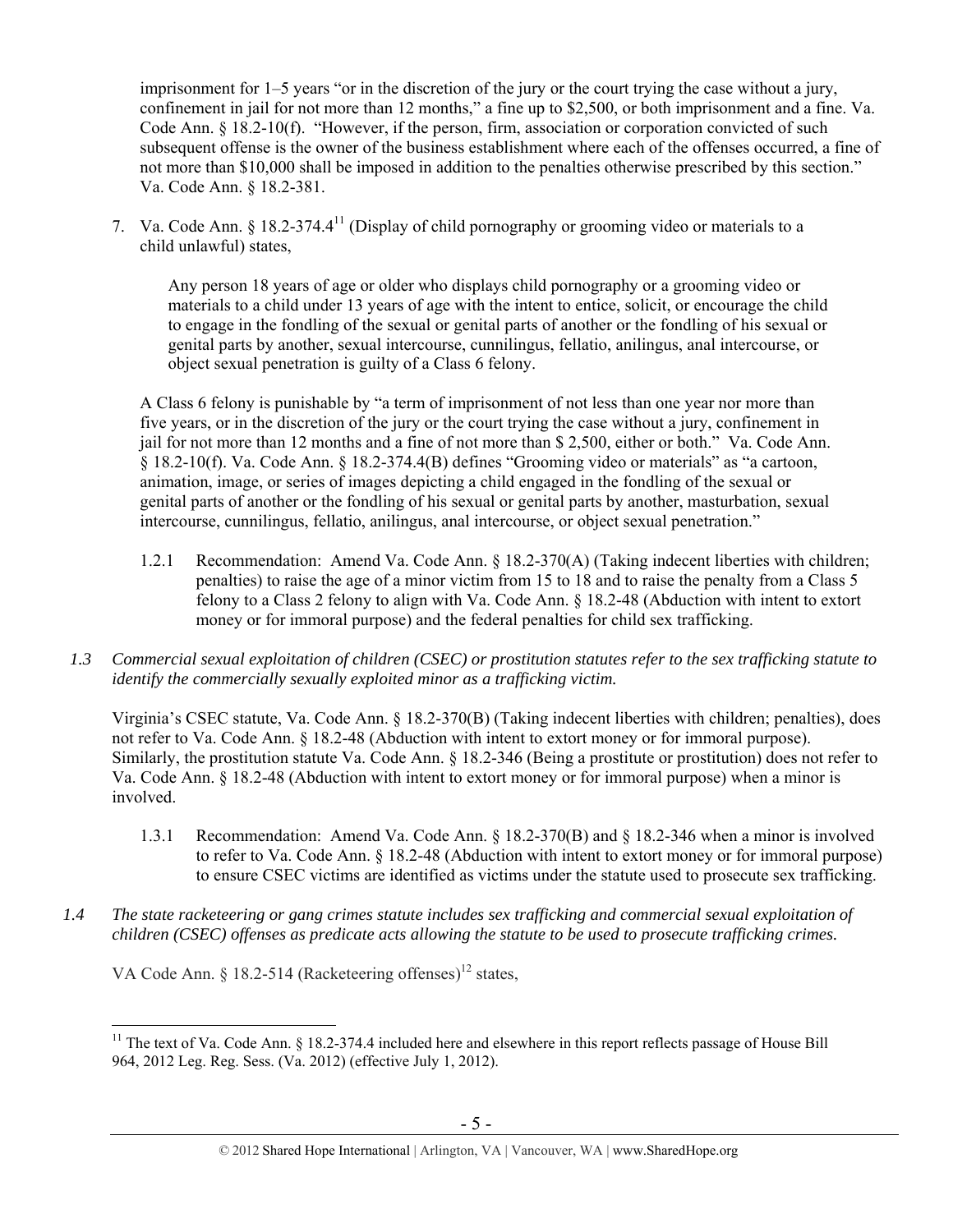imprisonment for 1–5 years "or in the discretion of the jury or the court trying the case without a jury, confinement in jail for not more than 12 months," a fine up to $2,500, or both imprisonment and a fine. Va. Code Ann. § 18.2-10(f). "However, if the person, firm, association or corporation convicted of such subsequent offense is the owner of the business establishment where each of the offenses occurred, a fine of not more than $10,000 shall be imposed in addition to the penalties otherwise prescribed by this section." Va. Code Ann. § 18.2-381.

7. Va. Code Ann. § 18.2-374.4[11] (Display of child pornography or grooming video or materials to a child unlawful) states,

   > Any person 18 years of age or older who displays child pornography or a grooming video or materials to a child under 13 years of age with the intent to entice, solicit, or encourage the child to engage in the fondling of the sexual or genital parts of another or the fondling of his sexual or genital parts by another, sexual intercourse, cunnilingus, fellatio, anilingus, anal intercourse, or object sexual penetration is guilty of a Class 6 felony.

   A Class 6 felony is punishable by "a term of imprisonment of not less than one year nor more than five years, or in the discretion of the jury or the court trying the case without a jury, confinement in jail for not more than 12 months and a fine of not more than $ 2,500, either or both." Va. Code Ann. § 18.2-10(f). Va. Code Ann. § 18.2-374.4(B) defines "Grooming video or materials" as "a cartoon, animation, image, or series of images depicting a child engaged in the fondling of the sexual or genital parts of another or the fondling of his sexual or genital parts by another, masturbation, sexual intercourse, cunnilingus, fellatio, anilingus, anal intercourse, or object sexual penetration."

   1.2.1 Recommendation: Amend Va. Code Ann. § 18.2-370(A) (Taking indecent liberties with children; penalties) to raise the age of a minor victim from 15 to 18 and to raise the penalty from a Class 5 felony to a Class 2 felony to align with Va. Code Ann. § 18.2-48 (Abduction with intent to extort money or for immoral purpose) and the federal penalties for child sex trafficking.

*1.3 Commercial sexual exploitation of children (CSEC) or prostitution statutes refer to the sex trafficking statute to identify the commercially sexually exploited minor as a trafficking victim.*

Virginia's CSEC statute, Va. Code Ann. § 18.2-370(B) (Taking indecent liberties with children; penalties), does not refer to Va. Code Ann. § 18.2-48 (Abduction with intent to extort money or for immoral purpose). Similarly, the prostitution statute Va. Code Ann. § 18.2-346 (Being a prostitute or prostitution) does not refer to Va. Code Ann. § 18.2-48 (Abduction with intent to extort money or for immoral purpose) when a minor is involved.

1.3.1 Recommendation: Amend Va. Code Ann. § 18.2-370(B) and § 18.2-346 when a minor is involved to refer to Va. Code Ann. § 18.2-48 (Abduction with intent to extort money or for immoral purpose) to ensure CSEC victims are identified as victims under the statute used to prosecute sex trafficking.

*1.4 The state racketeering or gang crimes statute includes sex trafficking and commercial sexual exploitation of children (CSEC) offenses as predicate acts allowing the statute to be used to prosecute trafficking crimes.*

VA Code Ann. § 18.2-514 (Racketeering offenses)[12] states,

[11] The text of Va. Code Ann. § 18.2-374.4 included here and elsewhere in this report reflects passage of House Bill 964, 2012 Leg. Reg. Sess. (Va. 2012) (effective July 1, 2012).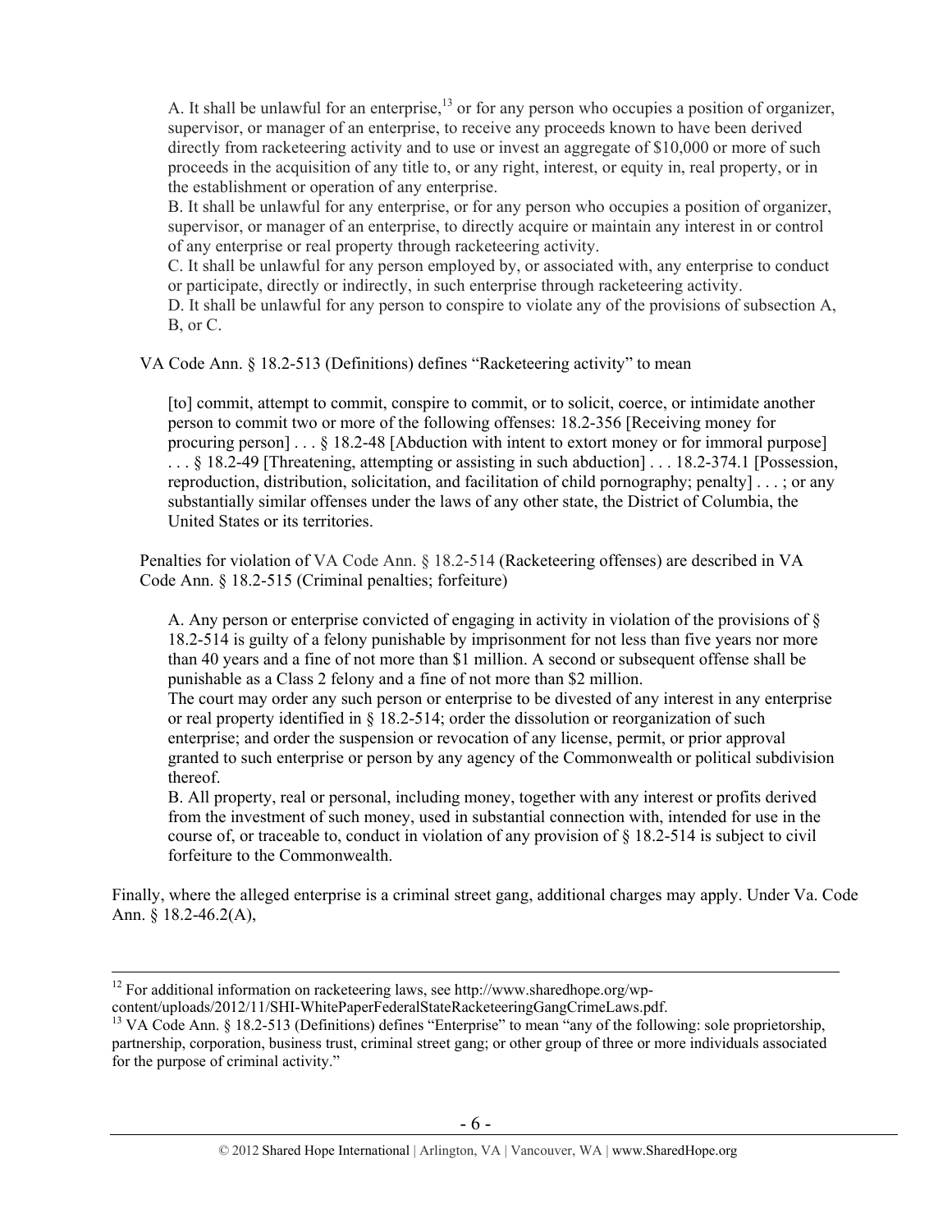> A. It shall be unlawful for an enterprise,[13] or for any person who occupies a position of organizer, supervisor, or manager of an enterprise, to receive any proceeds known to have been derived directly from racketeering activity and to use or invest an aggregate of $10,000 or more of such proceeds in the acquisition of any title to, or any right, interest, or equity in, real property, or in the establishment or operation of any enterprise.
>
> B. It shall be unlawful for any enterprise, or for any person who occupies a position of organizer, supervisor, or manager of an enterprise, to directly acquire or maintain any interest in or control of any enterprise or real property through racketeering activity.
>
> C. It shall be unlawful for any person employed by, or associated with, any enterprise to conduct or participate, directly or indirectly, in such enterprise through racketeering activity.
>
> D. It shall be unlawful for any person to conspire to violate any of the provisions of subsection A, B, or C.

VA Code Ann. § 18.2-513 (Definitions) defines "Racketeering activity" to mean

> [to] commit, attempt to commit, conspire to commit, or to solicit, coerce, or intimidate another person to commit two or more of the following offenses: 18.2-356 [Receiving money for procuring person] . . . § 18.2-48 [Abduction with intent to extort money or for immoral purpose] . . . § 18.2-49 [Threatening, attempting or assisting in such abduction] . . . 18.2-374.1 [Possession, reproduction, distribution, solicitation, and facilitation of child pornography; penalty] . . . ; or any substantially similar offenses under the laws of any other state, the District of Columbia, the United States or its territories.

Penalties for violation of VA Code Ann. § 18.2-514 (Racketeering offenses) are described in VA Code Ann. § 18.2-515 (Criminal penalties; forfeiture)

> A. Any person or enterprise convicted of engaging in activity in violation of the provisions of § 18.2-514 is guilty of a felony punishable by imprisonment for not less than five years nor more than 40 years and a fine of not more than $1 million. A second or subsequent offense shall be punishable as a Class 2 felony and a fine of not more than $2 million.
>
> The court may order any such person or enterprise to be divested of any interest in any enterprise or real property identified in § 18.2-514; order the dissolution or reorganization of such enterprise; and order the suspension or revocation of any license, permit, or prior approval granted to such enterprise or person by any agency of the Commonwealth or political subdivision thereof.
>
> B. All property, real or personal, including money, together with any interest or profits derived from the investment of such money, used in substantial connection with, intended for use in the course of, or traceable to, conduct in violation of any provision of § 18.2-514 is subject to civil forfeiture to the Commonwealth.

Finally, where the alleged enterprise is a criminal street gang, additional charges may apply. Under Va. Code Ann. § 18.2-46.2(A),

---

[12] For additional information on racketeering laws, see http://www.sharedhope.org/wp-content/uploads/2012/11/SHI-WhitePaperFederalStateRacketeeringGangCrimeLaws.pdf.

[13] VA Code Ann. § 18.2-513 (Definitions) defines "Enterprise" to mean "any of the following: sole proprietorship, partnership, corporation, business trust, criminal street gang; or other group of three or more individuals associated for the purpose of criminal activity."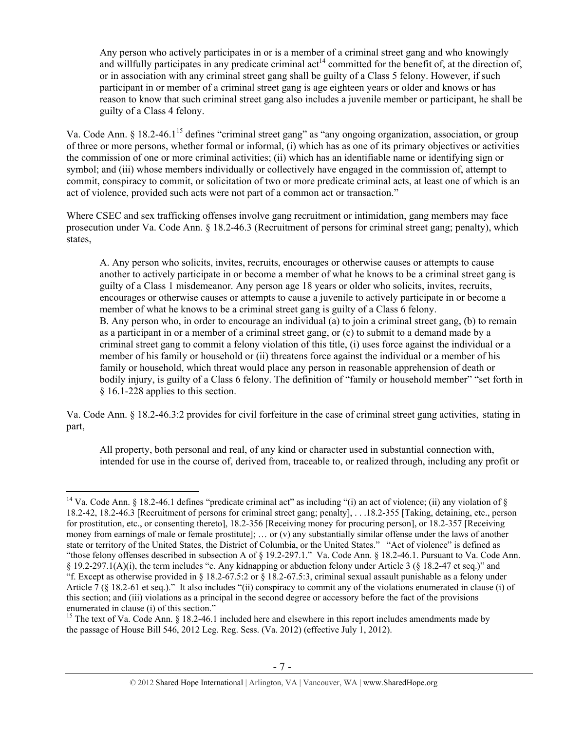> Any person who actively participates in or is a member of a criminal street gang and who knowingly and willfully participates in any predicate criminal act[14] committed for the benefit of, at the direction of, or in association with any criminal street gang shall be guilty of a Class 5 felony. However, if such participant in or member of a criminal street gang is age eighteen years or older and knows or has reason to know that such criminal street gang also includes a juvenile member or participant, he shall be guilty of a Class 4 felony.

Va. Code Ann. § 18.2-46.1[15] defines "criminal street gang" as "any ongoing organization, association, or group of three or more persons, whether formal or informal, (i) which has as one of its primary objectives or activities the commission of one or more criminal activities; (ii) which has an identifiable name or identifying sign or symbol; and (iii) whose members individually or collectively have engaged in the commission of, attempt to commit, conspiracy to commit, or solicitation of two or more predicate criminal acts, at least one of which is an act of violence, provided such acts were not part of a common act or transaction."

Where CSEC and sex trafficking offenses involve gang recruitment or intimidation, gang members may face prosecution under Va. Code Ann. § 18.2-46.3 (Recruitment of persons for criminal street gang; penalty), which states,

> A. Any person who solicits, invites, recruits, encourages or otherwise causes or attempts to cause another to actively participate in or become a member of what he knows to be a criminal street gang is guilty of a Class 1 misdemeanor. Any person age 18 years or older who solicits, invites, recruits, encourages or otherwise causes or attempts to cause a juvenile to actively participate in or become a member of what he knows to be a criminal street gang is guilty of a Class 6 felony.
> B. Any person who, in order to encourage an individual (a) to join a criminal street gang, (b) to remain as a participant in or a member of a criminal street gang, or (c) to submit to a demand made by a criminal street gang to commit a felony violation of this title, (i) uses force against the individual or a member of his family or household or (ii) threatens force against the individual or a member of his family or household, which threat would place any person in reasonable apprehension of death or bodily injury, is guilty of a Class 6 felony. The definition of "family or household member" "set forth in § 16.1-228 applies to this section.

Va. Code Ann. § 18.2-46.3:2 provides for civil forfeiture in the case of criminal street gang activities, stating in part,

> All property, both personal and real, of any kind or character used in substantial connection with, intended for use in the course of, derived from, traceable to, or realized through, including any profit or

---

[14] Va. Code Ann. § 18.2-46.1 defines "predicate criminal act" as including "(i) an act of violence; (ii) any violation of § 18.2-42, 18.2-46.3 [Recruitment of persons for criminal street gang; penalty], . . .18.2-355 [Taking, detaining, etc., person for prostitution, etc., or consenting thereto], 18.2-356 [Receiving money for procuring person], or 18.2-357 [Receiving money from earnings of male or female prostitute]; … or (v) any substantially similar offense under the laws of another state or territory of the United States, the District of Columbia, or the United States." "Act of violence" is defined as "those felony offenses described in subsection A of § 19.2-297.1." Va. Code Ann. § 18.2-46.1. Pursuant to Va. Code Ann. § 19.2-297.1(A)(i), the term includes "c. Any kidnapping or abduction felony under Article 3 (§ 18.2-47 et seq.)" and "f. Except as otherwise provided in § 18.2-67.5:2 or § 18.2-67.5:3, criminal sexual assault punishable as a felony under Article 7 (§ 18.2-61 et seq.)." It also includes "(ii) conspiracy to commit any of the violations enumerated in clause (i) of this section; and (iii) violations as a principal in the second degree or accessory before the fact of the provisions enumerated in clause (i) of this section."

[15] The text of Va. Code Ann. § 18.2-46.1 included here and elsewhere in this report includes amendments made by the passage of House Bill 546, 2012 Leg. Reg. Sess. (Va. 2012) (effective July 1, 2012).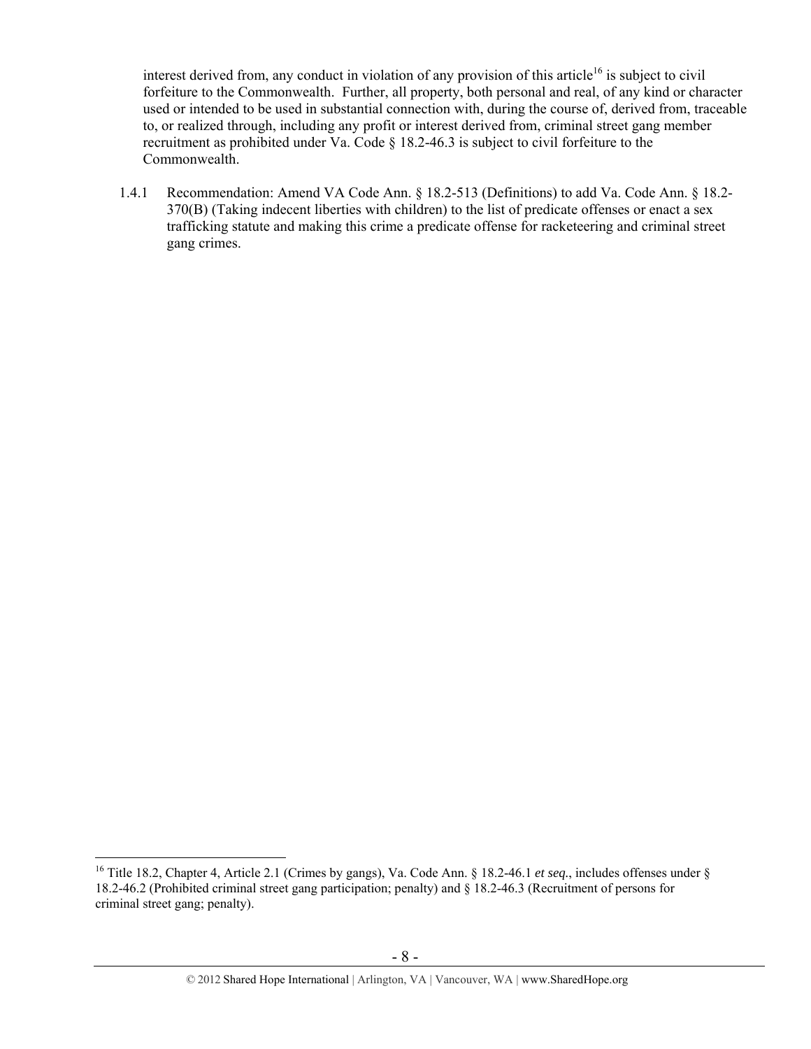interest derived from, any conduct in violation of any provision of this article[16] is subject to civil forfeiture to the Commonwealth. Further, all property, both personal and real, of any kind or character used or intended to be used in substantial connection with, during the course of, derived from, traceable to, or realized through, including any profit or interest derived from, criminal street gang member recruitment as prohibited under Va. Code § 18.2-46.3 is subject to civil forfeiture to the Commonwealth.

1.4.1 Recommendation: Amend VA Code Ann. § 18.2-513 (Definitions) to add Va. Code Ann. § 18.2-370(B) (Taking indecent liberties with children) to the list of predicate offenses or enact a sex trafficking statute and making this crime a predicate offense for racketeering and criminal street gang crimes.

[16] Title 18.2, Chapter 4, Article 2.1 (Crimes by gangs), Va. Code Ann. § 18.2-46.1 *et seq.*, includes offenses under § 18.2-46.2 (Prohibited criminal street gang participation; penalty) and § 18.2-46.3 (Recruitment of persons for criminal street gang; penalty).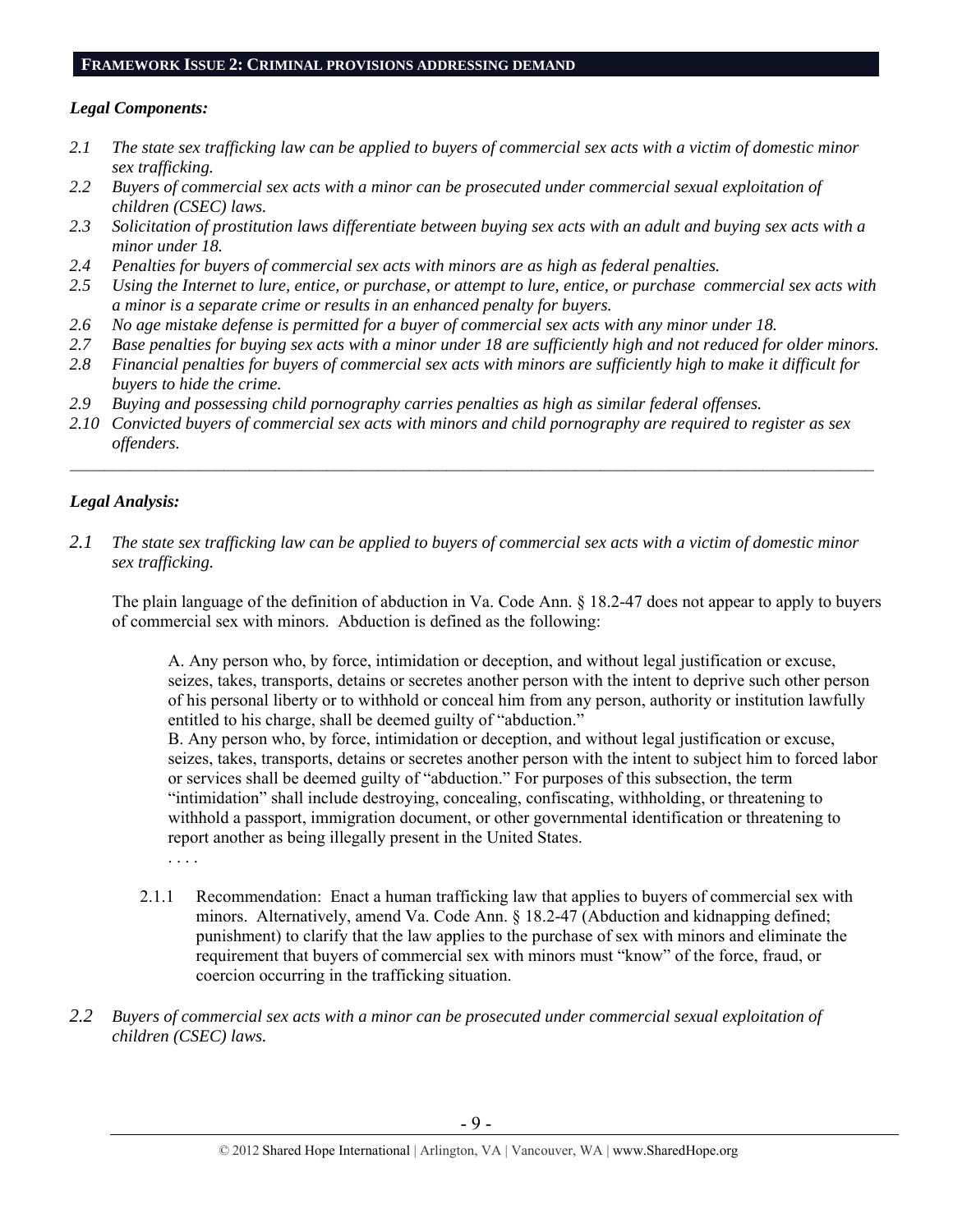## FRAMEWORK ISSUE 2: CRIMINAL PROVISIONS ADDRESSING DEMAND

### *Legal Components:*

*2.1 The state sex trafficking law can be applied to buyers of commercial sex acts with a victim of domestic minor sex trafficking.*

*2.2 Buyers of commercial sex acts with a minor can be prosecuted under commercial sexual exploitation of children (CSEC) laws.*

*2.3 Solicitation of prostitution laws differentiate between buying sex acts with an adult and buying sex acts with a minor under 18.*

*2.4 Penalties for buyers of commercial sex acts with minors are as high as federal penalties.*

*2.5 Using the Internet to lure, entice, or purchase, or attempt to lure, entice, or purchase commercial sex acts with a minor is a separate crime or results in an enhanced penalty for buyers.*

*2.6 No age mistake defense is permitted for a buyer of commercial sex acts with any minor under 18.*

*2.7 Base penalties for buying sex acts with a minor under 18 are sufficiently high and not reduced for older minors.*

*2.8 Financial penalties for buyers of commercial sex acts with minors are sufficiently high to make it difficult for buyers to hide the crime.*

*2.9 Buying and possessing child pornography carries penalties as high as similar federal offenses.*

*2.10 Convicted buyers of commercial sex acts with minors and child pornography are required to register as sex offenders.*

---

### *Legal Analysis:*

*2.1 The state sex trafficking law can be applied to buyers of commercial sex acts with a victim of domestic minor sex trafficking.*

The plain language of the definition of abduction in Va. Code Ann. § 18.2-47 does not appear to apply to buyers of commercial sex with minors. Abduction is defined as the following:

> A. Any person who, by force, intimidation or deception, and without legal justification or excuse, seizes, takes, transports, detains or secretes another person with the intent to deprive such other person of his personal liberty or to withhold or conceal him from any person, authority or institution lawfully entitled to his charge, shall be deemed guilty of "abduction."
>
> B. Any person who, by force, intimidation or deception, and without legal justification or excuse, seizes, takes, transports, detains or secretes another person with the intent to subject him to forced labor or services shall be deemed guilty of "abduction." For purposes of this subsection, the term "intimidation" shall include destroying, concealing, confiscating, withholding, or threatening to withhold a passport, immigration document, or other governmental identification or threatening to report another as being illegally present in the United States.
>
> . . . .

2.1.1 Recommendation: Enact a human trafficking law that applies to buyers of commercial sex with minors. Alternatively, amend Va. Code Ann. § 18.2-47 (Abduction and kidnapping defined; punishment) to clarify that the law applies to the purchase of sex with minors and eliminate the requirement that buyers of commercial sex with minors must "know" of the force, fraud, or coercion occurring in the trafficking situation.

*2.2 Buyers of commercial sex acts with a minor can be prosecuted under commercial sexual exploitation of children (CSEC) laws.*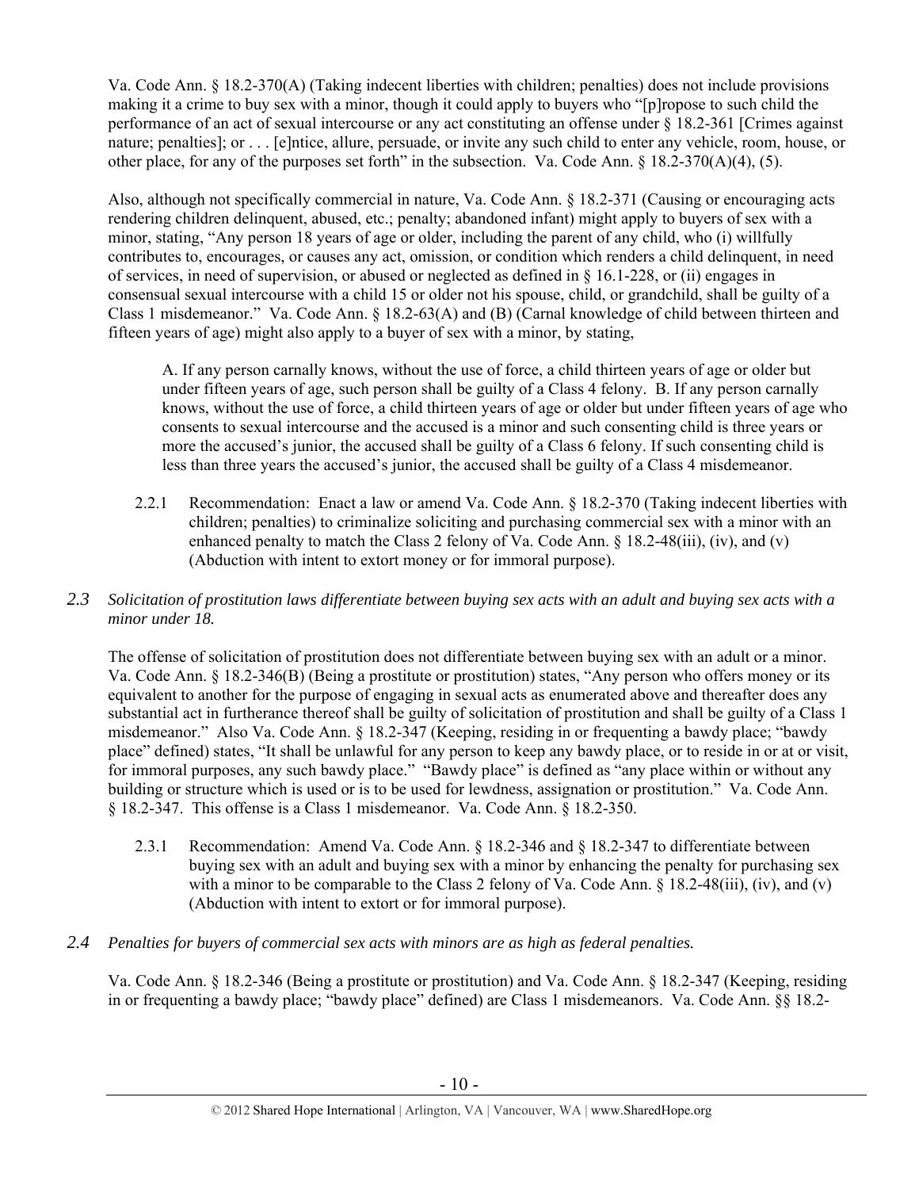Va. Code Ann. § 18.2-370(A) (Taking indecent liberties with children; penalties) does not include provisions making it a crime to buy sex with a minor, though it could apply to buyers who "[p]ropose to such child the performance of an act of sexual intercourse or any act constituting an offense under § 18.2-361 [Crimes against nature; penalties]; or . . . [e]ntice, allure, persuade, or invite any such child to enter any vehicle, room, house, or other place, for any of the purposes set forth" in the subsection. Va. Code Ann. § 18.2-370(A)(4), (5).

Also, although not specifically commercial in nature, Va. Code Ann. § 18.2-371 (Causing or encouraging acts rendering children delinquent, abused, etc.; penalty; abandoned infant) might apply to buyers of sex with a minor, stating, "Any person 18 years of age or older, including the parent of any child, who (i) willfully contributes to, encourages, or causes any act, omission, or condition which renders a child delinquent, in need of services, in need of supervision, or abused or neglected as defined in § 16.1-228, or (ii) engages in consensual sexual intercourse with a child 15 or older not his spouse, child, or grandchild, shall be guilty of a Class 1 misdemeanor." Va. Code Ann. § 18.2-63(A) and (B) (Carnal knowledge of child between thirteen and fifteen years of age) might also apply to a buyer of sex with a minor, by stating,

> A. If any person carnally knows, without the use of force, a child thirteen years of age or older but under fifteen years of age, such person shall be guilty of a Class 4 felony. B. If any person carnally knows, without the use of force, a child thirteen years of age or older but under fifteen years of age who consents to sexual intercourse and the accused is a minor and such consenting child is three years or more the accused's junior, the accused shall be guilty of a Class 6 felony. If such consenting child is less than three years the accused's junior, the accused shall be guilty of a Class 4 misdemeanor.

2.2.1 Recommendation: Enact a law or amend Va. Code Ann. § 18.2-370 (Taking indecent liberties with children; penalties) to criminalize soliciting and purchasing commercial sex with a minor with an enhanced penalty to match the Class 2 felony of Va. Code Ann. § 18.2-48(iii), (iv), and (v) (Abduction with intent to extort money or for immoral purpose).

*2.3 Solicitation of prostitution laws differentiate between buying sex acts with an adult and buying sex acts with a minor under 18.*

The offense of solicitation of prostitution does not differentiate between buying sex with an adult or a minor. Va. Code Ann. § 18.2-346(B) (Being a prostitute or prostitution) states, "Any person who offers money or its equivalent to another for the purpose of engaging in sexual acts as enumerated above and thereafter does any substantial act in furtherance thereof shall be guilty of solicitation of prostitution and shall be guilty of a Class 1 misdemeanor." Also Va. Code Ann. § 18.2-347 (Keeping, residing in or frequenting a bawdy place; "bawdy place" defined) states, "It shall be unlawful for any person to keep any bawdy place, or to reside in or at or visit, for immoral purposes, any such bawdy place." "Bawdy place" is defined as "any place within or without any building or structure which is used or is to be used for lewdness, assignation or prostitution." Va. Code Ann. § 18.2-347. This offense is a Class 1 misdemeanor. Va. Code Ann. § 18.2-350.

2.3.1 Recommendation: Amend Va. Code Ann. § 18.2-346 and § 18.2-347 to differentiate between buying sex with an adult and buying sex with a minor by enhancing the penalty for purchasing sex with a minor to be comparable to the Class 2 felony of Va. Code Ann. § 18.2-48(iii), (iv), and (v) (Abduction with intent to extort or for immoral purpose).

*2.4 Penalties for buyers of commercial sex acts with minors are as high as federal penalties.*

Va. Code Ann. § 18.2-346 (Being a prostitute or prostitution) and Va. Code Ann. § 18.2-347 (Keeping, residing in or frequenting a bawdy place; "bawdy place" defined) are Class 1 misdemeanors. Va. Code Ann. §§ 18.2-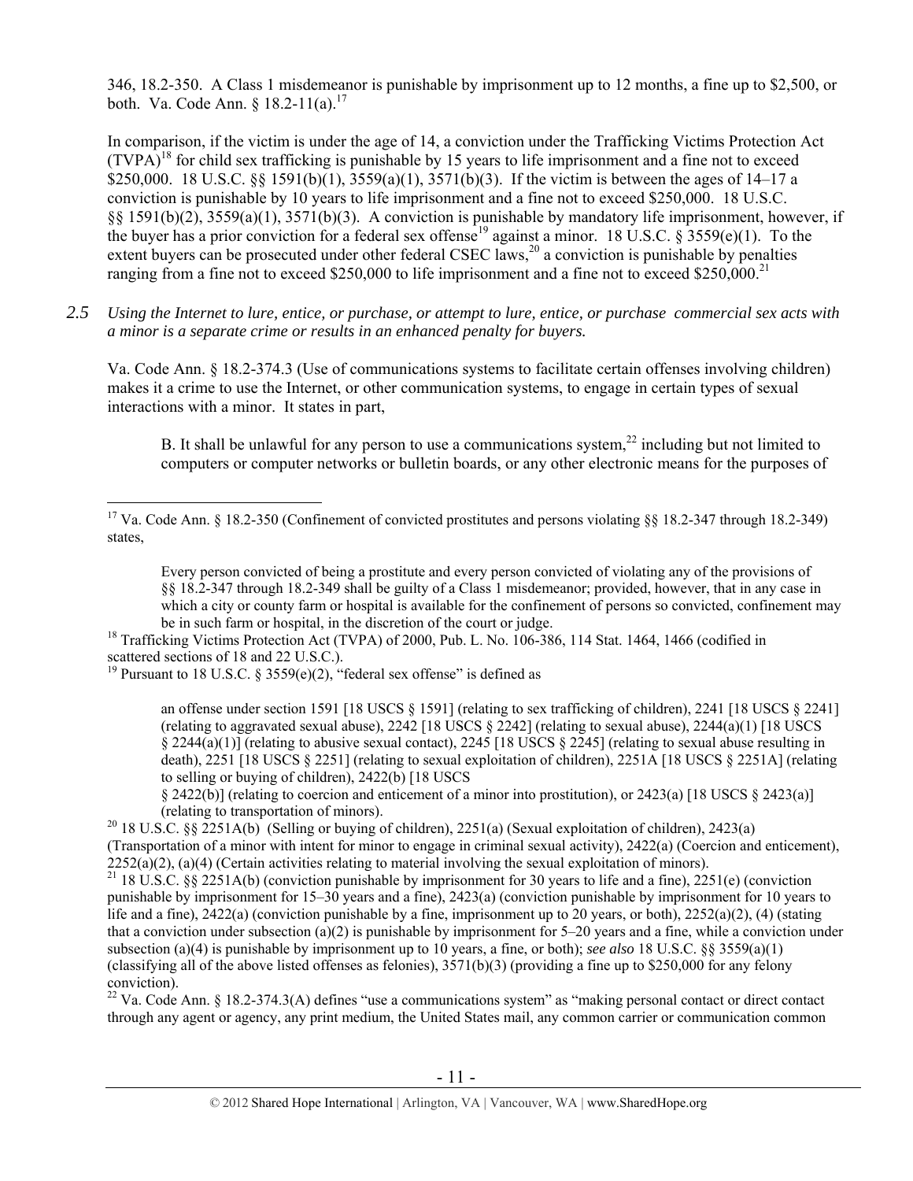346, 18.2-350. A Class 1 misdemeanor is punishable by imprisonment up to 12 months, a fine up to $2,500, or both. Va. Code Ann. § 18.2-11(a).[17]

In comparison, if the victim is under the age of 14, a conviction under the Trafficking Victims Protection Act (TVPA)[18] for child sex trafficking is punishable by 15 years to life imprisonment and a fine not to exceed $250,000. 18 U.S.C. §§ 1591(b)(1), 3559(a)(1), 3571(b)(3). If the victim is between the ages of 14–17 a conviction is punishable by 10 years to life imprisonment and a fine not to exceed $250,000. 18 U.S.C. §§ 1591(b)(2), 3559(a)(1), 3571(b)(3). A conviction is punishable by mandatory life imprisonment, however, if the buyer has a prior conviction for a federal sex offense[19] against a minor. 18 U.S.C. § 3559(e)(1). To the extent buyers can be prosecuted under other federal CSEC laws,[20] a conviction is punishable by penalties ranging from a fine not to exceed $250,000 to life imprisonment and a fine not to exceed $250,000.[21]

*2.5 Using the Internet to lure, entice, or purchase, or attempt to lure, entice, or purchase commercial sex acts with a minor is a separate crime or results in an enhanced penalty for buyers.*

Va. Code Ann. § 18.2-374.3 (Use of communications systems to facilitate certain offenses involving children) makes it a crime to use the Internet, or other communication systems, to engage in certain types of sexual interactions with a minor. It states in part,

> B. It shall be unlawful for any person to use a communications system,[22] including but not limited to computers or computer networks or bulletin boards, or any other electronic means for the purposes of

---

[17] Va. Code Ann. § 18.2-350 (Confinement of convicted prostitutes and persons violating §§ 18.2-347 through 18.2-349) states,

> Every person convicted of being a prostitute and every person convicted of violating any of the provisions of §§ 18.2-347 through 18.2-349 shall be guilty of a Class 1 misdemeanor; provided, however, that in any case in which a city or county farm or hospital is available for the confinement of persons so convicted, confinement may be in such farm or hospital, in the discretion of the court or judge.

[18] Trafficking Victims Protection Act (TVPA) of 2000, Pub. L. No. 106-386, 114 Stat. 1464, 1466 (codified in scattered sections of 18 and 22 U.S.C.).

[19] Pursuant to 18 U.S.C. § 3559(e)(2), "federal sex offense" is defined as

> an offense under section 1591 [18 USCS § 1591] (relating to sex trafficking of children), 2241 [18 USCS § 2241] (relating to aggravated sexual abuse), 2242 [18 USCS § 2242] (relating to sexual abuse), 2244(a)(1) [18 USCS § 2244(a)(1)] (relating to abusive sexual contact), 2245 [18 USCS § 2245] (relating to sexual abuse resulting in death), 2251 [18 USCS § 2251] (relating to sexual exploitation of children), 2251A [18 USCS § 2251A] (relating to selling or buying of children), 2422(b) [18 USCS § 2422(b)] (relating to coercion and enticement of a minor into prostitution), or 2423(a) [18 USCS § 2423(a)] (relating to transportation of minors).

[20] 18 U.S.C. §§ 2251A(b) (Selling or buying of children), 2251(a) (Sexual exploitation of children), 2423(a) (Transportation of a minor with intent for minor to engage in criminal sexual activity), 2422(a) (Coercion and enticement), 2252(a)(2), (a)(4) (Certain activities relating to material involving the sexual exploitation of minors).

[21] 18 U.S.C. §§ 2251A(b) (conviction punishable by imprisonment for 30 years to life and a fine), 2251(e) (conviction punishable by imprisonment for 15–30 years and a fine), 2423(a) (conviction punishable by imprisonment for 10 years to life and a fine), 2422(a) (conviction punishable by a fine, imprisonment up to 20 years, or both), 2252(a)(2), (4) (stating that a conviction under subsection (a)(2) is punishable by imprisonment for 5–20 years and a fine, while a conviction under subsection (a)(4) is punishable by imprisonment up to 10 years, a fine, or both); *see also* 18 U.S.C. §§ 3559(a)(1) (classifying all of the above listed offenses as felonies), 3571(b)(3) (providing a fine up to $250,000 for any felony conviction).

[22] Va. Code Ann. § 18.2-374.3(A) defines "use a communications system" as "making personal contact or direct contact through any agent or agency, any print medium, the United States mail, any common carrier or communication common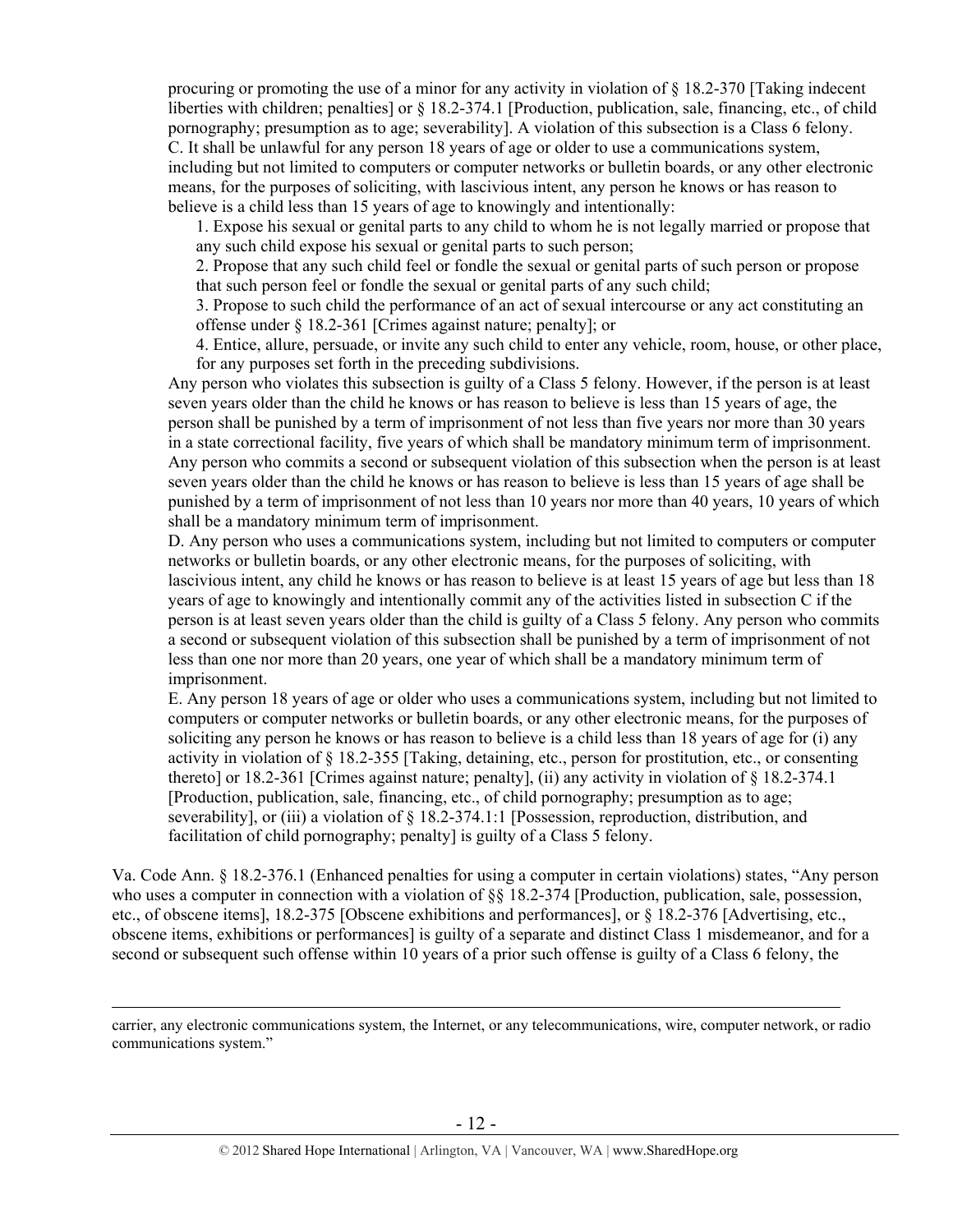procuring or promoting the use of a minor for any activity in violation of § 18.2-370 [Taking indecent liberties with children; penalties] or § 18.2-374.1 [Production, publication, sale, financing, etc., of child pornography; presumption as to age; severability]. A violation of this subsection is a Class 6 felony.

C. It shall be unlawful for any person 18 years of age or older to use a communications system, including but not limited to computers or computer networks or bulletin boards, or any other electronic means, for the purposes of soliciting, with lascivious intent, any person he knows or has reason to believe is a child less than 15 years of age to knowingly and intentionally:

1. Expose his sexual or genital parts to any child to whom he is not legally married or propose that any such child expose his sexual or genital parts to such person;
2. Propose that any such child feel or fondle the sexual or genital parts of such person or propose that such person feel or fondle the sexual or genital parts of any such child;
3. Propose to such child the performance of an act of sexual intercourse or any act constituting an offense under § 18.2-361 [Crimes against nature; penalty]; or
4. Entice, allure, persuade, or invite any such child to enter any vehicle, room, house, or other place, for any purposes set forth in the preceding subdivisions.

Any person who violates this subsection is guilty of a Class 5 felony. However, if the person is at least seven years older than the child he knows or has reason to believe is less than 15 years of age, the person shall be punished by a term of imprisonment of not less than five years nor more than 30 years in a state correctional facility, five years of which shall be mandatory minimum term of imprisonment. Any person who commits a second or subsequent violation of this subsection when the person is at least seven years older than the child he knows or has reason to believe is less than 15 years of age shall be punished by a term of imprisonment of not less than 10 years nor more than 40 years, 10 years of which shall be a mandatory minimum term of imprisonment.

D. Any person who uses a communications system, including but not limited to computers or computer networks or bulletin boards, or any other electronic means, for the purposes of soliciting, with lascivious intent, any child he knows or has reason to believe is at least 15 years of age but less than 18 years of age to knowingly and intentionally commit any of the activities listed in subsection C if the person is at least seven years older than the child is guilty of a Class 5 felony. Any person who commits a second or subsequent violation of this subsection shall be punished by a term of imprisonment of not less than one nor more than 20 years, one year of which shall be a mandatory minimum term of imprisonment.

E. Any person 18 years of age or older who uses a communications system, including but not limited to computers or computer networks or bulletin boards, or any other electronic means, for the purposes of soliciting any person he knows or has reason to believe is a child less than 18 years of age for (i) any activity in violation of § 18.2-355 [Taking, detaining, etc., person for prostitution, etc., or consenting thereto] or 18.2-361 [Crimes against nature; penalty], (ii) any activity in violation of § 18.2-374.1 [Production, publication, sale, financing, etc., of child pornography; presumption as to age; severability], or (iii) a violation of § 18.2-374.1:1 [Possession, reproduction, distribution, and facilitation of child pornography; penalty] is guilty of a Class 5 felony.

Va. Code Ann. § 18.2-376.1 (Enhanced penalties for using a computer in certain violations) states, "Any person who uses a computer in connection with a violation of §§ 18.2-374 [Production, publication, sale, possession, etc., of obscene items], 18.2-375 [Obscene exhibitions and performances], or § 18.2-376 [Advertising, etc., obscene items, exhibitions or performances] is guilty of a separate and distinct Class 1 misdemeanor, and for a second or subsequent such offense within 10 years of a prior such offense is guilty of a Class 6 felony, the

---

carrier, any electronic communications system, the Internet, or any telecommunications, wire, computer network, or radio communications system."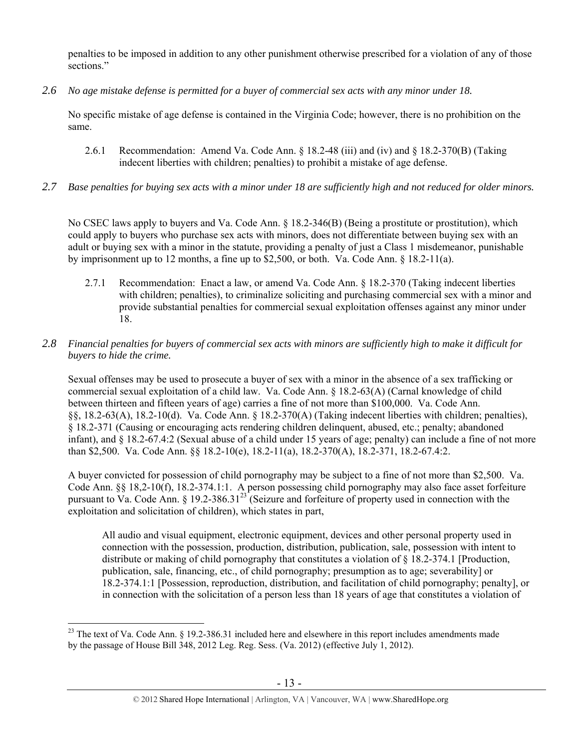penalties to be imposed in addition to any other punishment otherwise prescribed for a violation of any of those sections."

*2.6 No age mistake defense is permitted for a buyer of commercial sex acts with any minor under 18.*

No specific mistake of age defense is contained in the Virginia Code; however, there is no prohibition on the same.

2.6.1 Recommendation: Amend Va. Code Ann. § 18.2-48 (iii) and (iv) and § 18.2-370(B) (Taking indecent liberties with children; penalties) to prohibit a mistake of age defense.

*2.7 Base penalties for buying sex acts with a minor under 18 are sufficiently high and not reduced for older minors.*

No CSEC laws apply to buyers and Va. Code Ann. § 18.2-346(B) (Being a prostitute or prostitution), which could apply to buyers who purchase sex acts with minors, does not differentiate between buying sex with an adult or buying sex with a minor in the statute, providing a penalty of just a Class 1 misdemeanor, punishable by imprisonment up to 12 months, a fine up to $2,500, or both. Va. Code Ann. § 18.2-11(a).

2.7.1 Recommendation: Enact a law, or amend Va. Code Ann. § 18.2-370 (Taking indecent liberties with children; penalties), to criminalize soliciting and purchasing commercial sex with a minor and provide substantial penalties for commercial sexual exploitation offenses against any minor under 18.

*2.8 Financial penalties for buyers of commercial sex acts with minors are sufficiently high to make it difficult for buyers to hide the crime.*

Sexual offenses may be used to prosecute a buyer of sex with a minor in the absence of a sex trafficking or commercial sexual exploitation of a child law. Va. Code Ann. § 18.2-63(A) (Carnal knowledge of child between thirteen and fifteen years of age) carries a fine of not more than $100,000. Va. Code Ann. §§, 18.2-63(A), 18.2-10(d). Va. Code Ann. § 18.2-370(A) (Taking indecent liberties with children; penalties), § 18.2-371 (Causing or encouraging acts rendering children delinquent, abused, etc.; penalty; abandoned infant), and § 18.2-67.4:2 (Sexual abuse of a child under 15 years of age; penalty) can include a fine of not more than $2,500. Va. Code Ann. §§ 18.2-10(e), 18.2-11(a), 18.2-370(A), 18.2-371, 18.2-67.4:2.

A buyer convicted for possession of child pornography may be subject to a fine of not more than $2,500. Va. Code Ann. §§ 18,2-10(f), 18.2-374.1:1. A person possessing child pornography may also face asset forfeiture pursuant to Va. Code Ann. § 19.2-386.31[23] (Seizure and forfeiture of property used in connection with the exploitation and solicitation of children), which states in part,

> All audio and visual equipment, electronic equipment, devices and other personal property used in connection with the possession, production, distribution, publication, sale, possession with intent to distribute or making of child pornography that constitutes a violation of § 18.2-374.1 [Production, publication, sale, financing, etc., of child pornography; presumption as to age; severability] or 18.2-374.1:1 [Possession, reproduction, distribution, and facilitation of child pornography; penalty], or in connection with the solicitation of a person less than 18 years of age that constitutes a violation of

---

[23] The text of Va. Code Ann. § 19.2-386.31 included here and elsewhere in this report includes amendments made by the passage of House Bill 348, 2012 Leg. Reg. Sess. (Va. 2012) (effective July 1, 2012).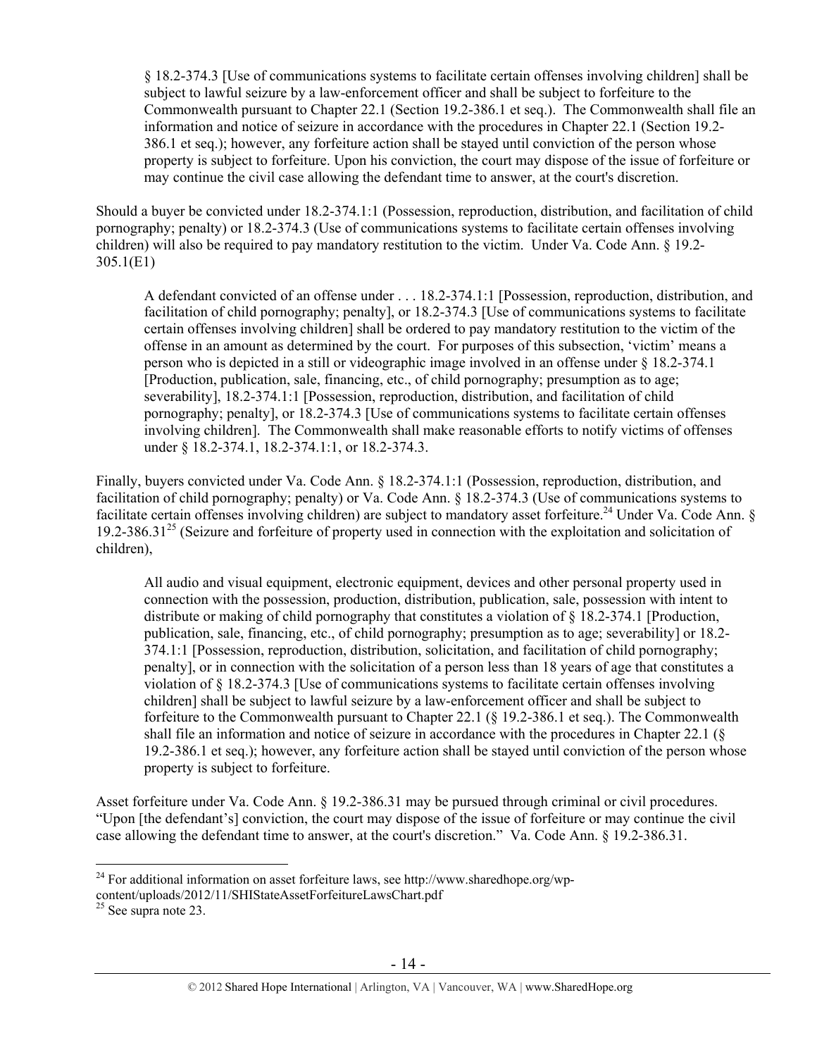> § 18.2-374.3 [Use of communications systems to facilitate certain offenses involving children] shall be subject to lawful seizure by a law-enforcement officer and shall be subject to forfeiture to the Commonwealth pursuant to Chapter 22.1 (Section 19.2-386.1 et seq.). The Commonwealth shall file an information and notice of seizure in accordance with the procedures in Chapter 22.1 (Section 19.2-386.1 et seq.); however, any forfeiture action shall be stayed until conviction of the person whose property is subject to forfeiture. Upon his conviction, the court may dispose of the issue of forfeiture or may continue the civil case allowing the defendant time to answer, at the court's discretion.

Should a buyer be convicted under 18.2-374.1:1 (Possession, reproduction, distribution, and facilitation of child pornography; penalty) or 18.2-374.3 (Use of communications systems to facilitate certain offenses involving children) will also be required to pay mandatory restitution to the victim. Under Va. Code Ann. § 19.2-305.1(E1)

> A defendant convicted of an offense under . . . 18.2-374.1:1 [Possession, reproduction, distribution, and facilitation of child pornography; penalty], or 18.2-374.3 [Use of communications systems to facilitate certain offenses involving children] shall be ordered to pay mandatory restitution to the victim of the offense in an amount as determined by the court. For purposes of this subsection, 'victim' means a person who is depicted in a still or videographic image involved in an offense under § 18.2-374.1 [Production, publication, sale, financing, etc., of child pornography; presumption as to age; severability], 18.2-374.1:1 [Possession, reproduction, distribution, and facilitation of child pornography; penalty], or 18.2-374.3 [Use of communications systems to facilitate certain offenses involving children]. The Commonwealth shall make reasonable efforts to notify victims of offenses under § 18.2-374.1, 18.2-374.1:1, or 18.2-374.3.

Finally, buyers convicted under Va. Code Ann. § 18.2-374.1:1 (Possession, reproduction, distribution, and facilitation of child pornography; penalty) or Va. Code Ann. § 18.2-374.3 (Use of communications systems to facilitate certain offenses involving children) are subject to mandatory asset forfeiture.[24] Under Va. Code Ann. § 19.2-386.31[25] (Seizure and forfeiture of property used in connection with the exploitation and solicitation of children),

> All audio and visual equipment, electronic equipment, devices and other personal property used in connection with the possession, production, distribution, publication, sale, possession with intent to distribute or making of child pornography that constitutes a violation of § 18.2-374.1 [Production, publication, sale, financing, etc., of child pornography; presumption as to age; severability] or 18.2-374.1:1 [Possession, reproduction, distribution, solicitation, and facilitation of child pornography; penalty], or in connection with the solicitation of a person less than 18 years of age that constitutes a violation of § 18.2-374.3 [Use of communications systems to facilitate certain offenses involving children] shall be subject to lawful seizure by a law-enforcement officer and shall be subject to forfeiture to the Commonwealth pursuant to Chapter 22.1 (§ 19.2-386.1 et seq.). The Commonwealth shall file an information and notice of seizure in accordance with the procedures in Chapter 22.1 (§ 19.2-386.1 et seq.); however, any forfeiture action shall be stayed until conviction of the person whose property is subject to forfeiture.

Asset forfeiture under Va. Code Ann. § 19.2-386.31 may be pursued through criminal or civil procedures. "Upon [the defendant's] conviction, the court may dispose of the issue of forfeiture or may continue the civil case allowing the defendant time to answer, at the court's discretion." Va. Code Ann. § 19.2-386.31.

---

[24] For additional information on asset forfeiture laws, see http://www.sharedhope.org/wp-content/uploads/2012/11/SHIStateAssetForfeitureLawsChart.pdf

[25] See supra note 23.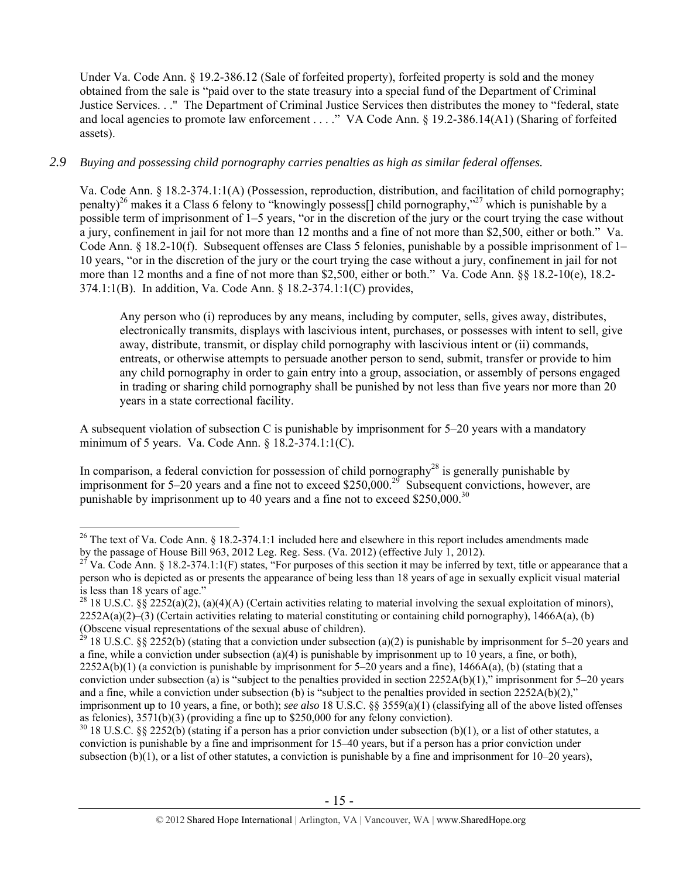Under Va. Code Ann. § 19.2-386.12 (Sale of forfeited property), forfeited property is sold and the money obtained from the sale is "paid over to the state treasury into a special fund of the Department of Criminal Justice Services. . ." The Department of Criminal Justice Services then distributes the money to "federal, state and local agencies to promote law enforcement . . . ." VA Code Ann. § 19.2-386.14(A1) (Sharing of forfeited assets).

## 2.9 *Buying and possessing child pornography carries penalties as high as similar federal offenses.*

Va. Code Ann. § 18.2-374.1:1(A) (Possession, reproduction, distribution, and facilitation of child pornography; penalty)[26] makes it a Class 6 felony to "knowingly possess[] child pornography,"[27] which is punishable by a possible term of imprisonment of 1–5 years, "or in the discretion of the jury or the court trying the case without a jury, confinement in jail for not more than 12 months and a fine of not more than $2,500, either or both." Va. Code Ann. § 18.2-10(f). Subsequent offenses are Class 5 felonies, punishable by a possible imprisonment of 1–10 years, "or in the discretion of the jury or the court trying the case without a jury, confinement in jail for not more than 12 months and a fine of not more than $2,500, either or both." Va. Code Ann. §§ 18.2-10(e), 18.2-374.1:1(B). In addition, Va. Code Ann. § 18.2-374.1:1(C) provides,

> Any person who (i) reproduces by any means, including by computer, sells, gives away, distributes, electronically transmits, displays with lascivious intent, purchases, or possesses with intent to sell, give away, distribute, transmit, or display child pornography with lascivious intent or (ii) commands, entreats, or otherwise attempts to persuade another person to send, submit, transfer or provide to him any child pornography in order to gain entry into a group, association, or assembly of persons engaged in trading or sharing child pornography shall be punished by not less than five years nor more than 20 years in a state correctional facility.

A subsequent violation of subsection C is punishable by imprisonment for 5–20 years with a mandatory minimum of 5 years. Va. Code Ann. § 18.2-374.1:1(C).

In comparison, a federal conviction for possession of child pornography[28] is generally punishable by imprisonment for 5–20 years and a fine not to exceed $250,000.[29] Subsequent convictions, however, are punishable by imprisonment up to 40 years and a fine not to exceed $250,000.[30]

---

[26] The text of Va. Code Ann. § 18.2-374.1:1 included here and elsewhere in this report includes amendments made by the passage of House Bill 963, 2012 Leg. Reg. Sess. (Va. 2012) (effective July 1, 2012).

[27] Va. Code Ann. § 18.2-374.1:1(F) states, "For purposes of this section it may be inferred by text, title or appearance that a person who is depicted as or presents the appearance of being less than 18 years of age in sexually explicit visual material is less than 18 years of age."

[28] 18 U.S.C. §§ 2252(a)(2), (a)(4)(A) (Certain activities relating to material involving the sexual exploitation of minors), 2252A(a)(2)–(3) (Certain activities relating to material constituting or containing child pornography), 1466A(a), (b) (Obscene visual representations of the sexual abuse of children).

[29] 18 U.S.C. §§ 2252(b) (stating that a conviction under subsection (a)(2) is punishable by imprisonment for 5–20 years and a fine, while a conviction under subsection (a)(4) is punishable by imprisonment up to 10 years, a fine, or both), 2252A(b)(1) (a conviction is punishable by imprisonment for 5–20 years and a fine), 1466A(a), (b) (stating that a conviction under subsection (a) is "subject to the penalties provided in section 2252A(b)(1)," imprisonment for 5–20 years and a fine, while a conviction under subsection (b) is "subject to the penalties provided in section 2252A(b)(2)," imprisonment up to 10 years, a fine, or both); *see also* 18 U.S.C. §§ 3559(a)(1) (classifying all of the above listed offenses as felonies), 3571(b)(3) (providing a fine up to $250,000 for any felony conviction).

[30] 18 U.S.C. §§ 2252(b) (stating if a person has a prior conviction under subsection (b)(1), or a list of other statutes, a conviction is punishable by a fine and imprisonment for 15–40 years, but if a person has a prior conviction under subsection (b)(1), or a list of other statutes, a conviction is punishable by a fine and imprisonment for 10–20 years),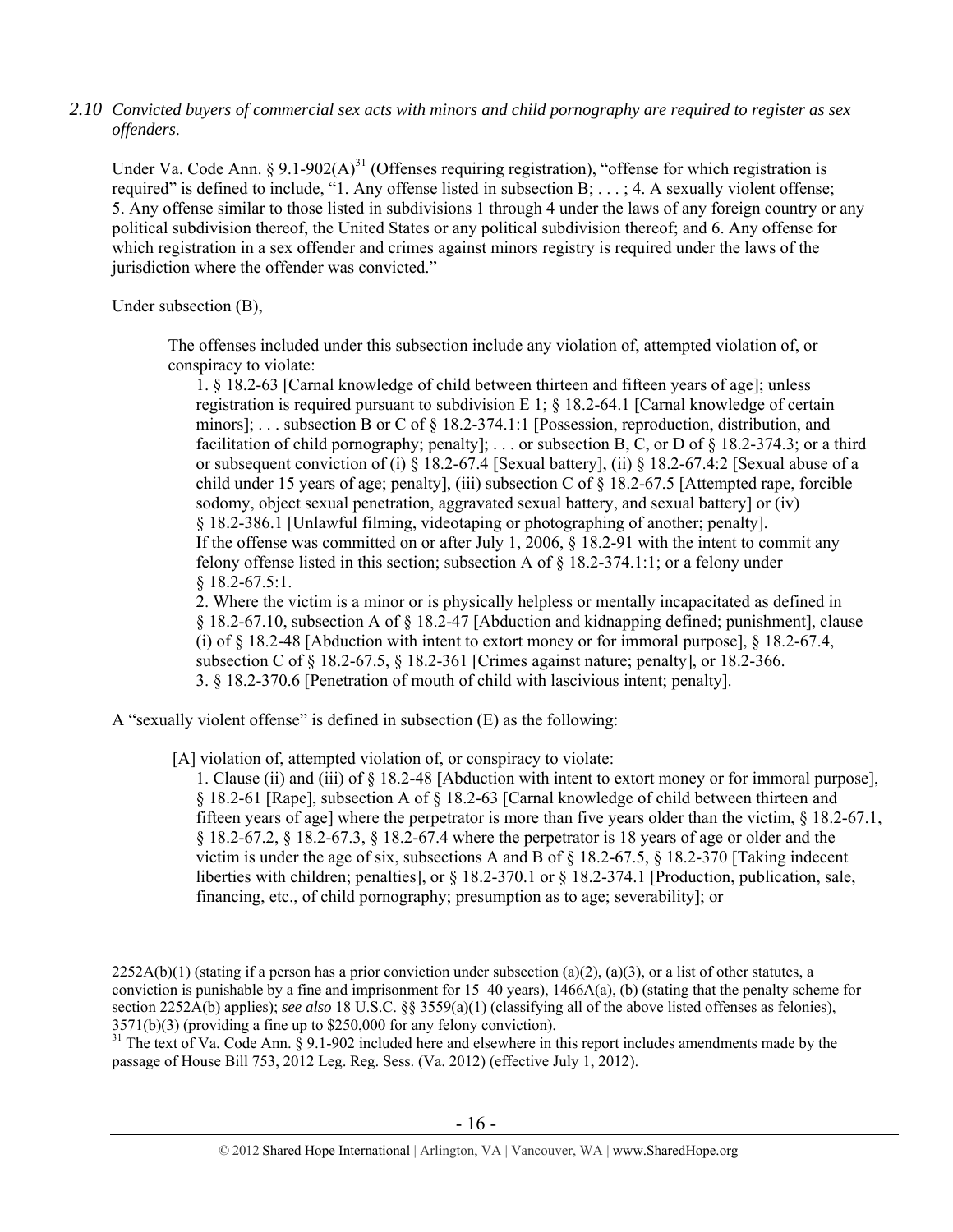*2.10 Convicted buyers of commercial sex acts with minors and child pornography are required to register as sex offenders*.

Under Va. Code Ann. § 9.1-902(A)[31] (Offenses requiring registration), "offense for which registration is required" is defined to include, "1. Any offense listed in subsection B; . . . ; 4. A sexually violent offense; 5. Any offense similar to those listed in subdivisions 1 through 4 under the laws of any foreign country or any political subdivision thereof, the United States or any political subdivision thereof; and 6. Any offense for which registration in a sex offender and crimes against minors registry is required under the laws of the jurisdiction where the offender was convicted."

Under subsection (B),

> The offenses included under this subsection include any violation of, attempted violation of, or conspiracy to violate:
>
> 1. § 18.2-63 [Carnal knowledge of child between thirteen and fifteen years of age]; unless registration is required pursuant to subdivision E 1; § 18.2-64.1 [Carnal knowledge of certain minors]; . . . subsection B or C of § 18.2-374.1:1 [Possession, reproduction, distribution, and facilitation of child pornography; penalty]; . . . or subsection B, C, or D of § 18.2-374.3; or a third or subsequent conviction of (i) § 18.2-67.4 [Sexual battery], (ii) § 18.2-67.4:2 [Sexual abuse of a child under 15 years of age; penalty], (iii) subsection C of § 18.2-67.5 [Attempted rape, forcible sodomy, object sexual penetration, aggravated sexual battery, and sexual battery] or (iv) § 18.2-386.1 [Unlawful filming, videotaping or photographing of another; penalty].
> If the offense was committed on or after July 1, 2006, § 18.2-91 with the intent to commit any felony offense listed in this section; subsection A of § 18.2-374.1:1; or a felony under § 18.2-67.5:1.
> 2. Where the victim is a minor or is physically helpless or mentally incapacitated as defined in § 18.2-67.10, subsection A of § 18.2-47 [Abduction and kidnapping defined; punishment], clause (i) of § 18.2-48 [Abduction with intent to extort money or for immoral purpose], § 18.2-67.4, subsection C of § 18.2-67.5, § 18.2-361 [Crimes against nature; penalty], or 18.2-366.
> 3. § 18.2-370.6 [Penetration of mouth of child with lascivious intent; penalty].

A "sexually violent offense" is defined in subsection (E) as the following:

> [A] violation of, attempted violation of, or conspiracy to violate:
>
> 1. Clause (ii) and (iii) of § 18.2-48 [Abduction with intent to extort money or for immoral purpose], § 18.2-61 [Rape], subsection A of § 18.2-63 [Carnal knowledge of child between thirteen and fifteen years of age] where the perpetrator is more than five years older than the victim, § 18.2-67.1, § 18.2-67.2, § 18.2-67.3, § 18.2-67.4 where the perpetrator is 18 years of age or older and the victim is under the age of six, subsections A and B of § 18.2-67.5, § 18.2-370 [Taking indecent liberties with children; penalties], or § 18.2-370.1 or § 18.2-374.1 [Production, publication, sale, financing, etc., of child pornography; presumption as to age; severability]; or

---

2252A(b)(1) (stating if a person has a prior conviction under subsection (a)(2), (a)(3), or a list of other statutes, a conviction is punishable by a fine and imprisonment for 15–40 years), 1466A(a), (b) (stating that the penalty scheme for section 2252A(b) applies); *see also* 18 U.S.C. §§ 3559(a)(1) (classifying all of the above listed offenses as felonies), 3571(b)(3) (providing a fine up to $250,000 for any felony conviction).

[31] The text of Va. Code Ann. § 9.1-902 included here and elsewhere in this report includes amendments made by the passage of House Bill 753, 2012 Leg. Reg. Sess. (Va. 2012) (effective July 1, 2012).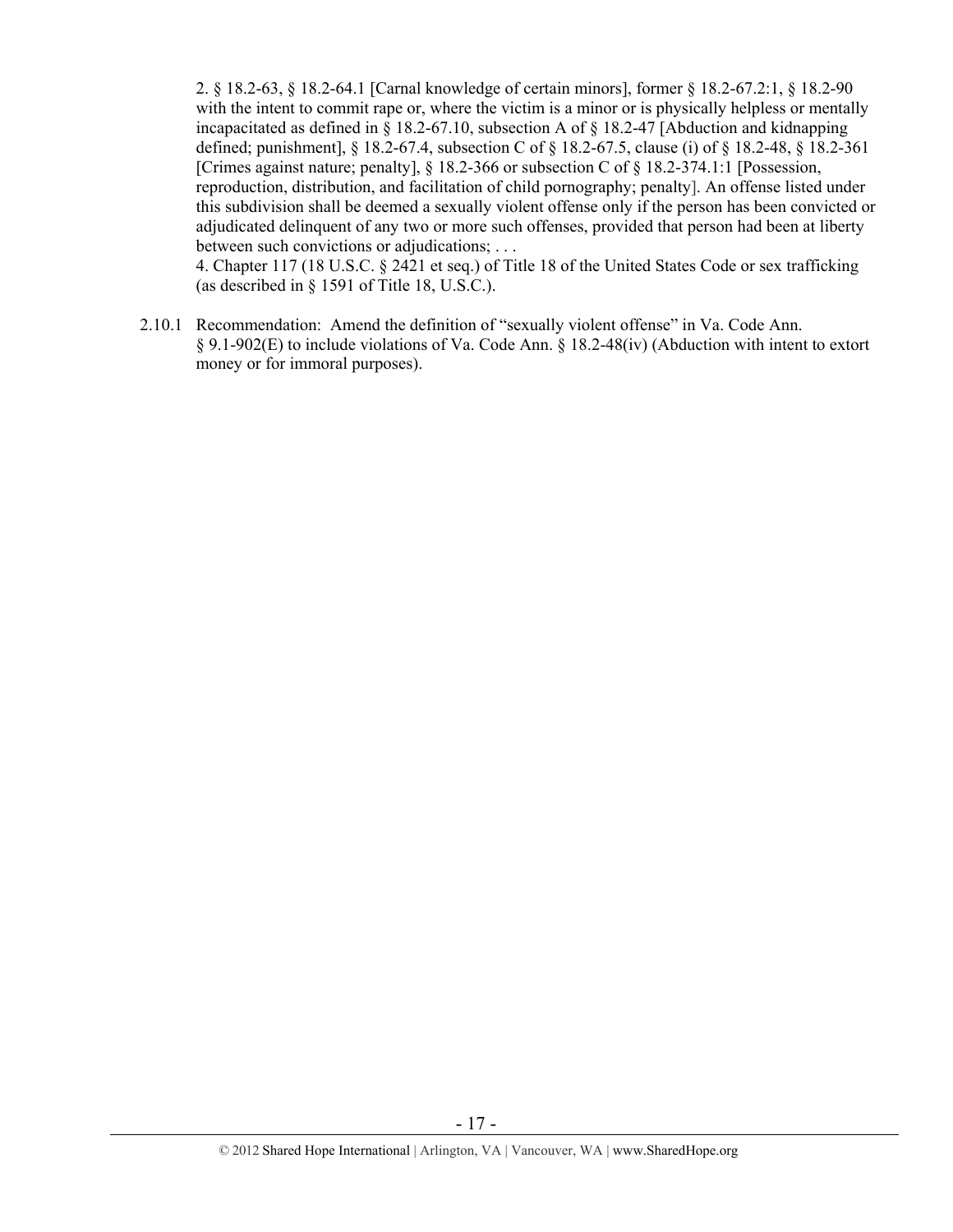2. § 18.2-63, § 18.2-64.1 [Carnal knowledge of certain minors], former § 18.2-67.2:1, § 18.2-90 with the intent to commit rape or, where the victim is a minor or is physically helpless or mentally incapacitated as defined in § 18.2-67.10, subsection A of § 18.2-47 [Abduction and kidnapping defined; punishment], § 18.2-67.4, subsection C of § 18.2-67.5, clause (i) of § 18.2-48, § 18.2-361 [Crimes against nature; penalty], § 18.2-366 or subsection C of § 18.2-374.1:1 [Possession, reproduction, distribution, and facilitation of child pornography; penalty]. An offense listed under this subdivision shall be deemed a sexually violent offense only if the person has been convicted or adjudicated delinquent of any two or more such offenses, provided that person had been at liberty between such convictions or adjudications; . . .

4. Chapter 117 (18 U.S.C. § 2421 et seq.) of Title 18 of the United States Code or sex trafficking (as described in § 1591 of Title 18, U.S.C.).

2.10.1 Recommendation: Amend the definition of "sexually violent offense" in Va. Code Ann. § 9.1-902(E) to include violations of Va. Code Ann. § 18.2-48(iv) (Abduction with intent to extort money or for immoral purposes).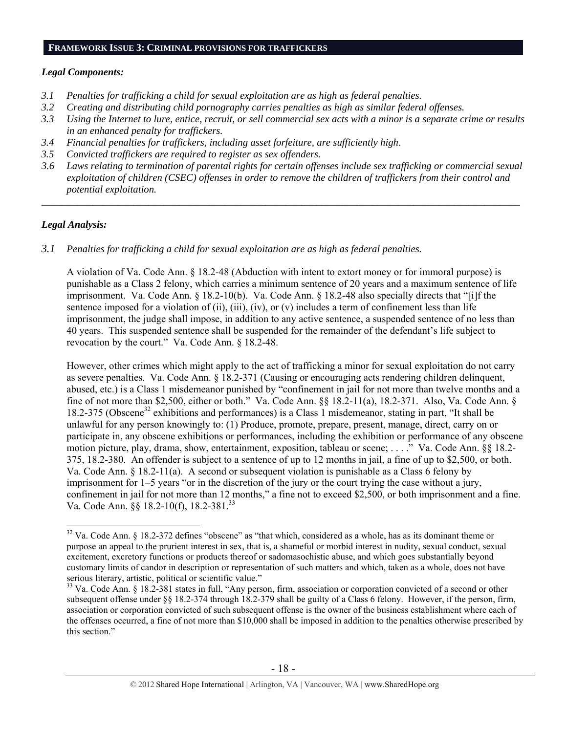## FRAMEWORK ISSUE 3: CRIMINAL PROVISIONS FOR TRAFFICKERS

### *Legal Components:*

*3.1 Penalties for trafficking a child for sexual exploitation are as high as federal penalties.*

*3.2 Creating and distributing child pornography carries penalties as high as similar federal offenses.*

*3.3 Using the Internet to lure, entice, recruit, or sell commercial sex acts with a minor is a separate crime or results in an enhanced penalty for traffickers.*

*3.4 Financial penalties for traffickers, including asset forfeiture, are sufficiently high.*

*3.5 Convicted traffickers are required to register as sex offenders.*

*3.6 Laws relating to termination of parental rights for certain offenses include sex trafficking or commercial sexual exploitation of children (CSEC) offenses in order to remove the children of traffickers from their control and potential exploitation.*

---

### *Legal Analysis:*

*3.1 Penalties for trafficking a child for sexual exploitation are as high as federal penalties.*

A violation of Va. Code Ann. § 18.2-48 (Abduction with intent to extort money or for immoral purpose) is punishable as a Class 2 felony, which carries a minimum sentence of 20 years and a maximum sentence of life imprisonment. Va. Code Ann. § 18.2-10(b). Va. Code Ann. § 18.2-48 also specially directs that "[i]f the sentence imposed for a violation of (ii), (iii), (iv), or (v) includes a term of confinement less than life imprisonment, the judge shall impose, in addition to any active sentence, a suspended sentence of no less than 40 years. This suspended sentence shall be suspended for the remainder of the defendant's life subject to revocation by the court." Va. Code Ann. § 18.2-48.

However, other crimes which might apply to the act of trafficking a minor for sexual exploitation do not carry as severe penalties. Va. Code Ann. § 18.2-371 (Causing or encouraging acts rendering children delinquent, abused, etc.) is a Class 1 misdemeanor punished by "confinement in jail for not more than twelve months and a fine of not more than $2,500, either or both." Va. Code Ann. §§ 18.2-11(a), 18.2-371. Also, Va. Code Ann. § 18.2-375 (Obscene[32] exhibitions and performances) is a Class 1 misdemeanor, stating in part, "It shall be unlawful for any person knowingly to: (1) Produce, promote, prepare, present, manage, direct, carry on or participate in, any obscene exhibitions or performances, including the exhibition or performance of any obscene motion picture, play, drama, show, entertainment, exposition, tableau or scene; . . . ." Va. Code Ann. §§ 18.2-375, 18.2-380. An offender is subject to a sentence of up to 12 months in jail, a fine of up to $2,500, or both. Va. Code Ann. § 18.2-11(a). A second or subsequent violation is punishable as a Class 6 felony by imprisonment for 1–5 years "or in the discretion of the jury or the court trying the case without a jury, confinement in jail for not more than 12 months," a fine not to exceed $2,500, or both imprisonment and a fine. Va. Code Ann. §§ 18.2-10(f), 18.2-381.[33]

---

[32] Va. Code Ann. § 18.2-372 defines "obscene" as "that which, considered as a whole, has as its dominant theme or purpose an appeal to the prurient interest in sex, that is, a shameful or morbid interest in nudity, sexual conduct, sexual excitement, excretory functions or products thereof or sadomasochistic abuse, and which goes substantially beyond customary limits of candor in description or representation of such matters and which, taken as a whole, does not have serious literary, artistic, political or scientific value."

[33] Va. Code Ann. § 18.2-381 states in full, "Any person, firm, association or corporation convicted of a second or other subsequent offense under §§ 18.2-374 through 18.2-379 shall be guilty of a Class 6 felony. However, if the person, firm, association or corporation convicted of such subsequent offense is the owner of the business establishment where each of the offenses occurred, a fine of not more than $10,000 shall be imposed in addition to the penalties otherwise prescribed by this section."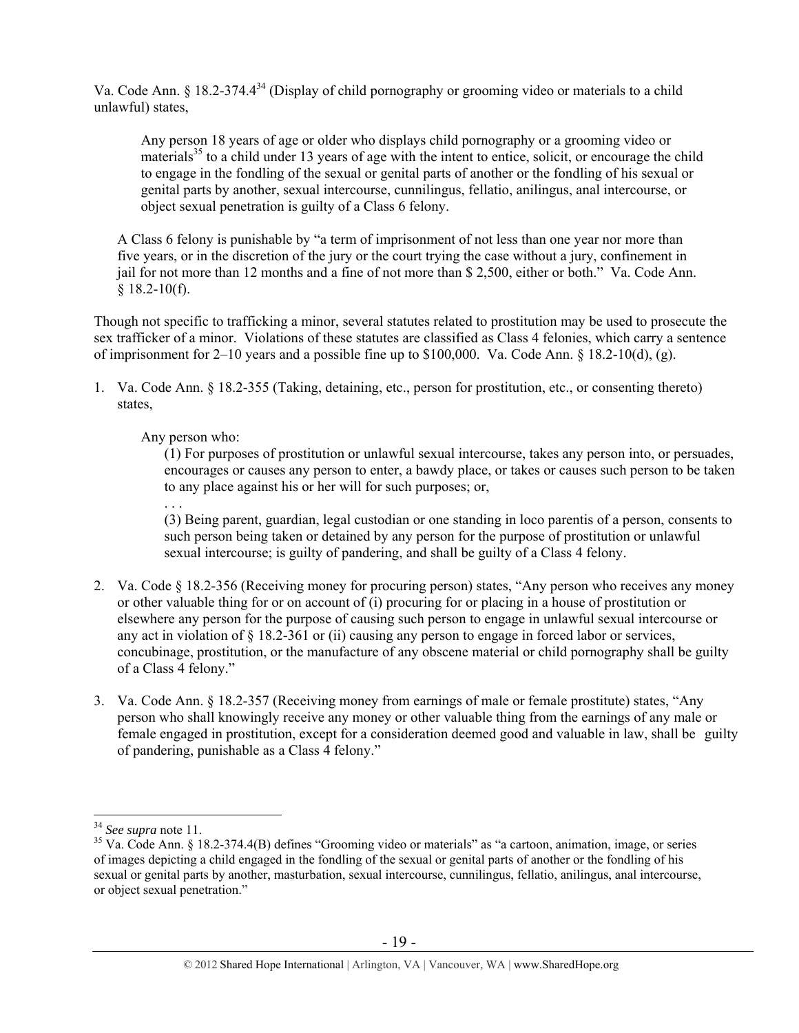Va. Code Ann. § 18.2-374.4[34] (Display of child pornography or grooming video or materials to a child unlawful) states,

> Any person 18 years of age or older who displays child pornography or a grooming video or materials[35] to a child under 13 years of age with the intent to entice, solicit, or encourage the child to engage in the fondling of the sexual or genital parts of another or the fondling of his sexual or genital parts by another, sexual intercourse, cunnilingus, fellatio, anilingus, anal intercourse, or object sexual penetration is guilty of a Class 6 felony.

A Class 6 felony is punishable by "a term of imprisonment of not less than one year nor more than five years, or in the discretion of the jury or the court trying the case without a jury, confinement in jail for not more than 12 months and a fine of not more than $ 2,500, either or both." Va. Code Ann. § 18.2-10(f).

Though not specific to trafficking a minor, several statutes related to prostitution may be used to prosecute the sex trafficker of a minor. Violations of these statutes are classified as Class 4 felonies, which carry a sentence of imprisonment for 2–10 years and a possible fine up to $100,000. Va. Code Ann. § 18.2-10(d), (g).

1. Va. Code Ann. § 18.2-355 (Taking, detaining, etc., person for prostitution, etc., or consenting thereto) states,

   > Any person who:
   >
   > (1) For purposes of prostitution or unlawful sexual intercourse, takes any person into, or persuades, encourages or causes any person to enter, a bawdy place, or takes or causes such person to be taken to any place against his or her will for such purposes; or,
   >
   > . . .
   >
   > (3) Being parent, guardian, legal custodian or one standing in loco parentis of a person, consents to such person being taken or detained by any person for the purpose of prostitution or unlawful sexual intercourse; is guilty of pandering, and shall be guilty of a Class 4 felony.

2. Va. Code § 18.2-356 (Receiving money for procuring person) states, "Any person who receives any money or other valuable thing for or on account of (i) procuring for or placing in a house of prostitution or elsewhere any person for the purpose of causing such person to engage in unlawful sexual intercourse or any act in violation of § 18.2-361 or (ii) causing any person to engage in forced labor or services, concubinage, prostitution, or the manufacture of any obscene material or child pornography shall be guilty of a Class 4 felony."

3. Va. Code Ann. § 18.2-357 (Receiving money from earnings of male or female prostitute) states, "Any person who shall knowingly receive any money or other valuable thing from the earnings of any male or female engaged in prostitution, except for a consideration deemed good and valuable in law, shall be guilty of pandering, punishable as a Class 4 felony."

---

[34] *See supra* note 11.

[35] Va. Code Ann. § 18.2-374.4(B) defines "Grooming video or materials" as "a cartoon, animation, image, or series of images depicting a child engaged in the fondling of the sexual or genital parts of another or the fondling of his sexual or genital parts by another, masturbation, sexual intercourse, cunnilingus, fellatio, anilingus, anal intercourse, or object sexual penetration."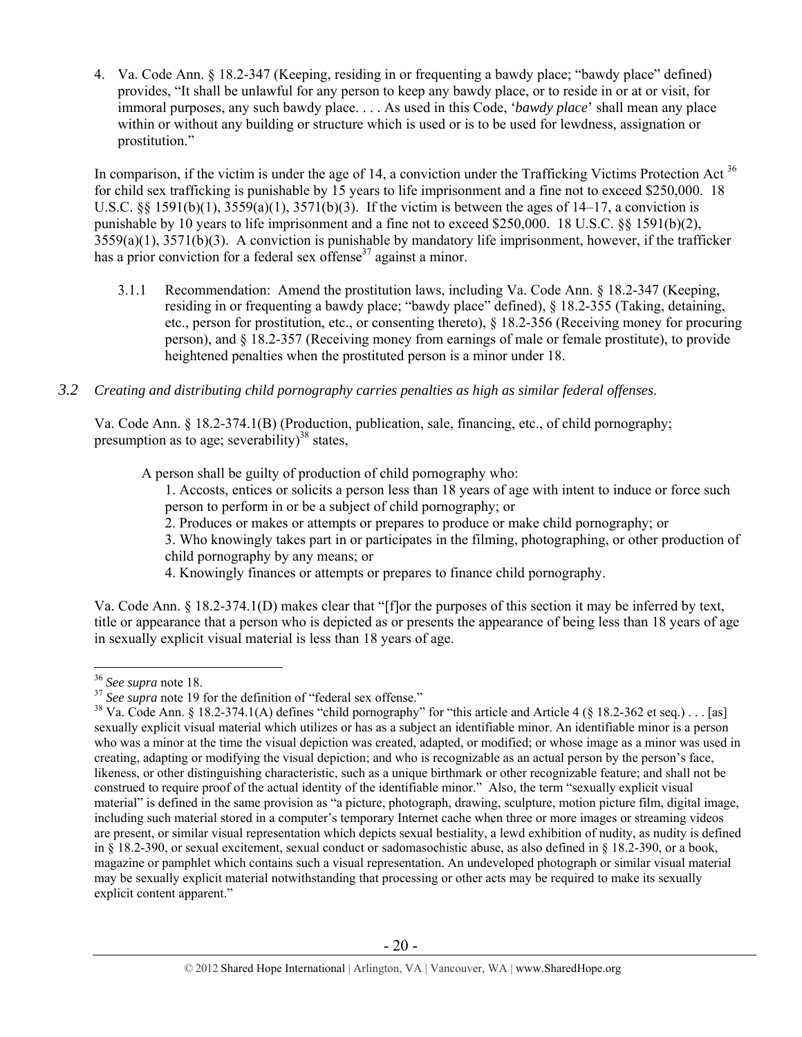4. Va. Code Ann. § 18.2-347 (Keeping, residing in or frequenting a bawdy place; "bawdy place" defined) provides, "It shall be unlawful for any person to keep any bawdy place, or to reside in or at or visit, for immoral purposes, any such bawdy place. . . . As used in this Code, '*bawdy place*' shall mean any place within or without any building or structure which is used or is to be used for lewdness, assignation or prostitution."

In comparison, if the victim is under the age of 14, a conviction under the Trafficking Victims Protection Act [36] for child sex trafficking is punishable by 15 years to life imprisonment and a fine not to exceed $250,000. 18 U.S.C. §§ 1591(b)(1), 3559(a)(1), 3571(b)(3). If the victim is between the ages of 14–17, a conviction is punishable by 10 years to life imprisonment and a fine not to exceed $250,000. 18 U.S.C. §§ 1591(b)(2), 3559(a)(1), 3571(b)(3). A conviction is punishable by mandatory life imprisonment, however, if the trafficker has a prior conviction for a federal sex offense[37] against a minor.

3.1.1 Recommendation: Amend the prostitution laws, including Va. Code Ann. § 18.2-347 (Keeping, residing in or frequenting a bawdy place; "bawdy place" defined), § 18.2-355 (Taking, detaining, etc., person for prostitution, etc., or consenting thereto), § 18.2-356 (Receiving money for procuring person), and § 18.2-357 (Receiving money from earnings of male or female prostitute), to provide heightened penalties when the prostituted person is a minor under 18.

*3.2 Creating and distributing child pornography carries penalties as high as similar federal offenses.*

Va. Code Ann. § 18.2-374.1(B) (Production, publication, sale, financing, etc., of child pornography; presumption as to age; severability)[38] states,

> A person shall be guilty of production of child pornography who:
> 1. Accosts, entices or solicits a person less than 18 years of age with intent to induce or force such person to perform in or be a subject of child pornography; or
> 2. Produces or makes or attempts or prepares to produce or make child pornography; or
> 3. Who knowingly takes part in or participates in the filming, photographing, or other production of child pornography by any means; or
> 4. Knowingly finances or attempts or prepares to finance child pornography.

Va. Code Ann. § 18.2-374.1(D) makes clear that "[f]or the purposes of this section it may be inferred by text, title or appearance that a person who is depicted as or presents the appearance of being less than 18 years of age in sexually explicit visual material is less than 18 years of age.

---

[36] *See supra* note 18.

[37] *See supra* note 19 for the definition of "federal sex offense."

[38] Va. Code Ann. § 18.2-374.1(A) defines "child pornography" for "this article and Article 4 (§ 18.2-362 et seq.) . . . [as] sexually explicit visual material which utilizes or has as a subject an identifiable minor. An identifiable minor is a person who was a minor at the time the visual depiction was created, adapted, or modified; or whose image as a minor was used in creating, adapting or modifying the visual depiction; and who is recognizable as an actual person by the person's face, likeness, or other distinguishing characteristic, such as a unique birthmark or other recognizable feature; and shall not be construed to require proof of the actual identity of the identifiable minor." Also, the term "sexually explicit visual material" is defined in the same provision as "a picture, photograph, drawing, sculpture, motion picture film, digital image, including such material stored in a computer's temporary Internet cache when three or more images or streaming videos are present, or similar visual representation which depicts sexual bestiality, a lewd exhibition of nudity, as nudity is defined in § 18.2-390, or sexual excitement, sexual conduct or sadomasochistic abuse, as also defined in § 18.2-390, or a book, magazine or pamphlet which contains such a visual representation. An undeveloped photograph or similar visual material may be sexually explicit material notwithstanding that processing or other acts may be required to make its sexually explicit content apparent."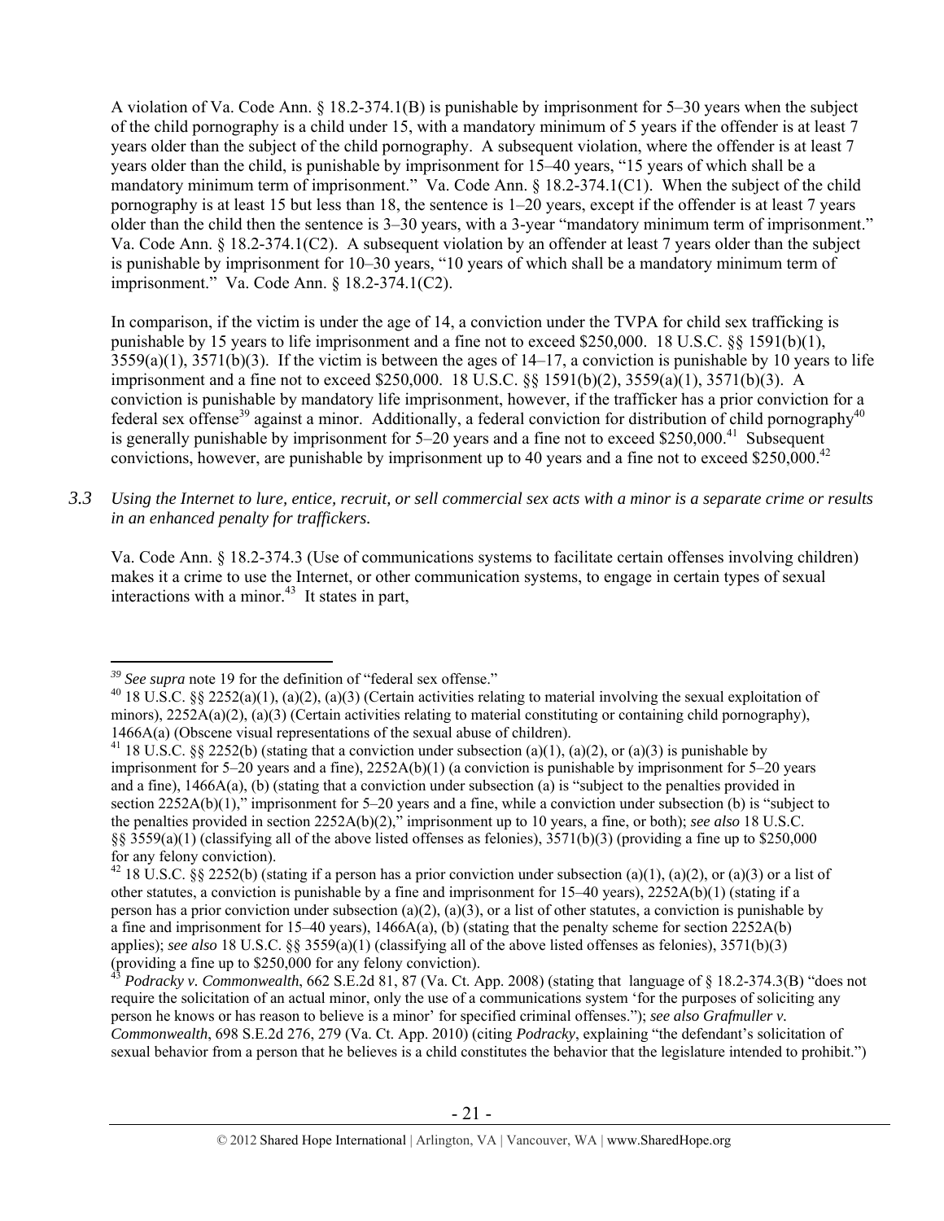A violation of Va. Code Ann. § 18.2-374.1(B) is punishable by imprisonment for 5–30 years when the subject of the child pornography is a child under 15, with a mandatory minimum of 5 years if the offender is at least 7 years older than the subject of the child pornography. A subsequent violation, where the offender is at least 7 years older than the child, is punishable by imprisonment for 15–40 years, "15 years of which shall be a mandatory minimum term of imprisonment." Va. Code Ann. § 18.2-374.1(C1). When the subject of the child pornography is at least 15 but less than 18, the sentence is 1–20 years, except if the offender is at least 7 years older than the child then the sentence is 3–30 years, with a 3-year "mandatory minimum term of imprisonment." Va. Code Ann. § 18.2-374.1(C2). A subsequent violation by an offender at least 7 years older than the subject is punishable by imprisonment for 10–30 years, "10 years of which shall be a mandatory minimum term of imprisonment." Va. Code Ann. § 18.2-374.1(C2).

In comparison, if the victim is under the age of 14, a conviction under the TVPA for child sex trafficking is punishable by 15 years to life imprisonment and a fine not to exceed $250,000. 18 U.S.C. §§ 1591(b)(1), 3559(a)(1), 3571(b)(3). If the victim is between the ages of 14–17, a conviction is punishable by 10 years to life imprisonment and a fine not to exceed $250,000. 18 U.S.C. §§ 1591(b)(2), 3559(a)(1), 3571(b)(3). A conviction is punishable by mandatory life imprisonment, however, if the trafficker has a prior conviction for a federal sex offense[39] against a minor. Additionally, a federal conviction for distribution of child pornography[40] is generally punishable by imprisonment for 5–20 years and a fine not to exceed $250,000.[41] Subsequent convictions, however, are punishable by imprisonment up to 40 years and a fine not to exceed $250,000.[42]

*3.3 Using the Internet to lure, entice, recruit, or sell commercial sex acts with a minor is a separate crime or results in an enhanced penalty for traffickers.*

Va. Code Ann. § 18.2-374.3 (Use of communications systems to facilitate certain offenses involving children) makes it a crime to use the Internet, or other communication systems, to engage in certain types of sexual interactions with a minor.[43] It states in part,

---

[39] *See supra* note 19 for the definition of "federal sex offense."

[40] 18 U.S.C. §§ 2252(a)(1), (a)(2), (a)(3) (Certain activities relating to material involving the sexual exploitation of minors), 2252A(a)(2), (a)(3) (Certain activities relating to material constituting or containing child pornography), 1466A(a) (Obscene visual representations of the sexual abuse of children).

[41] 18 U.S.C. §§ 2252(b) (stating that a conviction under subsection (a)(1), (a)(2), or (a)(3) is punishable by imprisonment for 5–20 years and a fine), 2252A(b)(1) (a conviction is punishable by imprisonment for 5–20 years and a fine), 1466A(a), (b) (stating that a conviction under subsection (a) is "subject to the penalties provided in section 2252A(b)(1)," imprisonment for 5–20 years and a fine, while a conviction under subsection (b) is "subject to the penalties provided in section 2252A(b)(2)," imprisonment up to 10 years, a fine, or both); *see also* 18 U.S.C. §§ 3559(a)(1) (classifying all of the above listed offenses as felonies), 3571(b)(3) (providing a fine up to $250,000 for any felony conviction).

[42] 18 U.S.C. §§ 2252(b) (stating if a person has a prior conviction under subsection (a)(1), (a)(2), or (a)(3) or a list of other statutes, a conviction is punishable by a fine and imprisonment for 15–40 years), 2252A(b)(1) (stating if a person has a prior conviction under subsection (a)(2), (a)(3), or a list of other statutes, a conviction is punishable by a fine and imprisonment for 15–40 years), 1466A(a), (b) (stating that the penalty scheme for section 2252A(b) applies); *see also* 18 U.S.C. §§ 3559(a)(1) (classifying all of the above listed offenses as felonies), 3571(b)(3) (providing a fine up to $250,000 for any felony conviction).

[43] *Podracky v. Commonwealth*, 662 S.E.2d 81, 87 (Va. Ct. App. 2008) (stating that language of § 18.2-374.3(B) "does not require the solicitation of an actual minor, only the use of a communications system 'for the purposes of soliciting any person he knows or has reason to believe is a minor' for specified criminal offenses."); *see also Grafmuller v. Commonwealth*, 698 S.E.2d 276, 279 (Va. Ct. App. 2010) (citing *Podracky*, explaining "the defendant's solicitation of sexual behavior from a person that he believes is a child constitutes the behavior that the legislature intended to prohibit.")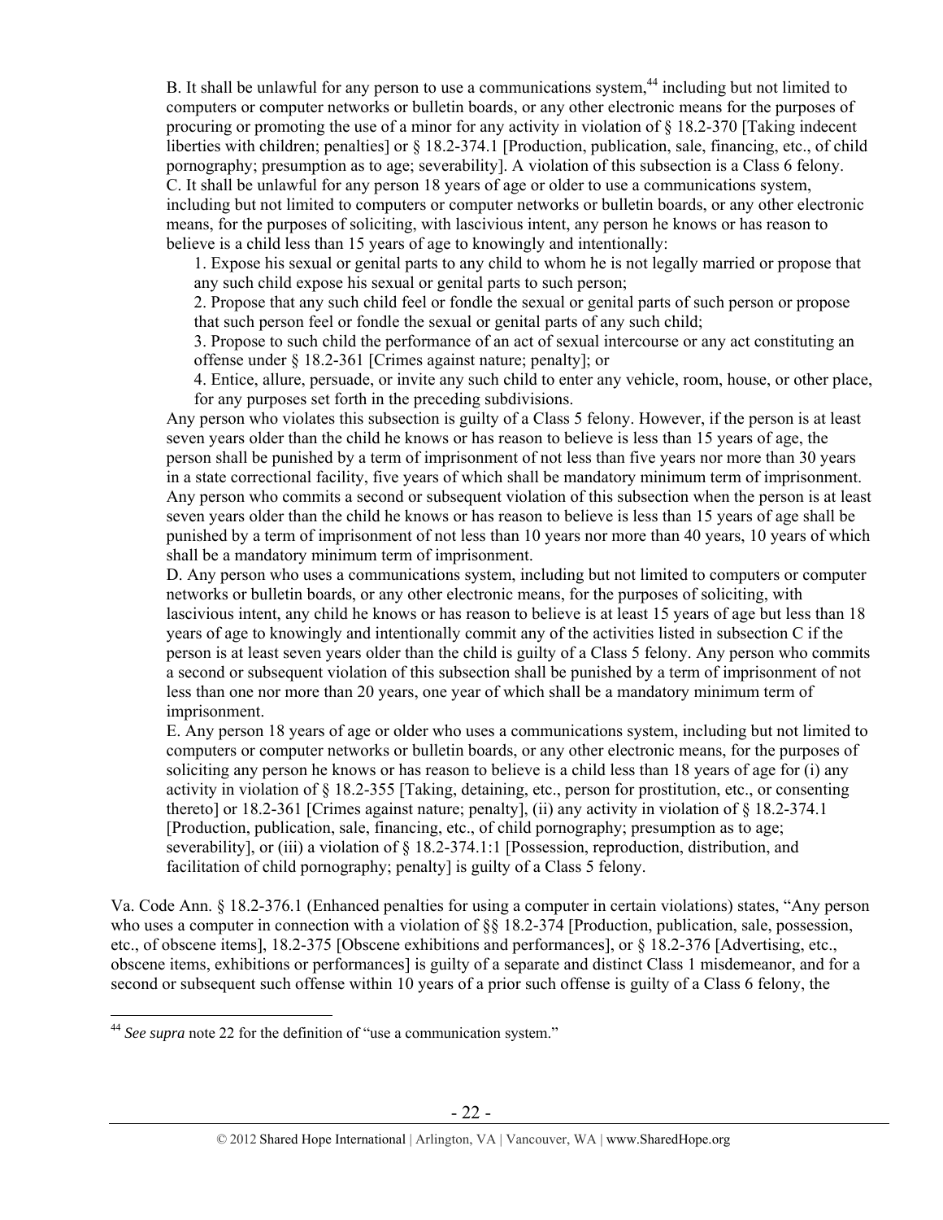B. It shall be unlawful for any person to use a communications system,[44] including but not limited to computers or computer networks or bulletin boards, or any other electronic means for the purposes of procuring or promoting the use of a minor for any activity in violation of § 18.2-370 [Taking indecent liberties with children; penalties] or § 18.2-374.1 [Production, publication, sale, financing, etc., of child pornography; presumption as to age; severability]. A violation of this subsection is a Class 6 felony.

C. It shall be unlawful for any person 18 years of age or older to use a communications system, including but not limited to computers or computer networks or bulletin boards, or any other electronic means, for the purposes of soliciting, with lascivious intent, any person he knows or has reason to believe is a child less than 15 years of age to knowingly and intentionally:

1. Expose his sexual or genital parts to any child to whom he is not legally married or propose that any such child expose his sexual or genital parts to such person;
2. Propose that any such child feel or fondle the sexual or genital parts of such person or propose that such person feel or fondle the sexual or genital parts of any such child;
3. Propose to such child the performance of an act of sexual intercourse or any act constituting an offense under § 18.2-361 [Crimes against nature; penalty]; or
4. Entice, allure, persuade, or invite any such child to enter any vehicle, room, house, or other place, for any purposes set forth in the preceding subdivisions.

Any person who violates this subsection is guilty of a Class 5 felony. However, if the person is at least seven years older than the child he knows or has reason to believe is less than 15 years of age, the person shall be punished by a term of imprisonment of not less than five years nor more than 30 years in a state correctional facility, five years of which shall be mandatory minimum term of imprisonment. Any person who commits a second or subsequent violation of this subsection when the person is at least seven years older than the child he knows or has reason to believe is less than 15 years of age shall be punished by a term of imprisonment of not less than 10 years nor more than 40 years, 10 years of which shall be a mandatory minimum term of imprisonment.

D. Any person who uses a communications system, including but not limited to computers or computer networks or bulletin boards, or any other electronic means, for the purposes of soliciting, with lascivious intent, any child he knows or has reason to believe is at least 15 years of age but less than 18 years of age to knowingly and intentionally commit any of the activities listed in subsection C if the person is at least seven years older than the child is guilty of a Class 5 felony. Any person who commits a second or subsequent violation of this subsection shall be punished by a term of imprisonment of not less than one nor more than 20 years, one year of which shall be a mandatory minimum term of imprisonment.

E. Any person 18 years of age or older who uses a communications system, including but not limited to computers or computer networks or bulletin boards, or any other electronic means, for the purposes of soliciting any person he knows or has reason to believe is a child less than 18 years of age for (i) any activity in violation of § 18.2-355 [Taking, detaining, etc., person for prostitution, etc., or consenting thereto] or 18.2-361 [Crimes against nature; penalty], (ii) any activity in violation of § 18.2-374.1 [Production, publication, sale, financing, etc., of child pornography; presumption as to age; severability], or (iii) a violation of § 18.2-374.1:1 [Possession, reproduction, distribution, and facilitation of child pornography; penalty] is guilty of a Class 5 felony.

Va. Code Ann. § 18.2-376.1 (Enhanced penalties for using a computer in certain violations) states, "Any person who uses a computer in connection with a violation of §§ 18.2-374 [Production, publication, sale, possession, etc., of obscene items], 18.2-375 [Obscene exhibitions and performances], or § 18.2-376 [Advertising, etc., obscene items, exhibitions or performances] is guilty of a separate and distinct Class 1 misdemeanor, and for a second or subsequent such offense within 10 years of a prior such offense is guilty of a Class 6 felony, the

---

[44] *See supra* note 22 for the definition of "use a communication system."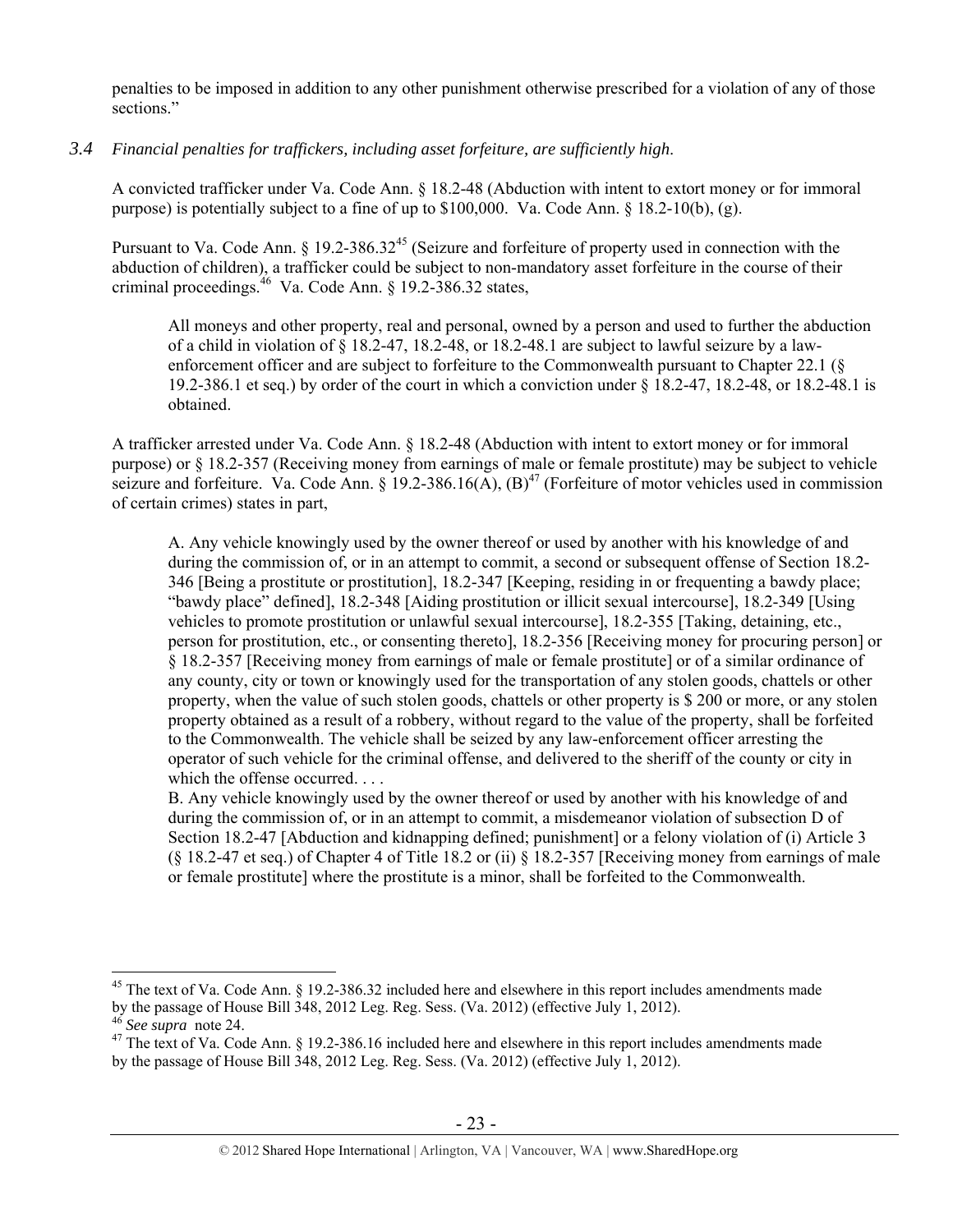penalties to be imposed in addition to any other punishment otherwise prescribed for a violation of any of those sections."

*3.4 Financial penalties for traffickers, including asset forfeiture, are sufficiently high.*

A convicted trafficker under Va. Code Ann. § 18.2-48 (Abduction with intent to extort money or for immoral purpose) is potentially subject to a fine of up to $100,000. Va. Code Ann. § 18.2-10(b), (g).

Pursuant to Va. Code Ann. § 19.2-386.32[45] (Seizure and forfeiture of property used in connection with the abduction of children), a trafficker could be subject to non-mandatory asset forfeiture in the course of their criminal proceedings.[46] Va. Code Ann. § 19.2-386.32 states,

> All moneys and other property, real and personal, owned by a person and used to further the abduction of a child in violation of § 18.2-47, 18.2-48, or 18.2-48.1 are subject to lawful seizure by a law-enforcement officer and are subject to forfeiture to the Commonwealth pursuant to Chapter 22.1 (§ 19.2-386.1 et seq.) by order of the court in which a conviction under § 18.2-47, 18.2-48, or 18.2-48.1 is obtained.

A trafficker arrested under Va. Code Ann. § 18.2-48 (Abduction with intent to extort money or for immoral purpose) or § 18.2-357 (Receiving money from earnings of male or female prostitute) may be subject to vehicle seizure and forfeiture. Va. Code Ann. § 19.2-386.16(A), (B)[47] (Forfeiture of motor vehicles used in commission of certain crimes) states in part,

> A. Any vehicle knowingly used by the owner thereof or used by another with his knowledge of and during the commission of, or in an attempt to commit, a second or subsequent offense of Section 18.2-346 [Being a prostitute or prostitution], 18.2-347 [Keeping, residing in or frequenting a bawdy place; "bawdy place" defined], 18.2-348 [Aiding prostitution or illicit sexual intercourse], 18.2-349 [Using vehicles to promote prostitution or unlawful sexual intercourse], 18.2-355 [Taking, detaining, etc., person for prostitution, etc., or consenting thereto], 18.2-356 [Receiving money for procuring person] or § 18.2-357 [Receiving money from earnings of male or female prostitute] or of a similar ordinance of any county, city or town or knowingly used for the transportation of any stolen goods, chattels or other property, when the value of such stolen goods, chattels or other property is $ 200 or more, or any stolen property obtained as a result of a robbery, without regard to the value of the property, shall be forfeited to the Commonwealth. The vehicle shall be seized by any law-enforcement officer arresting the operator of such vehicle for the criminal offense, and delivered to the sheriff of the county or city in which the offense occurred. . . .
>
> B. Any vehicle knowingly used by the owner thereof or used by another with his knowledge of and during the commission of, or in an attempt to commit, a misdemeanor violation of subsection D of Section 18.2-47 [Abduction and kidnapping defined; punishment] or a felony violation of (i) Article 3 (§ 18.2-47 et seq.) of Chapter 4 of Title 18.2 or (ii) § 18.2-357 [Receiving money from earnings of male or female prostitute] where the prostitute is a minor, shall be forfeited to the Commonwealth.

---

[45] The text of Va. Code Ann. § 19.2-386.32 included here and elsewhere in this report includes amendments made by the passage of House Bill 348, 2012 Leg. Reg. Sess. (Va. 2012) (effective July 1, 2012).

[46] *See supra* note 24.

[47] The text of Va. Code Ann. § 19.2-386.16 included here and elsewhere in this report includes amendments made by the passage of House Bill 348, 2012 Leg. Reg. Sess. (Va. 2012) (effective July 1, 2012).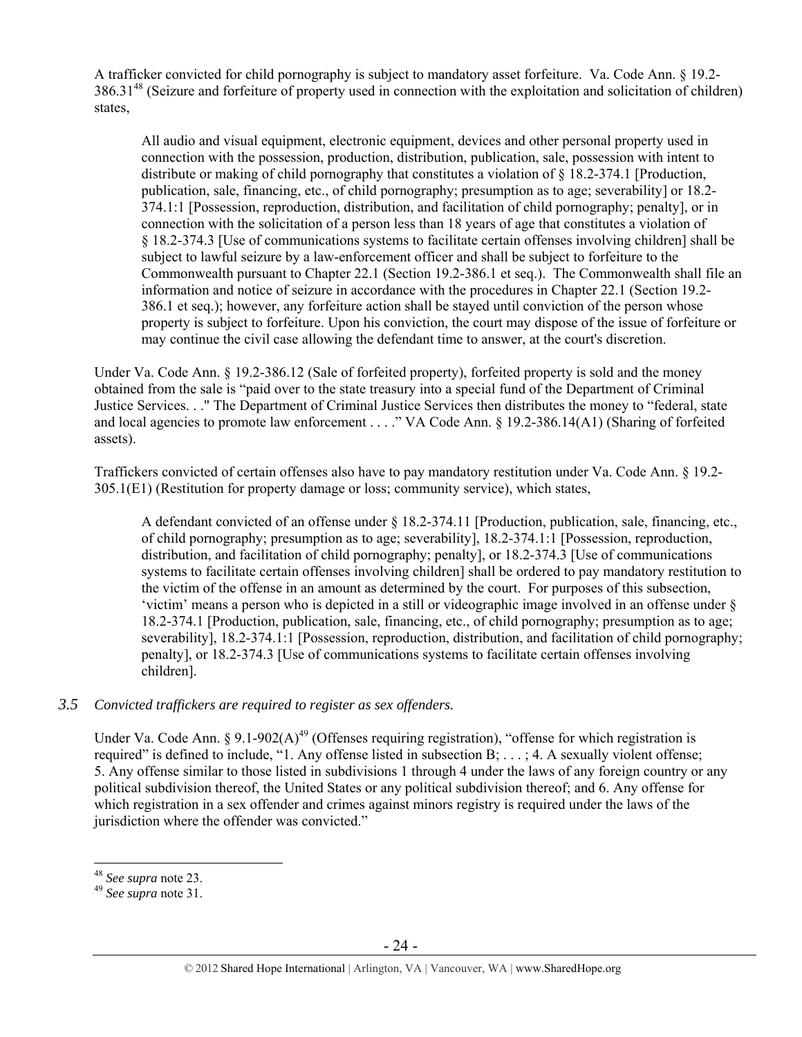A trafficker convicted for child pornography is subject to mandatory asset forfeiture. Va. Code Ann. § 19.2-386.31[48] (Seizure and forfeiture of property used in connection with the exploitation and solicitation of children) states,

> All audio and visual equipment, electronic equipment, devices and other personal property used in connection with the possession, production, distribution, publication, sale, possession with intent to distribute or making of child pornography that constitutes a violation of § 18.2-374.1 [Production, publication, sale, financing, etc., of child pornography; presumption as to age; severability] or 18.2-374.1:1 [Possession, reproduction, distribution, and facilitation of child pornography; penalty], or in connection with the solicitation of a person less than 18 years of age that constitutes a violation of § 18.2-374.3 [Use of communications systems to facilitate certain offenses involving children] shall be subject to lawful seizure by a law-enforcement officer and shall be subject to forfeiture to the Commonwealth pursuant to Chapter 22.1 (Section 19.2-386.1 et seq.). The Commonwealth shall file an information and notice of seizure in accordance with the procedures in Chapter 22.1 (Section 19.2-386.1 et seq.); however, any forfeiture action shall be stayed until conviction of the person whose property is subject to forfeiture. Upon his conviction, the court may dispose of the issue of forfeiture or may continue the civil case allowing the defendant time to answer, at the court's discretion.

Under Va. Code Ann. § 19.2-386.12 (Sale of forfeited property), forfeited property is sold and the money obtained from the sale is "paid over to the state treasury into a special fund of the Department of Criminal Justice Services. . ." The Department of Criminal Justice Services then distributes the money to "federal, state and local agencies to promote law enforcement . . . ." VA Code Ann. § 19.2-386.14(A1) (Sharing of forfeited assets).

Traffickers convicted of certain offenses also have to pay mandatory restitution under Va. Code Ann. § 19.2-305.1(E1) (Restitution for property damage or loss; community service), which states,

> A defendant convicted of an offense under § 18.2-374.11 [Production, publication, sale, financing, etc., of child pornography; presumption as to age; severability], 18.2-374.1:1 [Possession, reproduction, distribution, and facilitation of child pornography; penalty], or 18.2-374.3 [Use of communications systems to facilitate certain offenses involving children] shall be ordered to pay mandatory restitution to the victim of the offense in an amount as determined by the court. For purposes of this subsection, 'victim' means a person who is depicted in a still or videographic image involved in an offense under § 18.2-374.1 [Production, publication, sale, financing, etc., of child pornography; presumption as to age; severability], 18.2-374.1:1 [Possession, reproduction, distribution, and facilitation of child pornography; penalty], or 18.2-374.3 [Use of communications systems to facilitate certain offenses involving children].

### *3.5 Convicted traffickers are required to register as sex offenders.*

Under Va. Code Ann. § 9.1-902(A)[49] (Offenses requiring registration), "offense for which registration is required" is defined to include, "1. Any offense listed in subsection B; . . . ; 4. A sexually violent offense; 5. Any offense similar to those listed in subdivisions 1 through 4 under the laws of any foreign country or any political subdivision thereof, the United States or any political subdivision thereof; and 6. Any offense for which registration in a sex offender and crimes against minors registry is required under the laws of the jurisdiction where the offender was convicted."

---

[48] *See supra* note 23.

[49] *See supra* note 31.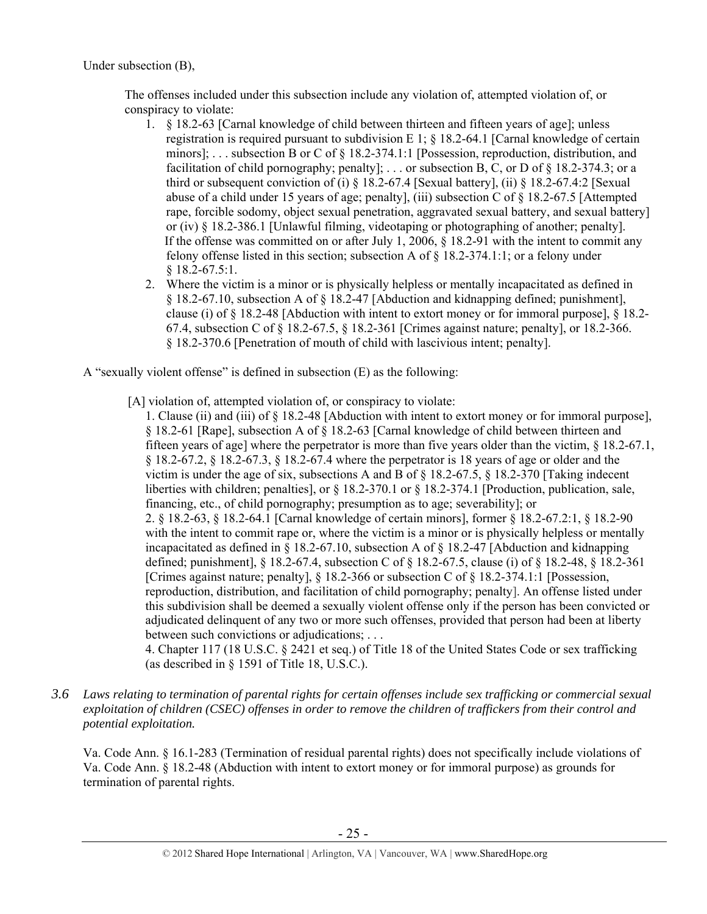Under subsection (B),

> The offenses included under this subsection include any violation of, attempted violation of, or conspiracy to violate:
>
> 1. § 18.2-63 [Carnal knowledge of child between thirteen and fifteen years of age]; unless registration is required pursuant to subdivision E 1; § 18.2-64.1 [Carnal knowledge of certain minors]; . . . subsection B or C of § 18.2-374.1:1 [Possession, reproduction, distribution, and facilitation of child pornography; penalty]; . . . or subsection B, C, or D of § 18.2-374.3; or a third or subsequent conviction of (i) § 18.2-67.4 [Sexual battery], (ii) § 18.2-67.4:2 [Sexual abuse of a child under 15 years of age; penalty], (iii) subsection C of § 18.2-67.5 [Attempted rape, forcible sodomy, object sexual penetration, aggravated sexual battery, and sexual battery] or (iv) § 18.2-386.1 [Unlawful filming, videotaping or photographing of another; penalty]. If the offense was committed on or after July 1, 2006, § 18.2-91 with the intent to commit any felony offense listed in this section; subsection A of § 18.2-374.1:1; or a felony under § 18.2-67.5:1.
> 2. Where the victim is a minor or is physically helpless or mentally incapacitated as defined in § 18.2-67.10, subsection A of § 18.2-47 [Abduction and kidnapping defined; punishment], clause (i) of § 18.2-48 [Abduction with intent to extort money or for immoral purpose], § 18.2-67.4, subsection C of § 18.2-67.5, § 18.2-361 [Crimes against nature; penalty], or 18.2-366. § 18.2-370.6 [Penetration of mouth of child with lascivious intent; penalty].

A "sexually violent offense" is defined in subsection (E) as the following:

> [A] violation of, attempted violation of, or conspiracy to violate:
>
> 1. Clause (ii) and (iii) of § 18.2-48 [Abduction with intent to extort money or for immoral purpose], § 18.2-61 [Rape], subsection A of § 18.2-63 [Carnal knowledge of child between thirteen and fifteen years of age] where the perpetrator is more than five years older than the victim, § 18.2-67.1, § 18.2-67.2, § 18.2-67.3, § 18.2-67.4 where the perpetrator is 18 years of age or older and the victim is under the age of six, subsections A and B of § 18.2-67.5, § 18.2-370 [Taking indecent liberties with children; penalties], or § 18.2-370.1 or § 18.2-374.1 [Production, publication, sale, financing, etc., of child pornography; presumption as to age; severability]; or
> 2. § 18.2-63, § 18.2-64.1 [Carnal knowledge of certain minors], former § 18.2-67.2:1, § 18.2-90 with the intent to commit rape or, where the victim is a minor or is physically helpless or mentally incapacitated as defined in § 18.2-67.10, subsection A of § 18.2-47 [Abduction and kidnapping defined; punishment], § 18.2-67.4, subsection C of § 18.2-67.5, clause (i) of § 18.2-48, § 18.2-361 [Crimes against nature; penalty], § 18.2-366 or subsection C of § 18.2-374.1:1 [Possession, reproduction, distribution, and facilitation of child pornography; penalty]. An offense listed under this subdivision shall be deemed a sexually violent offense only if the person has been convicted or adjudicated delinquent of any two or more such offenses, provided that person had been at liberty between such convictions or adjudications; . . .
>
> 4. Chapter 117 (18 U.S.C. § 2421 et seq.) of Title 18 of the United States Code or sex trafficking (as described in § 1591 of Title 18, U.S.C.).

*3.6 Laws relating to termination of parental rights for certain offenses include sex trafficking or commercial sexual exploitation of children (CSEC) offenses in order to remove the children of traffickers from their control and potential exploitation.*

Va. Code Ann. § 16.1-283 (Termination of residual parental rights) does not specifically include violations of Va. Code Ann. § 18.2-48 (Abduction with intent to extort money or for immoral purpose) as grounds for termination of parental rights.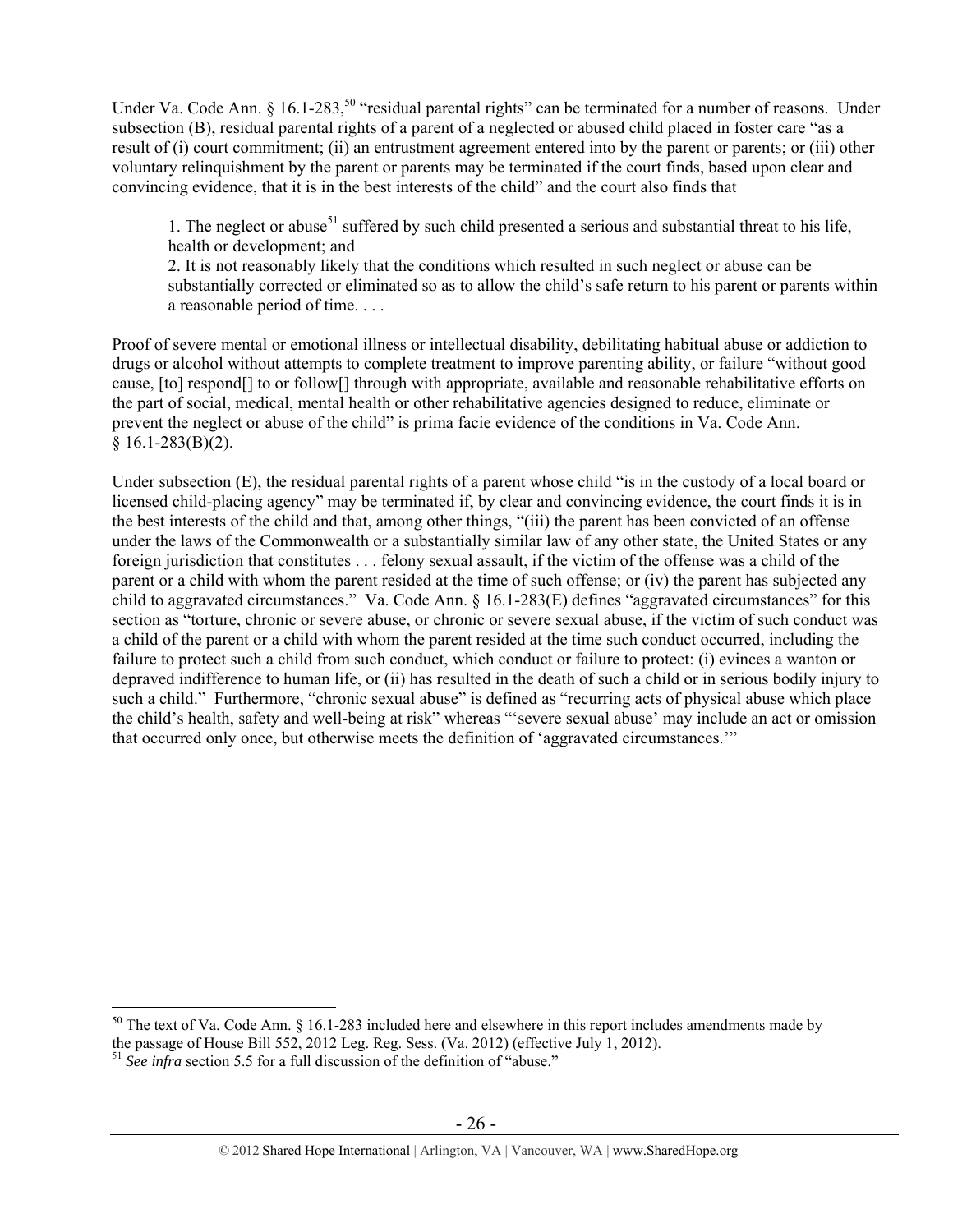Under Va. Code Ann. § 16.1-283,[50] "residual parental rights" can be terminated for a number of reasons. Under subsection (B), residual parental rights of a parent of a neglected or abused child placed in foster care "as a result of (i) court commitment; (ii) an entrustment agreement entered into by the parent or parents; or (iii) other voluntary relinquishment by the parent or parents may be terminated if the court finds, based upon clear and convincing evidence, that it is in the best interests of the child" and the court also finds that

> 1. The neglect or abuse[51] suffered by such child presented a serious and substantial threat to his life, health or development; and
>
> 2. It is not reasonably likely that the conditions which resulted in such neglect or abuse can be substantially corrected or eliminated so as to allow the child's safe return to his parent or parents within a reasonable period of time. . . .

Proof of severe mental or emotional illness or intellectual disability, debilitating habitual abuse or addiction to drugs or alcohol without attempts to complete treatment to improve parenting ability, or failure "without good cause, [to] respond[] to or follow[] through with appropriate, available and reasonable rehabilitative efforts on the part of social, medical, mental health or other rehabilitative agencies designed to reduce, eliminate or prevent the neglect or abuse of the child" is prima facie evidence of the conditions in Va. Code Ann. § 16.1-283(B)(2).

Under subsection (E), the residual parental rights of a parent whose child "is in the custody of a local board or licensed child-placing agency" may be terminated if, by clear and convincing evidence, the court finds it is in the best interests of the child and that, among other things, "(iii) the parent has been convicted of an offense under the laws of the Commonwealth or a substantially similar law of any other state, the United States or any foreign jurisdiction that constitutes . . . felony sexual assault, if the victim of the offense was a child of the parent or a child with whom the parent resided at the time of such offense; or (iv) the parent has subjected any child to aggravated circumstances." Va. Code Ann. § 16.1-283(E) defines "aggravated circumstances" for this section as "torture, chronic or severe abuse, or chronic or severe sexual abuse, if the victim of such conduct was a child of the parent or a child with whom the parent resided at the time such conduct occurred, including the failure to protect such a child from such conduct, which conduct or failure to protect: (i) evinces a wanton or depraved indifference to human life, or (ii) has resulted in the death of such a child or in serious bodily injury to such a child." Furthermore, "chronic sexual abuse" is defined as "recurring acts of physical abuse which place the child's health, safety and well-being at risk" whereas "'severe sexual abuse' may include an act or omission that occurred only once, but otherwise meets the definition of 'aggravated circumstances.'"

---

[50] The text of Va. Code Ann. § 16.1-283 included here and elsewhere in this report includes amendments made by the passage of House Bill 552, 2012 Leg. Reg. Sess. (Va. 2012) (effective July 1, 2012).

[51] *See infra* section 5.5 for a full discussion of the definition of "abuse."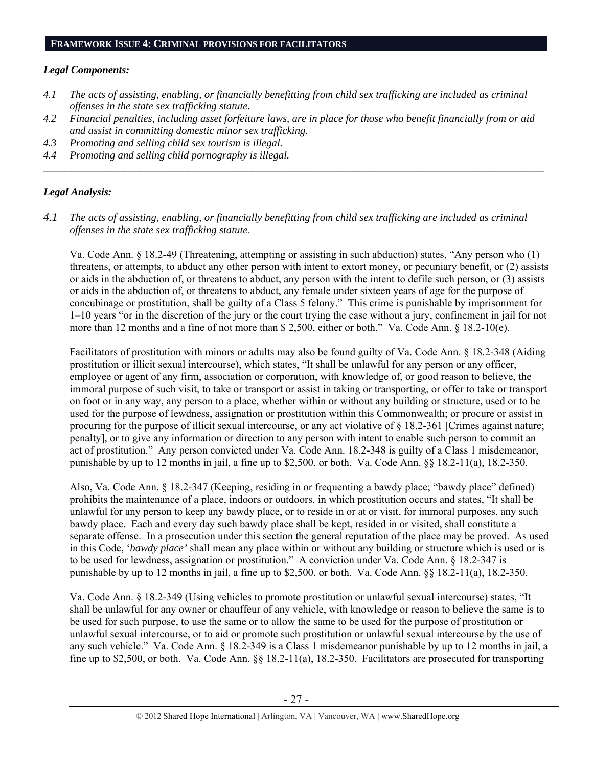## FRAMEWORK ISSUE 4: CRIMINAL PROVISIONS FOR FACILITATORS

### *Legal Components:*

*4.1 The acts of assisting, enabling, or financially benefitting from child sex trafficking are included as criminal offenses in the state sex trafficking statute.*

*4.2 Financial penalties, including asset forfeiture laws, are in place for those who benefit financially from or aid and assist in committing domestic minor sex trafficking.*

*4.3 Promoting and selling child sex tourism is illegal.*

*4.4 Promoting and selling child pornography is illegal.*

---

### *Legal Analysis:*

*4.1 The acts of assisting, enabling, or financially benefitting from child sex trafficking are included as criminal offenses in the state sex trafficking statute.*

Va. Code Ann. § 18.2-49 (Threatening, attempting or assisting in such abduction) states, "Any person who (1) threatens, or attempts, to abduct any other person with intent to extort money, or pecuniary benefit, or (2) assists or aids in the abduction of, or threatens to abduct, any person with the intent to defile such person, or (3) assists or aids in the abduction of, or threatens to abduct, any female under sixteen years of age for the purpose of concubinage or prostitution, shall be guilty of a Class 5 felony." This crime is punishable by imprisonment for 1–10 years "or in the discretion of the jury or the court trying the case without a jury, confinement in jail for not more than 12 months and a fine of not more than $ 2,500, either or both." Va. Code Ann. § 18.2-10(e).

Facilitators of prostitution with minors or adults may also be found guilty of Va. Code Ann. § 18.2-348 (Aiding prostitution or illicit sexual intercourse), which states, "It shall be unlawful for any person or any officer, employee or agent of any firm, association or corporation, with knowledge of, or good reason to believe, the immoral purpose of such visit, to take or transport or assist in taking or transporting, or offer to take or transport on foot or in any way, any person to a place, whether within or without any building or structure, used or to be used for the purpose of lewdness, assignation or prostitution within this Commonwealth; or procure or assist in procuring for the purpose of illicit sexual intercourse, or any act violative of § 18.2-361 [Crimes against nature; penalty], or to give any information or direction to any person with intent to enable such person to commit an act of prostitution." Any person convicted under Va. Code Ann. 18.2-348 is guilty of a Class 1 misdemeanor, punishable by up to 12 months in jail, a fine up to $2,500, or both. Va. Code Ann. §§ 18.2-11(a), 18.2-350.

Also, Va. Code Ann. § 18.2-347 (Keeping, residing in or frequenting a bawdy place; "bawdy place" defined) prohibits the maintenance of a place, indoors or outdoors, in which prostitution occurs and states, "It shall be unlawful for any person to keep any bawdy place, or to reside in or at or visit, for immoral purposes, any such bawdy place. Each and every day such bawdy place shall be kept, resided in or visited, shall constitute a separate offense. In a prosecution under this section the general reputation of the place may be proved. As used in this Code, '*bawdy place'* shall mean any place within or without any building or structure which is used or is to be used for lewdness, assignation or prostitution." A conviction under Va. Code Ann. § 18.2-347 is punishable by up to 12 months in jail, a fine up to $2,500, or both. Va. Code Ann. §§ 18.2-11(a), 18.2-350.

Va. Code Ann. § 18.2-349 (Using vehicles to promote prostitution or unlawful sexual intercourse) states, "It shall be unlawful for any owner or chauffeur of any vehicle, with knowledge or reason to believe the same is to be used for such purpose, to use the same or to allow the same to be used for the purpose of prostitution or unlawful sexual intercourse, or to aid or promote such prostitution or unlawful sexual intercourse by the use of any such vehicle." Va. Code Ann. § 18.2-349 is a Class 1 misdemeanor punishable by up to 12 months in jail, a fine up to $2,500, or both. Va. Code Ann. §§ 18.2-11(a), 18.2-350. Facilitators are prosecuted for transporting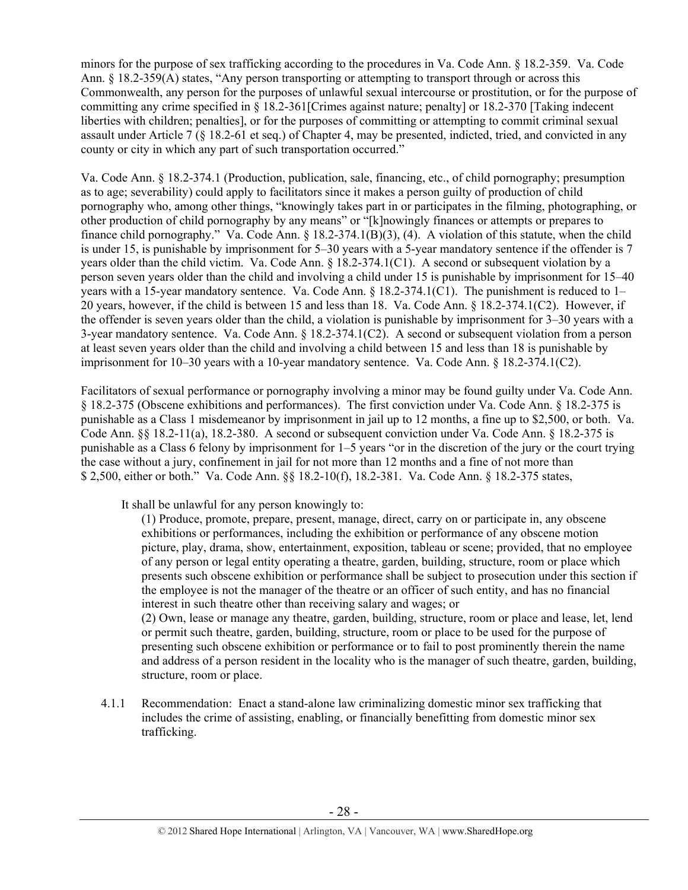minors for the purpose of sex trafficking according to the procedures in Va. Code Ann. § 18.2-359. Va. Code Ann. § 18.2-359(A) states, "Any person transporting or attempting to transport through or across this Commonwealth, any person for the purposes of unlawful sexual intercourse or prostitution, or for the purpose of committing any crime specified in § 18.2-361[Crimes against nature; penalty] or 18.2-370 [Taking indecent liberties with children; penalties], or for the purposes of committing or attempting to commit criminal sexual assault under Article 7 (§ 18.2-61 et seq.) of Chapter 4, may be presented, indicted, tried, and convicted in any county or city in which any part of such transportation occurred."

Va. Code Ann. § 18.2-374.1 (Production, publication, sale, financing, etc., of child pornography; presumption as to age; severability) could apply to facilitators since it makes a person guilty of production of child pornography who, among other things, "knowingly takes part in or participates in the filming, photographing, or other production of child pornography by any means" or "[k]nowingly finances or attempts or prepares to finance child pornography." Va. Code Ann. § 18.2-374.1(B)(3), (4). A violation of this statute, when the child is under 15, is punishable by imprisonment for 5–30 years with a 5-year mandatory sentence if the offender is 7 years older than the child victim. Va. Code Ann. § 18.2-374.1(C1). A second or subsequent violation by a person seven years older than the child and involving a child under 15 is punishable by imprisonment for 15–40 years with a 15-year mandatory sentence. Va. Code Ann. § 18.2-374.1(C1). The punishment is reduced to 1–20 years, however, if the child is between 15 and less than 18. Va. Code Ann. § 18.2-374.1(C2). However, if the offender is seven years older than the child, a violation is punishable by imprisonment for 3–30 years with a 3-year mandatory sentence. Va. Code Ann. § 18.2-374.1(C2). A second or subsequent violation from a person at least seven years older than the child and involving a child between 15 and less than 18 is punishable by imprisonment for 10–30 years with a 10-year mandatory sentence. Va. Code Ann. § 18.2-374.1(C2).

Facilitators of sexual performance or pornography involving a minor may be found guilty under Va. Code Ann. § 18.2-375 (Obscene exhibitions and performances). The first conviction under Va. Code Ann. § 18.2-375 is punishable as a Class 1 misdemeanor by imprisonment in jail up to 12 months, a fine up to $2,500, or both. Va. Code Ann. §§ 18.2-11(a), 18.2-380. A second or subsequent conviction under Va. Code Ann. § 18.2-375 is punishable as a Class 6 felony by imprisonment for 1–5 years "or in the discretion of the jury or the court trying the case without a jury, confinement in jail for not more than 12 months and a fine of not more than $ 2,500, either or both." Va. Code Ann. §§ 18.2-10(f), 18.2-381. Va. Code Ann. § 18.2-375 states,

> It shall be unlawful for any person knowingly to:
>
> (1) Produce, promote, prepare, present, manage, direct, carry on or participate in, any obscene exhibitions or performances, including the exhibition or performance of any obscene motion picture, play, drama, show, entertainment, exposition, tableau or scene; provided, that no employee of any person or legal entity operating a theatre, garden, building, structure, room or place which presents such obscene exhibition or performance shall be subject to prosecution under this section if the employee is not the manager of the theatre or an officer of such entity, and has no financial interest in such theatre other than receiving salary and wages; or
>
> (2) Own, lease or manage any theatre, garden, building, structure, room or place and lease, let, lend or permit such theatre, garden, building, structure, room or place to be used for the purpose of presenting such obscene exhibition or performance or to fail to post prominently therein the name and address of a person resident in the locality who is the manager of such theatre, garden, building, structure, room or place.

4.1.1 Recommendation: Enact a stand-alone law criminalizing domestic minor sex trafficking that includes the crime of assisting, enabling, or financially benefitting from domestic minor sex trafficking.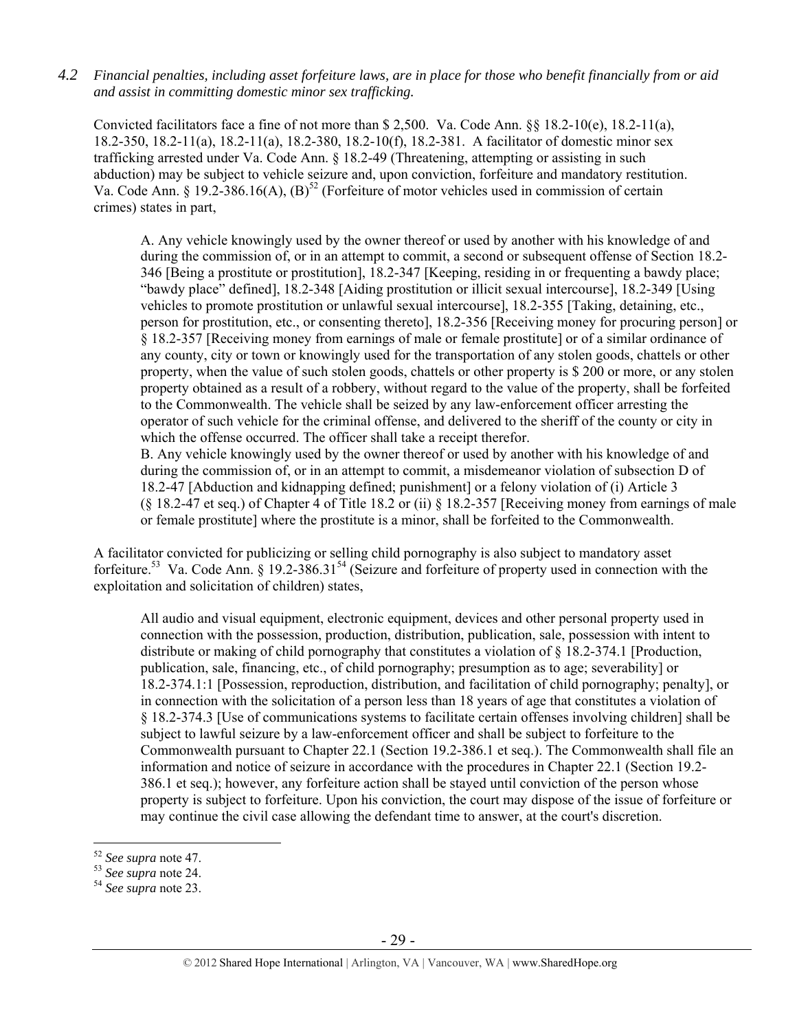*4.2 Financial penalties, including asset forfeiture laws, are in place for those who benefit financially from or aid and assist in committing domestic minor sex trafficking.*

Convicted facilitators face a fine of not more than $ 2,500. Va. Code Ann. §§ 18.2-10(e), 18.2-11(a), 18.2-350, 18.2-11(a), 18.2-11(a), 18.2-380, 18.2-10(f), 18.2-381. A facilitator of domestic minor sex trafficking arrested under Va. Code Ann. § 18.2-49 (Threatening, attempting or assisting in such abduction) may be subject to vehicle seizure and, upon conviction, forfeiture and mandatory restitution. Va. Code Ann. § 19.2-386.16(A), (B)[52] (Forfeiture of motor vehicles used in commission of certain crimes) states in part,

> A. Any vehicle knowingly used by the owner thereof or used by another with his knowledge of and during the commission of, or in an attempt to commit, a second or subsequent offense of Section 18.2-346 [Being a prostitute or prostitution], 18.2-347 [Keeping, residing in or frequenting a bawdy place; "bawdy place" defined], 18.2-348 [Aiding prostitution or illicit sexual intercourse], 18.2-349 [Using vehicles to promote prostitution or unlawful sexual intercourse], 18.2-355 [Taking, detaining, etc., person for prostitution, etc., or consenting thereto], 18.2-356 [Receiving money for procuring person] or § 18.2-357 [Receiving money from earnings of male or female prostitute] or of a similar ordinance of any county, city or town or knowingly used for the transportation of any stolen goods, chattels or other property, when the value of such stolen goods, chattels or other property is $ 200 or more, or any stolen property obtained as a result of a robbery, without regard to the value of the property, shall be forfeited to the Commonwealth. The vehicle shall be seized by any law-enforcement officer arresting the operator of such vehicle for the criminal offense, and delivered to the sheriff of the county or city in which the offense occurred. The officer shall take a receipt therefor.
>
> B. Any vehicle knowingly used by the owner thereof or used by another with his knowledge of and during the commission of, or in an attempt to commit, a misdemeanor violation of subsection D of 18.2-47 [Abduction and kidnapping defined; punishment] or a felony violation of (i) Article 3 (§ 18.2-47 et seq.) of Chapter 4 of Title 18.2 or (ii) § 18.2-357 [Receiving money from earnings of male or female prostitute] where the prostitute is a minor, shall be forfeited to the Commonwealth.

A facilitator convicted for publicizing or selling child pornography is also subject to mandatory asset forfeiture.[53] Va. Code Ann. § 19.2-386.31[54] (Seizure and forfeiture of property used in connection with the exploitation and solicitation of children) states,

> All audio and visual equipment, electronic equipment, devices and other personal property used in connection with the possession, production, distribution, publication, sale, possession with intent to distribute or making of child pornography that constitutes a violation of § 18.2-374.1 [Production, publication, sale, financing, etc., of child pornography; presumption as to age; severability] or 18.2-374.1:1 [Possession, reproduction, distribution, and facilitation of child pornography; penalty], or in connection with the solicitation of a person less than 18 years of age that constitutes a violation of § 18.2-374.3 [Use of communications systems to facilitate certain offenses involving children] shall be subject to lawful seizure by a law-enforcement officer and shall be subject to forfeiture to the Commonwealth pursuant to Chapter 22.1 (Section 19.2-386.1 et seq.). The Commonwealth shall file an information and notice of seizure in accordance with the procedures in Chapter 22.1 (Section 19.2-386.1 et seq.); however, any forfeiture action shall be stayed until conviction of the person whose property is subject to forfeiture. Upon his conviction, the court may dispose of the issue of forfeiture or may continue the civil case allowing the defendant time to answer, at the court's discretion.

---

[52] *See supra* note 47.

[53] *See supra* note 24.

[54] *See supra* note 23.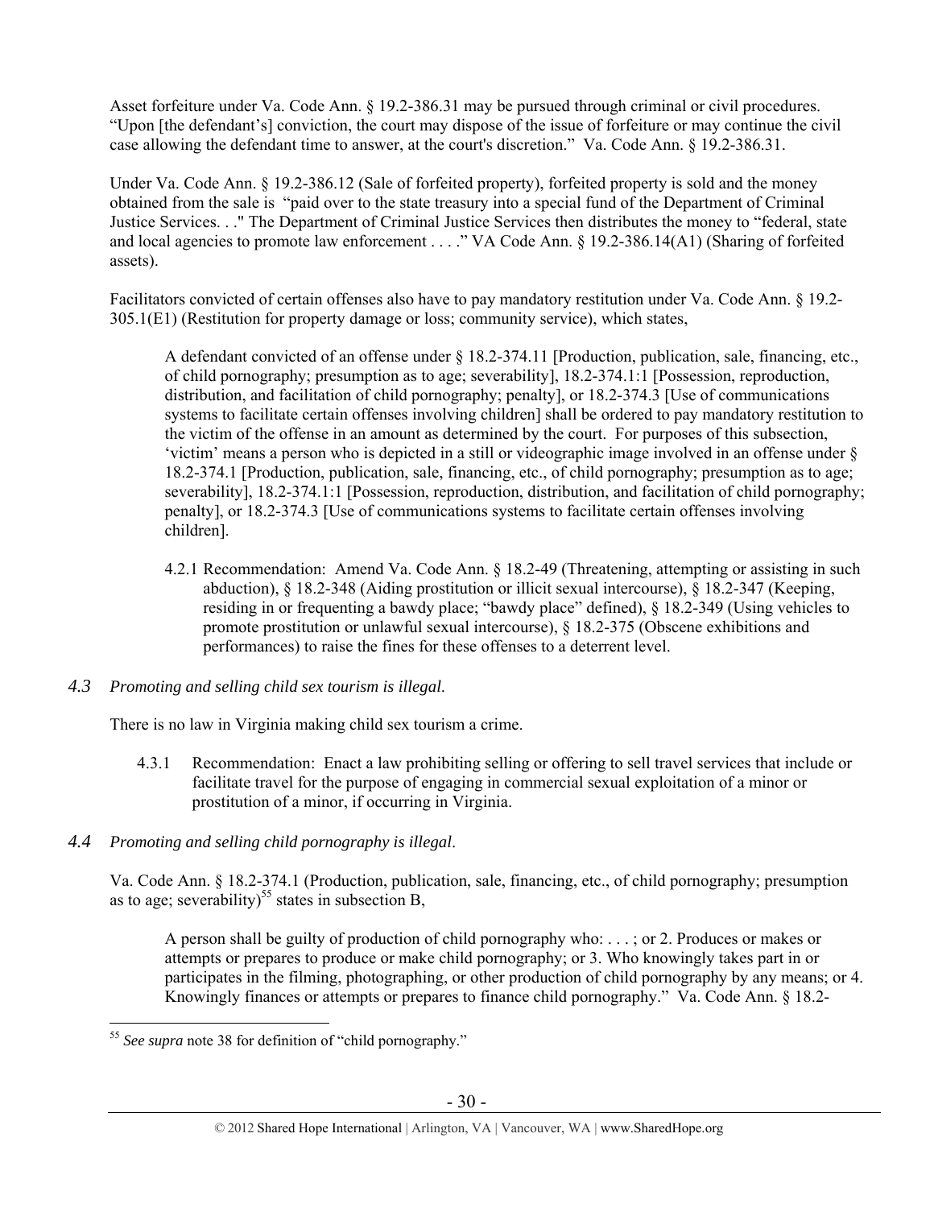Asset forfeiture under Va. Code Ann. § 19.2-386.31 may be pursued through criminal or civil procedures. "Upon [the defendant's] conviction, the court may dispose of the issue of forfeiture or may continue the civil case allowing the defendant time to answer, at the court's discretion." Va. Code Ann. § 19.2-386.31.

Under Va. Code Ann. § 19.2-386.12 (Sale of forfeited property), forfeited property is sold and the money obtained from the sale is "paid over to the state treasury into a special fund of the Department of Criminal Justice Services. . ." The Department of Criminal Justice Services then distributes the money to "federal, state and local agencies to promote law enforcement . . . ." VA Code Ann. § 19.2-386.14(A1) (Sharing of forfeited assets).

Facilitators convicted of certain offenses also have to pay mandatory restitution under Va. Code Ann. § 19.2-305.1(E1) (Restitution for property damage or loss; community service), which states,

> A defendant convicted of an offense under § 18.2-374.11 [Production, publication, sale, financing, etc., of child pornography; presumption as to age; severability], 18.2-374.1:1 [Possession, reproduction, distribution, and facilitation of child pornography; penalty], or 18.2-374.3 [Use of communications systems to facilitate certain offenses involving children] shall be ordered to pay mandatory restitution to the victim of the offense in an amount as determined by the court. For purposes of this subsection, 'victim' means a person who is depicted in a still or videographic image involved in an offense under § 18.2-374.1 [Production, publication, sale, financing, etc., of child pornography; presumption as to age; severability], 18.2-374.1:1 [Possession, reproduction, distribution, and facilitation of child pornography; penalty], or 18.2-374.3 [Use of communications systems to facilitate certain offenses involving children].

4.2.1 Recommendation: Amend Va. Code Ann. § 18.2-49 (Threatening, attempting or assisting in such abduction), § 18.2-348 (Aiding prostitution or illicit sexual intercourse), § 18.2-347 (Keeping, residing in or frequenting a bawdy place; "bawdy place" defined), § 18.2-349 (Using vehicles to promote prostitution or unlawful sexual intercourse), § 18.2-375 (Obscene exhibitions and performances) to raise the fines for these offenses to a deterrent level.

### *4.3 Promoting and selling child sex tourism is illegal.*

There is no law in Virginia making child sex tourism a crime.

4.3.1 Recommendation: Enact a law prohibiting selling or offering to sell travel services that include or facilitate travel for the purpose of engaging in commercial sexual exploitation of a minor or prostitution of a minor, if occurring in Virginia.

### *4.4 Promoting and selling child pornography is illegal.*

Va. Code Ann. § 18.2-374.1 (Production, publication, sale, financing, etc., of child pornography; presumption as to age; severability)[55] states in subsection B,

> A person shall be guilty of production of child pornography who: . . . ; or 2. Produces or makes or attempts or prepares to produce or make child pornography; or 3. Who knowingly takes part in or participates in the filming, photographing, or other production of child pornography by any means; or 4. Knowingly finances or attempts or prepares to finance child pornography." Va. Code Ann. § 18.2-

---

[55] *See supra* note 38 for definition of "child pornography."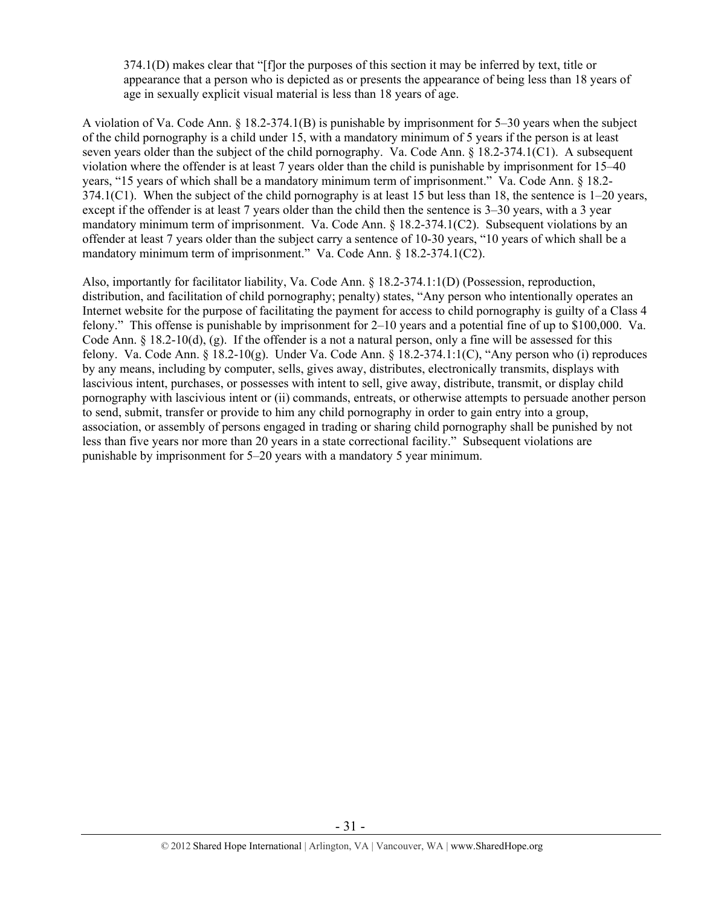374.1(D) makes clear that "[f]or the purposes of this section it may be inferred by text, title or appearance that a person who is depicted as or presents the appearance of being less than 18 years of age in sexually explicit visual material is less than 18 years of age.

A violation of Va. Code Ann. § 18.2-374.1(B) is punishable by imprisonment for 5–30 years when the subject of the child pornography is a child under 15, with a mandatory minimum of 5 years if the person is at least seven years older than the subject of the child pornography. Va. Code Ann. § 18.2-374.1(C1). A subsequent violation where the offender is at least 7 years older than the child is punishable by imprisonment for 15–40 years, "15 years of which shall be a mandatory minimum term of imprisonment." Va. Code Ann. § 18.2-374.1(C1). When the subject of the child pornography is at least 15 but less than 18, the sentence is 1–20 years, except if the offender is at least 7 years older than the child then the sentence is 3–30 years, with a 3 year mandatory minimum term of imprisonment. Va. Code Ann. § 18.2-374.1(C2). Subsequent violations by an offender at least 7 years older than the subject carry a sentence of 10-30 years, "10 years of which shall be a mandatory minimum term of imprisonment." Va. Code Ann. § 18.2-374.1(C2).

Also, importantly for facilitator liability, Va. Code Ann. § 18.2-374.1:1(D) (Possession, reproduction, distribution, and facilitation of child pornography; penalty) states, "Any person who intentionally operates an Internet website for the purpose of facilitating the payment for access to child pornography is guilty of a Class 4 felony." This offense is punishable by imprisonment for 2–10 years and a potential fine of up to $100,000. Va. Code Ann. § 18.2-10(d), (g). If the offender is a not a natural person, only a fine will be assessed for this felony. Va. Code Ann. § 18.2-10(g). Under Va. Code Ann. § 18.2-374.1:1(C), "Any person who (i) reproduces by any means, including by computer, sells, gives away, distributes, electronically transmits, displays with lascivious intent, purchases, or possesses with intent to sell, give away, distribute, transmit, or display child pornography with lascivious intent or (ii) commands, entreats, or otherwise attempts to persuade another person to send, submit, transfer or provide to him any child pornography in order to gain entry into a group, association, or assembly of persons engaged in trading or sharing child pornography shall be punished by not less than five years nor more than 20 years in a state correctional facility." Subsequent violations are punishable by imprisonment for 5–20 years with a mandatory 5 year minimum.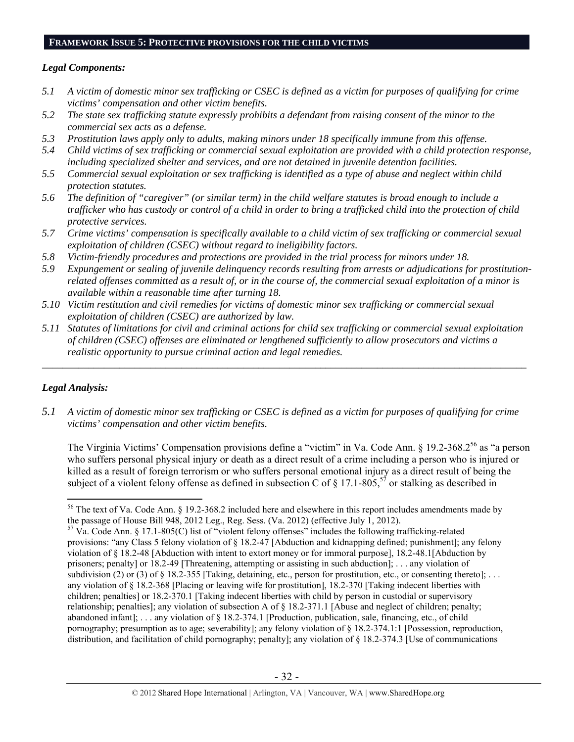## FRAMEWORK ISSUE 5: PROTECTIVE PROVISIONS FOR THE CHILD VICTIMS

### *Legal Components:*

*5.1 A victim of domestic minor sex trafficking or CSEC is defined as a victim for purposes of qualifying for crime victims' compensation and other victim benefits.*

*5.2 The state sex trafficking statute expressly prohibits a defendant from raising consent of the minor to the commercial sex acts as a defense.*

*5.3 Prostitution laws apply only to adults, making minors under 18 specifically immune from this offense.*

*5.4 Child victims of sex trafficking or commercial sexual exploitation are provided with a child protection response, including specialized shelter and services, and are not detained in juvenile detention facilities.*

*5.5 Commercial sexual exploitation or sex trafficking is identified as a type of abuse and neglect within child protection statutes.*

*5.6 The definition of "caregiver" (or similar term) in the child welfare statutes is broad enough to include a trafficker who has custody or control of a child in order to bring a trafficked child into the protection of child protective services.*

*5.7 Crime victims' compensation is specifically available to a child victim of sex trafficking or commercial sexual exploitation of children (CSEC) without regard to ineligibility factors.*

*5.8 Victim-friendly procedures and protections are provided in the trial process for minors under 18.*

*5.9 Expungement or sealing of juvenile delinquency records resulting from arrests or adjudications for prostitution-related offenses committed as a result of, or in the course of, the commercial sexual exploitation of a minor is available within a reasonable time after turning 18.*

*5.10 Victim restitution and civil remedies for victims of domestic minor sex trafficking or commercial sexual exploitation of children (CSEC) are authorized by law.*

*5.11 Statutes of limitations for civil and criminal actions for child sex trafficking or commercial sexual exploitation of children (CSEC) offenses are eliminated or lengthened sufficiently to allow prosecutors and victims a realistic opportunity to pursue criminal action and legal remedies.*

---

### *Legal Analysis:*

*5.1 A victim of domestic minor sex trafficking or CSEC is defined as a victim for purposes of qualifying for crime victims' compensation and other victim benefits.*

The Virginia Victims' Compensation provisions define a "victim" in Va. Code Ann. § 19.2-368.2[56] as "a person who suffers personal physical injury or death as a direct result of a crime including a person who is injured or killed as a result of foreign terrorism or who suffers personal emotional injury as a direct result of being the subject of a violent felony offense as defined in subsection C of § 17.1-805,[57] or stalking as described in

---

[56] The text of Va. Code Ann. § 19.2-368.2 included here and elsewhere in this report includes amendments made by the passage of House Bill 948, 2012 Leg., Reg. Sess. (Va. 2012) (effective July 1, 2012).

[57] Va. Code Ann. § 17.1-805(C) list of "violent felony offenses" includes the following trafficking-related provisions: "any Class 5 felony violation of § 18.2-47 [Abduction and kidnapping defined; punishment]; any felony violation of § 18.2-48 [Abduction with intent to extort money or for immoral purpose], 18.2-48.1[Abduction by prisoners; penalty] or 18.2-49 [Threatening, attempting or assisting in such abduction]; . . . any violation of subdivision (2) or (3) of § 18.2-355 [Taking, detaining, etc., person for prostitution, etc., or consenting thereto]; . . . any violation of § 18.2-368 [Placing or leaving wife for prostitution], 18.2-370 [Taking indecent liberties with children; penalties] or 18.2-370.1 [Taking indecent liberties with child by person in custodial or supervisory relationship; penalties]; any violation of subsection A of § 18.2-371.1 [Abuse and neglect of children; penalty; abandoned infant]; . . . any violation of § 18.2-374.1 [Production, publication, sale, financing, etc., of child pornography; presumption as to age; severability]; any felony violation of § 18.2-374.1:1 [Possession, reproduction, distribution, and facilitation of child pornography; penalty]; any violation of § 18.2-374.3 [Use of communications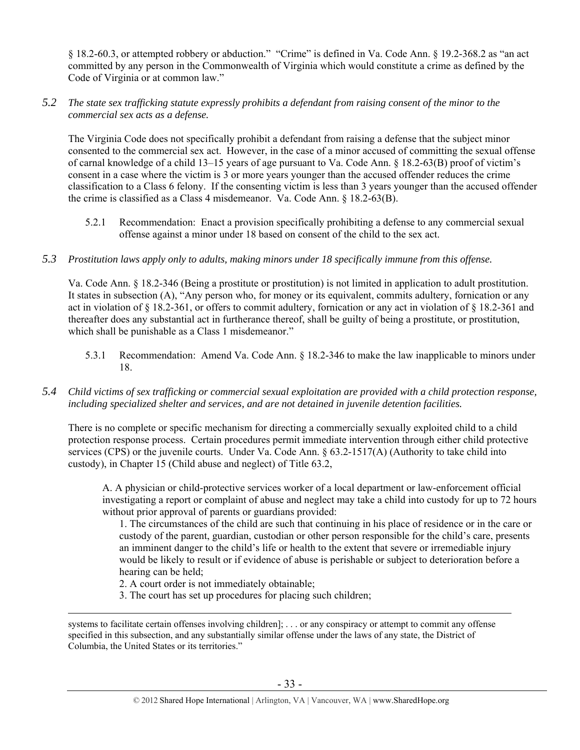§ 18.2-60.3, or attempted robbery or abduction." "Crime" is defined in Va. Code Ann. § 19.2-368.2 as "an act committed by any person in the Commonwealth of Virginia which would constitute a crime as defined by the Code of Virginia or at common law."

*5.2 The state sex trafficking statute expressly prohibits a defendant from raising consent of the minor to the commercial sex acts as a defense.*

The Virginia Code does not specifically prohibit a defendant from raising a defense that the subject minor consented to the commercial sex act. However, in the case of a minor accused of committing the sexual offense of carnal knowledge of a child 13–15 years of age pursuant to Va. Code Ann. § 18.2-63(B) proof of victim's consent in a case where the victim is 3 or more years younger than the accused offender reduces the crime classification to a Class 6 felony. If the consenting victim is less than 3 years younger than the accused offender the crime is classified as a Class 4 misdemeanor. Va. Code Ann. § 18.2-63(B).

5.2.1 Recommendation: Enact a provision specifically prohibiting a defense to any commercial sexual offense against a minor under 18 based on consent of the child to the sex act.

*5.3 Prostitution laws apply only to adults, making minors under 18 specifically immune from this offense.*

Va. Code Ann. § 18.2-346 (Being a prostitute or prostitution) is not limited in application to adult prostitution. It states in subsection (A), "Any person who, for money or its equivalent, commits adultery, fornication or any act in violation of § 18.2-361, or offers to commit adultery, fornication or any act in violation of § 18.2-361 and thereafter does any substantial act in furtherance thereof, shall be guilty of being a prostitute, or prostitution, which shall be punishable as a Class 1 misdemeanor."

5.3.1 Recommendation: Amend Va. Code Ann. § 18.2-346 to make the law inapplicable to minors under 18.

*5.4 Child victims of sex trafficking or commercial sexual exploitation are provided with a child protection response, including specialized shelter and services, and are not detained in juvenile detention facilities.*

There is no complete or specific mechanism for directing a commercially sexually exploited child to a child protection response process. Certain procedures permit immediate intervention through either child protective services (CPS) or the juvenile courts. Under Va. Code Ann. § 63.2-1517(A) (Authority to take child into custody), in Chapter 15 (Child abuse and neglect) of Title 63.2,

> A. A physician or child-protective services worker of a local department or law-enforcement official investigating a report or complaint of abuse and neglect may take a child into custody for up to 72 hours without prior approval of parents or guardians provided:
>
> 1. The circumstances of the child are such that continuing in his place of residence or in the care or custody of the parent, guardian, custodian or other person responsible for the child's care, presents an imminent danger to the child's life or health to the extent that severe or irremediable injury would be likely to result or if evidence of abuse is perishable or subject to deterioration before a hearing can be held;
> 2. A court order is not immediately obtainable;
> 3. The court has set up procedures for placing such children;

---

systems to facilitate certain offenses involving children]; . . . or any conspiracy or attempt to commit any offense specified in this subsection, and any substantially similar offense under the laws of any state, the District of Columbia, the United States or its territories."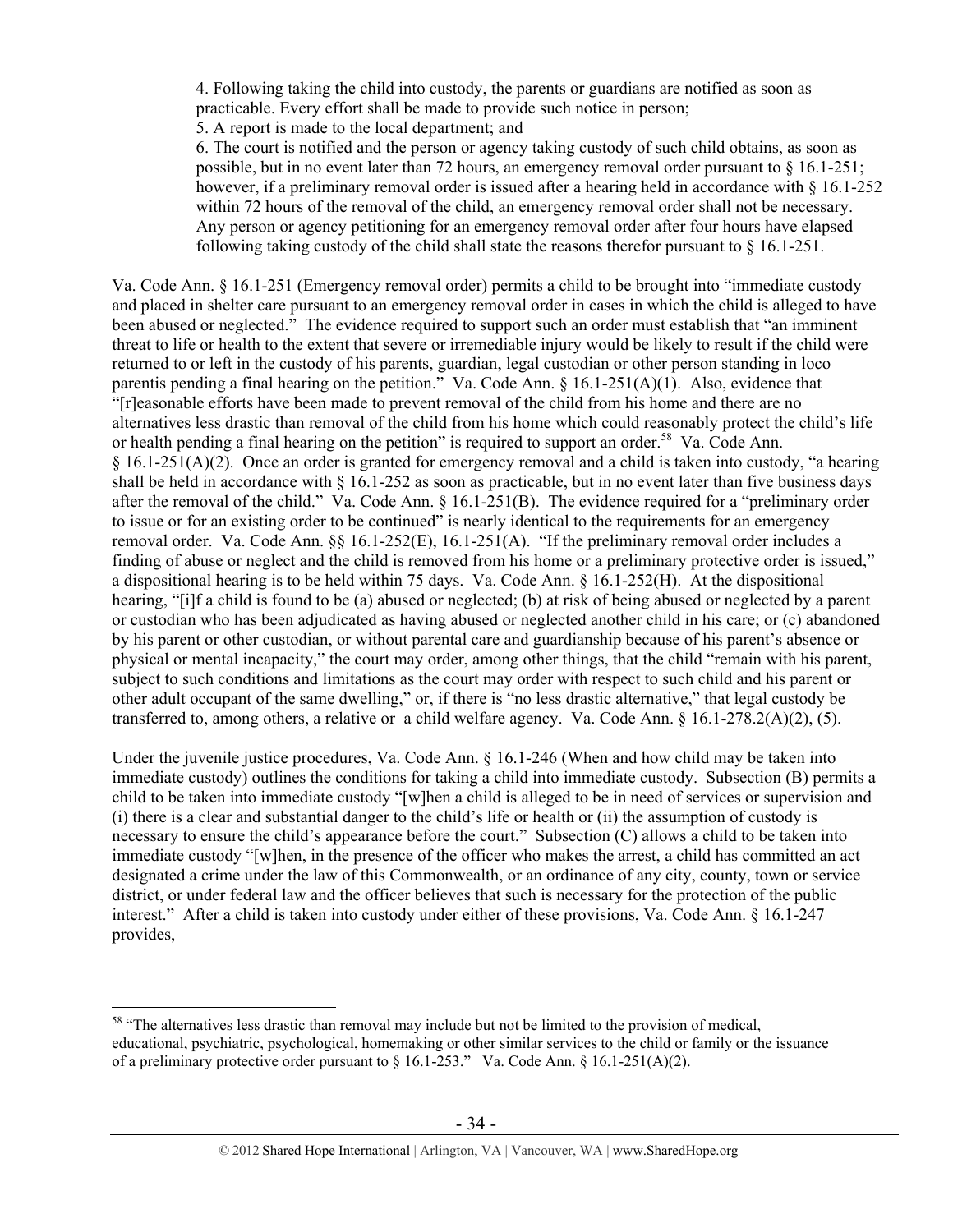> 4. Following taking the child into custody, the parents or guardians are notified as soon as practicable. Every effort shall be made to provide such notice in person;
> 5. A report is made to the local department; and
> 6. The court is notified and the person or agency taking custody of such child obtains, as soon as possible, but in no event later than 72 hours, an emergency removal order pursuant to § 16.1-251; however, if a preliminary removal order is issued after a hearing held in accordance with § 16.1-252 within 72 hours of the removal of the child, an emergency removal order shall not be necessary. Any person or agency petitioning for an emergency removal order after four hours have elapsed following taking custody of the child shall state the reasons therefor pursuant to § 16.1-251.

Va. Code Ann. § 16.1-251 (Emergency removal order) permits a child to be brought into "immediate custody and placed in shelter care pursuant to an emergency removal order in cases in which the child is alleged to have been abused or neglected." The evidence required to support such an order must establish that "an imminent threat to life or health to the extent that severe or irremediable injury would be likely to result if the child were returned to or left in the custody of his parents, guardian, legal custodian or other person standing in loco parentis pending a final hearing on the petition." Va. Code Ann. § 16.1-251(A)(1). Also, evidence that "[r]easonable efforts have been made to prevent removal of the child from his home and there are no alternatives less drastic than removal of the child from his home which could reasonably protect the child's life or health pending a final hearing on the petition" is required to support an order.[58] Va. Code Ann. § 16.1-251(A)(2). Once an order is granted for emergency removal and a child is taken into custody, "a hearing shall be held in accordance with § 16.1-252 as soon as practicable, but in no event later than five business days after the removal of the child." Va. Code Ann. § 16.1-251(B). The evidence required for a "preliminary order to issue or for an existing order to be continued" is nearly identical to the requirements for an emergency removal order. Va. Code Ann. §§ 16.1-252(E), 16.1-251(A). "If the preliminary removal order includes a finding of abuse or neglect and the child is removed from his home or a preliminary protective order is issued," a dispositional hearing is to be held within 75 days. Va. Code Ann. § 16.1-252(H). At the dispositional hearing, "[i]f a child is found to be (a) abused or neglected; (b) at risk of being abused or neglected by a parent or custodian who has been adjudicated as having abused or neglected another child in his care; or (c) abandoned by his parent or other custodian, or without parental care and guardianship because of his parent's absence or physical or mental incapacity," the court may order, among other things, that the child "remain with his parent, subject to such conditions and limitations as the court may order with respect to such child and his parent or other adult occupant of the same dwelling," or, if there is "no less drastic alternative," that legal custody be transferred to, among others, a relative or a child welfare agency. Va. Code Ann. § 16.1-278.2(A)(2), (5).

Under the juvenile justice procedures, Va. Code Ann. § 16.1-246 (When and how child may be taken into immediate custody) outlines the conditions for taking a child into immediate custody. Subsection (B) permits a child to be taken into immediate custody "[w]hen a child is alleged to be in need of services or supervision and (i) there is a clear and substantial danger to the child's life or health or (ii) the assumption of custody is necessary to ensure the child's appearance before the court." Subsection (C) allows a child to be taken into immediate custody "[w]hen, in the presence of the officer who makes the arrest, a child has committed an act designated a crime under the law of this Commonwealth, or an ordinance of any city, county, town or service district, or under federal law and the officer believes that such is necessary for the protection of the public interest." After a child is taken into custody under either of these provisions, Va. Code Ann. § 16.1-247 provides,

---

[58] "The alternatives less drastic than removal may include but not be limited to the provision of medical, educational, psychiatric, psychological, homemaking or other similar services to the child or family or the issuance of a preliminary protective order pursuant to § 16.1-253." Va. Code Ann. § 16.1-251(A)(2).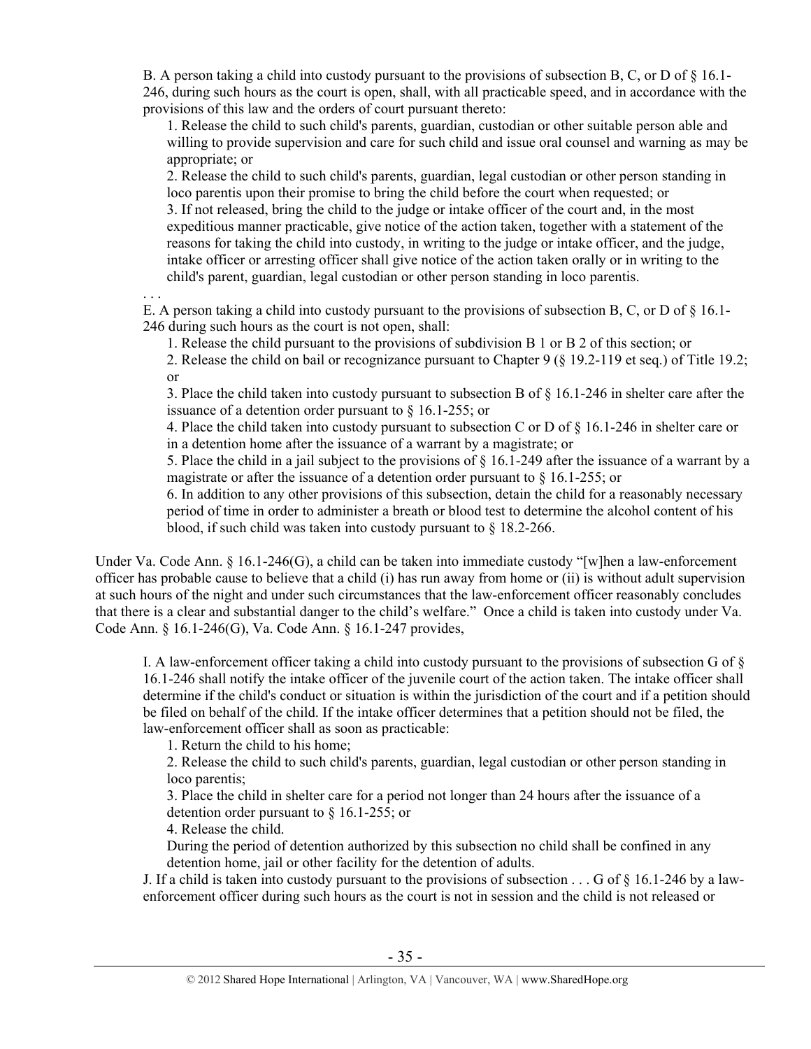B. A person taking a child into custody pursuant to the provisions of subsection B, C, or D of § 16.1-246, during such hours as the court is open, shall, with all practicable speed, and in accordance with the provisions of this law and the orders of court pursuant thereto:

1. Release the child to such child's parents, guardian, custodian or other suitable person able and willing to provide supervision and care for such child and issue oral counsel and warning as may be appropriate; or

2. Release the child to such child's parents, guardian, legal custodian or other person standing in loco parentis upon their promise to bring the child before the court when requested; or

3. If not released, bring the child to the judge or intake officer of the court and, in the most expeditious manner practicable, give notice of the action taken, together with a statement of the reasons for taking the child into custody, in writing to the judge or intake officer, and the judge, intake officer or arresting officer shall give notice of the action taken orally or in writing to the child's parent, guardian, legal custodian or other person standing in loco parentis.

. . .

E. A person taking a child into custody pursuant to the provisions of subsection B, C, or D of § 16.1-246 during such hours as the court is not open, shall:

1. Release the child pursuant to the provisions of subdivision B 1 or B 2 of this section; or

2. Release the child on bail or recognizance pursuant to Chapter 9 (§ 19.2-119 et seq.) of Title 19.2; or

3. Place the child taken into custody pursuant to subsection B of § 16.1-246 in shelter care after the issuance of a detention order pursuant to § 16.1-255; or

4. Place the child taken into custody pursuant to subsection C or D of § 16.1-246 in shelter care or in a detention home after the issuance of a warrant by a magistrate; or

5. Place the child in a jail subject to the provisions of § 16.1-249 after the issuance of a warrant by a magistrate or after the issuance of a detention order pursuant to § 16.1-255; or

6. In addition to any other provisions of this subsection, detain the child for a reasonably necessary period of time in order to administer a breath or blood test to determine the alcohol content of his blood, if such child was taken into custody pursuant to § 18.2-266.

Under Va. Code Ann. § 16.1-246(G), a child can be taken into immediate custody "[w]hen a law-enforcement officer has probable cause to believe that a child (i) has run away from home or (ii) is without adult supervision at such hours of the night and under such circumstances that the law-enforcement officer reasonably concludes that there is a clear and substantial danger to the child's welfare." Once a child is taken into custody under Va. Code Ann. § 16.1-246(G), Va. Code Ann. § 16.1-247 provides,

I. A law-enforcement officer taking a child into custody pursuant to the provisions of subsection G of § 16.1-246 shall notify the intake officer of the juvenile court of the action taken. The intake officer shall determine if the child's conduct or situation is within the jurisdiction of the court and if a petition should be filed on behalf of the child. If the intake officer determines that a petition should not be filed, the law-enforcement officer shall as soon as practicable:

1. Return the child to his home;

2. Release the child to such child's parents, guardian, legal custodian or other person standing in loco parentis;

3. Place the child in shelter care for a period not longer than 24 hours after the issuance of a detention order pursuant to § 16.1-255; or

4. Release the child.

During the period of detention authorized by this subsection no child shall be confined in any detention home, jail or other facility for the detention of adults.

J. If a child is taken into custody pursuant to the provisions of subsection . . . G of § 16.1-246 by a law-enforcement officer during such hours as the court is not in session and the child is not released or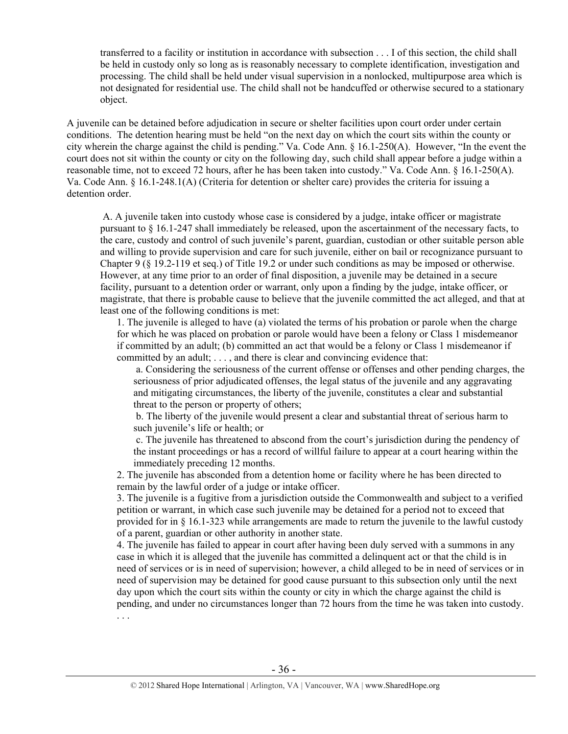> transferred to a facility or institution in accordance with subsection . . . I of this section, the child shall be held in custody only so long as is reasonably necessary to complete identification, investigation and processing. The child shall be held under visual supervision in a nonlocked, multipurpose area which is not designated for residential use. The child shall not be handcuffed or otherwise secured to a stationary object.

A juvenile can be detained before adjudication in secure or shelter facilities upon court order under certain conditions. The detention hearing must be held "on the next day on which the court sits within the county or city wherein the charge against the child is pending." Va. Code Ann. § 16.1-250(A). However, "In the event the court does not sit within the county or city on the following day, such child shall appear before a judge within a reasonable time, not to exceed 72 hours, after he has been taken into custody." Va. Code Ann. § 16.1-250(A). Va. Code Ann. § 16.1-248.1(A) (Criteria for detention or shelter care) provides the criteria for issuing a detention order.

> A. A juvenile taken into custody whose case is considered by a judge, intake officer or magistrate pursuant to § 16.1-247 shall immediately be released, upon the ascertainment of the necessary facts, to the care, custody and control of such juvenile's parent, guardian, custodian or other suitable person able and willing to provide supervision and care for such juvenile, either on bail or recognizance pursuant to Chapter 9 (§ 19.2-119 et seq.) of Title 19.2 or under such conditions as may be imposed or otherwise. However, at any time prior to an order of final disposition, a juvenile may be detained in a secure facility, pursuant to a detention order or warrant, only upon a finding by the judge, intake officer, or magistrate, that there is probable cause to believe that the juvenile committed the act alleged, and that at least one of the following conditions is met:
>
> 1. The juvenile is alleged to have (a) violated the terms of his probation or parole when the charge for which he was placed on probation or parole would have been a felony or Class 1 misdemeanor if committed by an adult; (b) committed an act that would be a felony or Class 1 misdemeanor if committed by an adult; . . . , and there is clear and convincing evidence that:
>
>    a. Considering the seriousness of the current offense or offenses and other pending charges, the seriousness of prior adjudicated offenses, the legal status of the juvenile and any aggravating and mitigating circumstances, the liberty of the juvenile, constitutes a clear and substantial threat to the person or property of others;
>
>    b. The liberty of the juvenile would present a clear and substantial threat of serious harm to such juvenile's life or health; or
>
>    c. The juvenile has threatened to abscond from the court's jurisdiction during the pendency of the instant proceedings or has a record of willful failure to appear at a court hearing within the immediately preceding 12 months.
>
> 2. The juvenile has absconded from a detention home or facility where he has been directed to remain by the lawful order of a judge or intake officer.
>
> 3. The juvenile is a fugitive from a jurisdiction outside the Commonwealth and subject to a verified petition or warrant, in which case such juvenile may be detained for a period not to exceed that provided for in § 16.1-323 while arrangements are made to return the juvenile to the lawful custody of a parent, guardian or other authority in another state.
>
> 4. The juvenile has failed to appear in court after having been duly served with a summons in any case in which it is alleged that the juvenile has committed a delinquent act or that the child is in need of services or is in need of supervision; however, a child alleged to be in need of services or in need of supervision may be detained for good cause pursuant to this subsection only until the next day upon which the court sits within the county or city in which the charge against the child is pending, and under no circumstances longer than 72 hours from the time he was taken into custody. . . .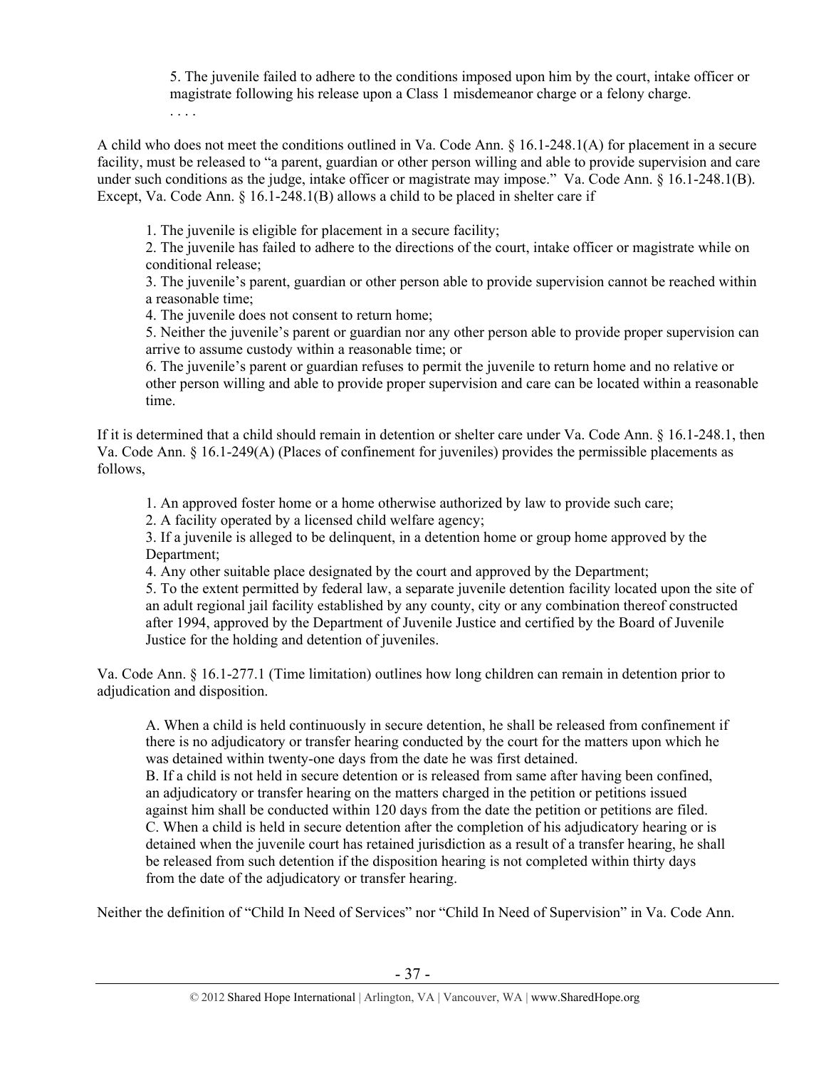> 5. The juvenile failed to adhere to the conditions imposed upon him by the court, intake officer or magistrate following his release upon a Class 1 misdemeanor charge or a felony charge.
> . . . .

A child who does not meet the conditions outlined in Va. Code Ann. § 16.1-248.1(A) for placement in a secure facility, must be released to "a parent, guardian or other person willing and able to provide supervision and care under such conditions as the judge, intake officer or magistrate may impose." Va. Code Ann. § 16.1-248.1(B). Except, Va. Code Ann. § 16.1-248.1(B) allows a child to be placed in shelter care if

> 1. The juvenile is eligible for placement in a secure facility;
> 2. The juvenile has failed to adhere to the directions of the court, intake officer or magistrate while on conditional release;
> 3. The juvenile's parent, guardian or other person able to provide supervision cannot be reached within a reasonable time;
> 4. The juvenile does not consent to return home;
> 5. Neither the juvenile's parent or guardian nor any other person able to provide proper supervision can arrive to assume custody within a reasonable time; or
> 6. The juvenile's parent or guardian refuses to permit the juvenile to return home and no relative or other person willing and able to provide proper supervision and care can be located within a reasonable time.

If it is determined that a child should remain in detention or shelter care under Va. Code Ann. § 16.1-248.1, then Va. Code Ann. § 16.1-249(A) (Places of confinement for juveniles) provides the permissible placements as follows,

> 1. An approved foster home or a home otherwise authorized by law to provide such care;
> 2. A facility operated by a licensed child welfare agency;
> 3. If a juvenile is alleged to be delinquent, in a detention home or group home approved by the Department;
> 4. Any other suitable place designated by the court and approved by the Department;
> 5. To the extent permitted by federal law, a separate juvenile detention facility located upon the site of an adult regional jail facility established by any county, city or any combination thereof constructed after 1994, approved by the Department of Juvenile Justice and certified by the Board of Juvenile Justice for the holding and detention of juveniles.

Va. Code Ann. § 16.1-277.1 (Time limitation) outlines how long children can remain in detention prior to adjudication and disposition.

> A. When a child is held continuously in secure detention, he shall be released from confinement if there is no adjudicatory or transfer hearing conducted by the court for the matters upon which he was detained within twenty-one days from the date he was first detained.
> B. If a child is not held in secure detention or is released from same after having been confined, an adjudicatory or transfer hearing on the matters charged in the petition or petitions issued against him shall be conducted within 120 days from the date the petition or petitions are filed.
> C. When a child is held in secure detention after the completion of his adjudicatory hearing or is detained when the juvenile court has retained jurisdiction as a result of a transfer hearing, he shall be released from such detention if the disposition hearing is not completed within thirty days from the date of the adjudicatory or transfer hearing.

Neither the definition of "Child In Need of Services" nor "Child In Need of Supervision" in Va. Code Ann.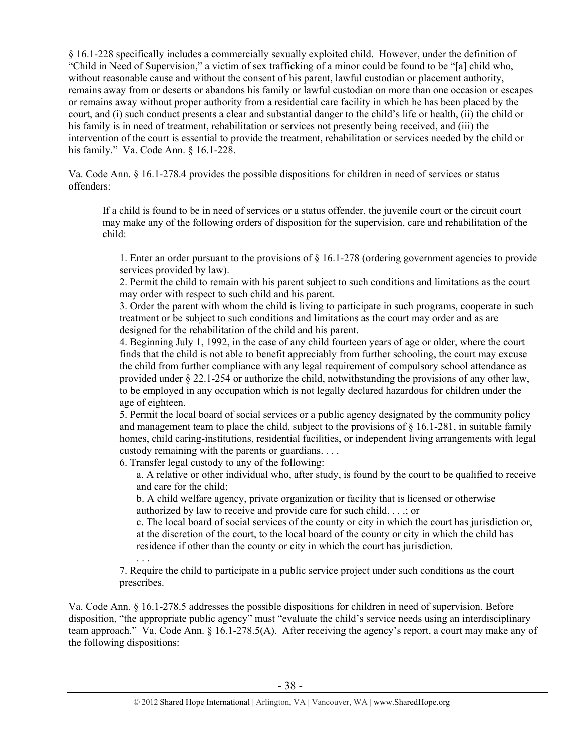§ 16.1-228 specifically includes a commercially sexually exploited child. However, under the definition of "Child in Need of Supervision," a victim of sex trafficking of a minor could be found to be "[a] child who, without reasonable cause and without the consent of his parent, lawful custodian or placement authority, remains away from or deserts or abandons his family or lawful custodian on more than one occasion or escapes or remains away without proper authority from a residential care facility in which he has been placed by the court, and (i) such conduct presents a clear and substantial danger to the child's life or health, (ii) the child or his family is in need of treatment, rehabilitation or services not presently being received, and (iii) the intervention of the court is essential to provide the treatment, rehabilitation or services needed by the child or his family." Va. Code Ann. § 16.1-228.

Va. Code Ann. § 16.1-278.4 provides the possible dispositions for children in need of services or status offenders:

> If a child is found to be in need of services or a status offender, the juvenile court or the circuit court may make any of the following orders of disposition for the supervision, care and rehabilitation of the child:
>
> 1. Enter an order pursuant to the provisions of § 16.1-278 (ordering government agencies to provide services provided by law).
> 2. Permit the child to remain with his parent subject to such conditions and limitations as the court may order with respect to such child and his parent.
> 3. Order the parent with whom the child is living to participate in such programs, cooperate in such treatment or be subject to such conditions and limitations as the court may order and as are designed for the rehabilitation of the child and his parent.
> 4. Beginning July 1, 1992, in the case of any child fourteen years of age or older, where the court finds that the child is not able to benefit appreciably from further schooling, the court may excuse the child from further compliance with any legal requirement of compulsory school attendance as provided under § 22.1-254 or authorize the child, notwithstanding the provisions of any other law, to be employed in any occupation which is not legally declared hazardous for children under the age of eighteen.
> 5. Permit the local board of social services or a public agency designated by the community policy and management team to place the child, subject to the provisions of § 16.1-281, in suitable family homes, child caring-institutions, residential facilities, or independent living arrangements with legal custody remaining with the parents or guardians. . . .
> 6. Transfer legal custody to any of the following:
>     a. A relative or other individual who, after study, is found by the court to be qualified to receive and care for the child;
>     b. A child welfare agency, private organization or facility that is licensed or otherwise authorized by law to receive and provide care for such child. . . .; or
>     c. The local board of social services of the county or city in which the court has jurisdiction or, at the discretion of the court, to the local board of the county or city in which the child has residence if other than the county or city in which the court has jurisdiction.
>
>     . . .
> 7. Require the child to participate in a public service project under such conditions as the court prescribes.

Va. Code Ann. § 16.1-278.5 addresses the possible dispositions for children in need of supervision. Before disposition, "the appropriate public agency" must "evaluate the child's service needs using an interdisciplinary team approach." Va. Code Ann. § 16.1-278.5(A). After receiving the agency's report, a court may make any of the following dispositions: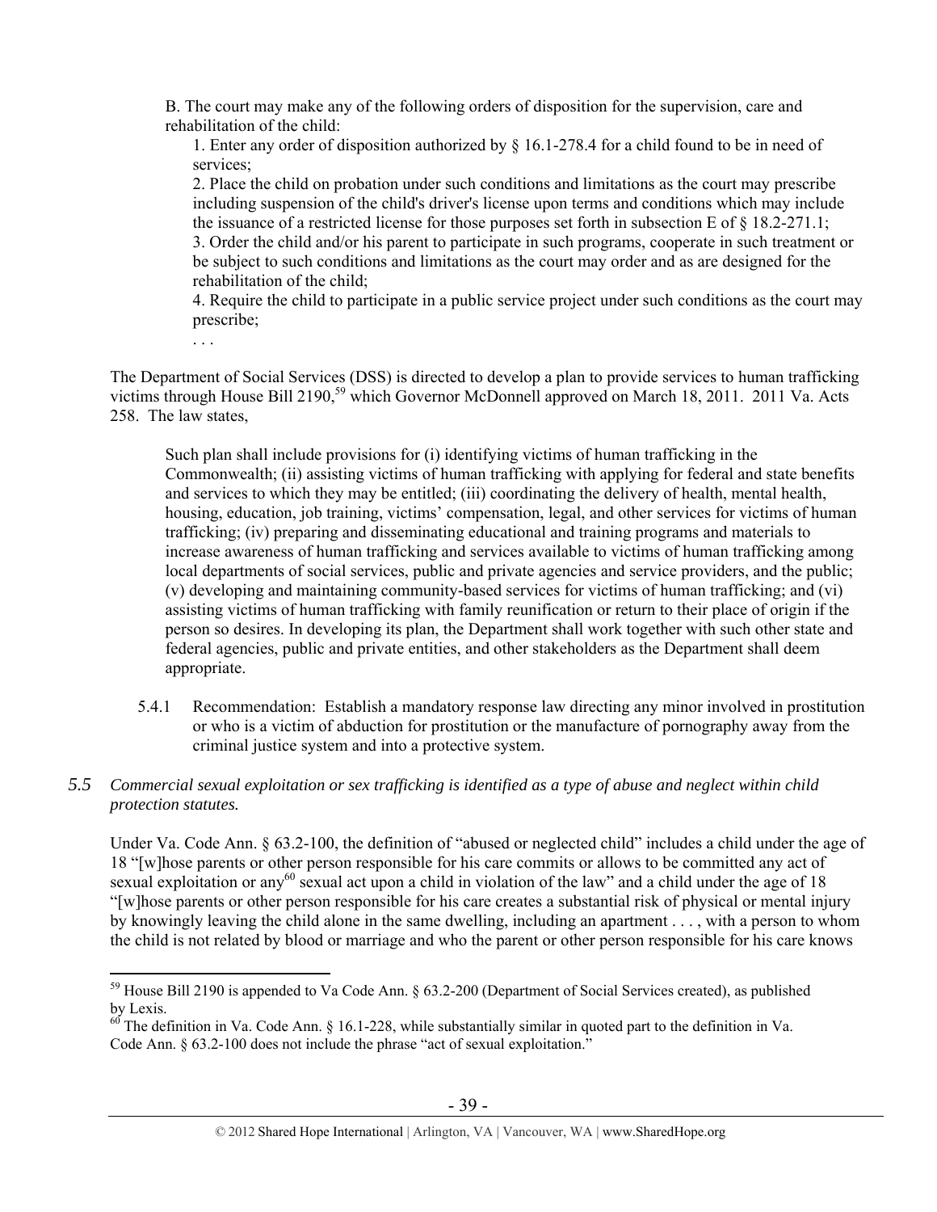B. The court may make any of the following orders of disposition for the supervision, care and rehabilitation of the child:

1. Enter any order of disposition authorized by § 16.1-278.4 for a child found to be in need of services;
2. Place the child on probation under such conditions and limitations as the court may prescribe including suspension of the child's driver's license upon terms and conditions which may include the issuance of a restricted license for those purposes set forth in subsection E of § 18.2-271.1;
3. Order the child and/or his parent to participate in such programs, cooperate in such treatment or be subject to such conditions and limitations as the court may order and as are designed for the rehabilitation of the child;
4. Require the child to participate in a public service project under such conditions as the court may prescribe;

. . .

The Department of Social Services (DSS) is directed to develop a plan to provide services to human trafficking victims through House Bill 2190,[59] which Governor McDonnell approved on March 18, 2011. 2011 Va. Acts 258. The law states,

> Such plan shall include provisions for (i) identifying victims of human trafficking in the Commonwealth; (ii) assisting victims of human trafficking with applying for federal and state benefits and services to which they may be entitled; (iii) coordinating the delivery of health, mental health, housing, education, job training, victims' compensation, legal, and other services for victims of human trafficking; (iv) preparing and disseminating educational and training programs and materials to increase awareness of human trafficking and services available to victims of human trafficking among local departments of social services, public and private agencies and service providers, and the public; (v) developing and maintaining community-based services for victims of human trafficking; and (vi) assisting victims of human trafficking with family reunification or return to their place of origin if the person so desires. In developing its plan, the Department shall work together with such other state and federal agencies, public and private entities, and other stakeholders as the Department shall deem appropriate.

5.4.1 Recommendation: Establish a mandatory response law directing any minor involved in prostitution or who is a victim of abduction for prostitution or the manufacture of pornography away from the criminal justice system and into a protective system.

### 5.5 *Commercial sexual exploitation or sex trafficking is identified as a type of abuse and neglect within child protection statutes.*

Under Va. Code Ann. § 63.2-100, the definition of "abused or neglected child" includes a child under the age of 18 "[w]hose parents or other person responsible for his care commits or allows to be committed any act of sexual exploitation or any[60] sexual act upon a child in violation of the law" and a child under the age of 18 "[w]hose parents or other person responsible for his care creates a substantial risk of physical or mental injury by knowingly leaving the child alone in the same dwelling, including an apartment . . . , with a person to whom the child is not related by blood or marriage and who the parent or other person responsible for his care knows

---

[59] House Bill 2190 is appended to Va Code Ann. § 63.2-200 (Department of Social Services created), as published by Lexis.

[60] The definition in Va. Code Ann. § 16.1-228, while substantially similar in quoted part to the definition in Va. Code Ann. § 63.2-100 does not include the phrase "act of sexual exploitation."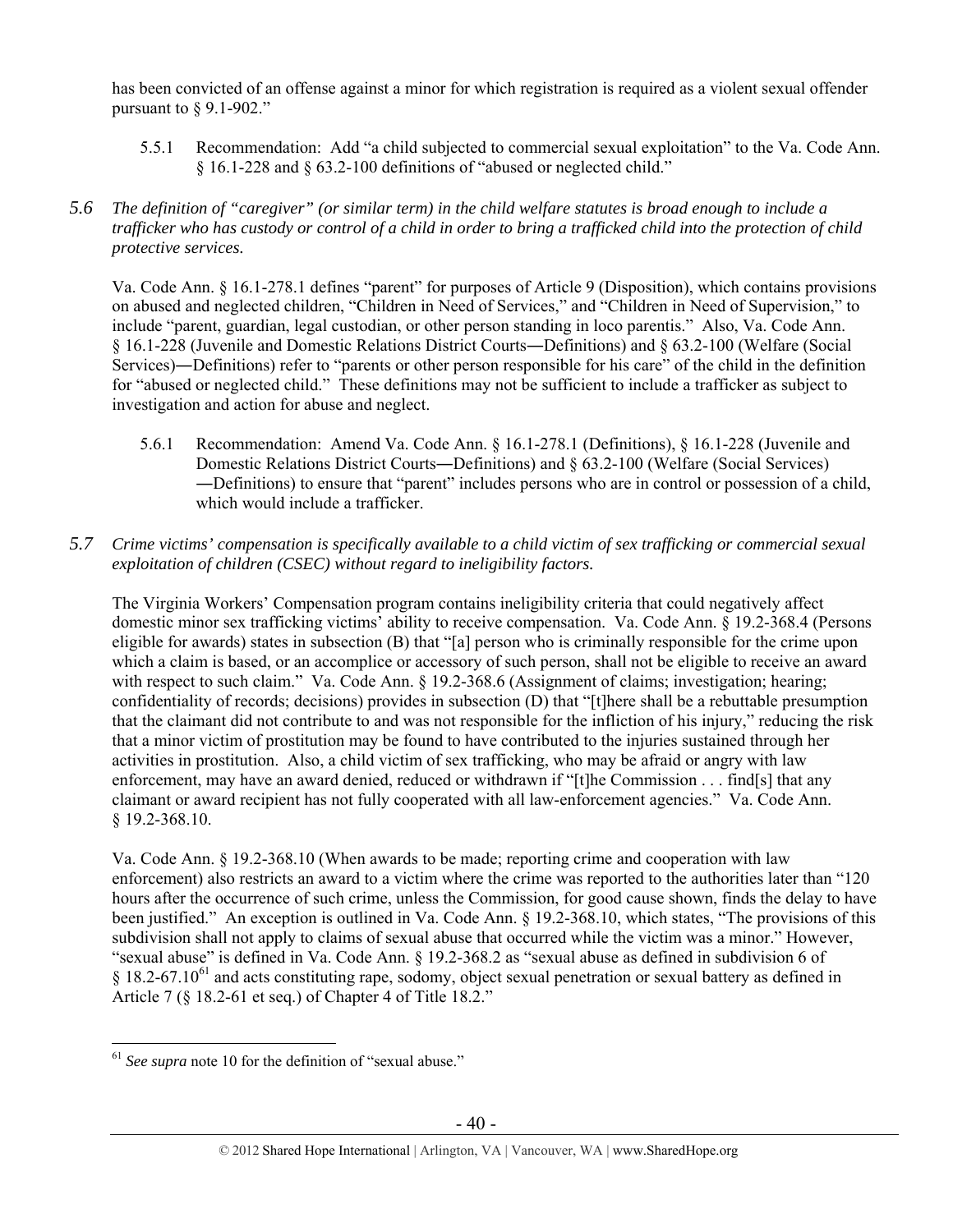has been convicted of an offense against a minor for which registration is required as a violent sexual offender pursuant to § 9.1-902."

5.5.1 Recommendation: Add "a child subjected to commercial sexual exploitation" to the Va. Code Ann. § 16.1-228 and § 63.2-100 definitions of "abused or neglected child."

*5.6 The definition of "caregiver" (or similar term) in the child welfare statutes is broad enough to include a trafficker who has custody or control of a child in order to bring a trafficked child into the protection of child protective services.*

Va. Code Ann. § 16.1-278.1 defines "parent" for purposes of Article 9 (Disposition), which contains provisions on abused and neglected children, "Children in Need of Services," and "Children in Need of Supervision," to include "parent, guardian, legal custodian, or other person standing in loco parentis." Also, Va. Code Ann. § 16.1-228 (Juvenile and Domestic Relations District Courts―Definitions) and § 63.2-100 (Welfare (Social Services)―Definitions) refer to "parents or other person responsible for his care" of the child in the definition for "abused or neglected child." These definitions may not be sufficient to include a trafficker as subject to investigation and action for abuse and neglect.

5.6.1 Recommendation: Amend Va. Code Ann. § 16.1-278.1 (Definitions), § 16.1-228 (Juvenile and Domestic Relations District Courts―Definitions) and § 63.2-100 (Welfare (Social Services) ―Definitions) to ensure that "parent" includes persons who are in control or possession of a child, which would include a trafficker.

*5.7 Crime victims' compensation is specifically available to a child victim of sex trafficking or commercial sexual exploitation of children (CSEC) without regard to ineligibility factors.*

The Virginia Workers' Compensation program contains ineligibility criteria that could negatively affect domestic minor sex trafficking victims' ability to receive compensation. Va. Code Ann. § 19.2-368.4 (Persons eligible for awards) states in subsection (B) that "[a] person who is criminally responsible for the crime upon which a claim is based, or an accomplice or accessory of such person, shall not be eligible to receive an award with respect to such claim." Va. Code Ann. § 19.2-368.6 (Assignment of claims; investigation; hearing; confidentiality of records; decisions) provides in subsection (D) that "[t]here shall be a rebuttable presumption that the claimant did not contribute to and was not responsible for the infliction of his injury," reducing the risk that a minor victim of prostitution may be found to have contributed to the injuries sustained through her activities in prostitution. Also, a child victim of sex trafficking, who may be afraid or angry with law enforcement, may have an award denied, reduced or withdrawn if "[t]he Commission . . . find[s] that any claimant or award recipient has not fully cooperated with all law-enforcement agencies." Va. Code Ann. § 19.2-368.10.

Va. Code Ann. § 19.2-368.10 (When awards to be made; reporting crime and cooperation with law enforcement) also restricts an award to a victim where the crime was reported to the authorities later than "120 hours after the occurrence of such crime, unless the Commission, for good cause shown, finds the delay to have been justified." An exception is outlined in Va. Code Ann. § 19.2-368.10, which states, "The provisions of this subdivision shall not apply to claims of sexual abuse that occurred while the victim was a minor." However, "sexual abuse" is defined in Va. Code Ann. § 19.2-368.2 as "sexual abuse as defined in subdivision 6 of § 18.2-67.10[61] and acts constituting rape, sodomy, object sexual penetration or sexual battery as defined in Article 7 (§ 18.2-61 et seq.) of Chapter 4 of Title 18.2."

[61] *See supra* note 10 for the definition of "sexual abuse."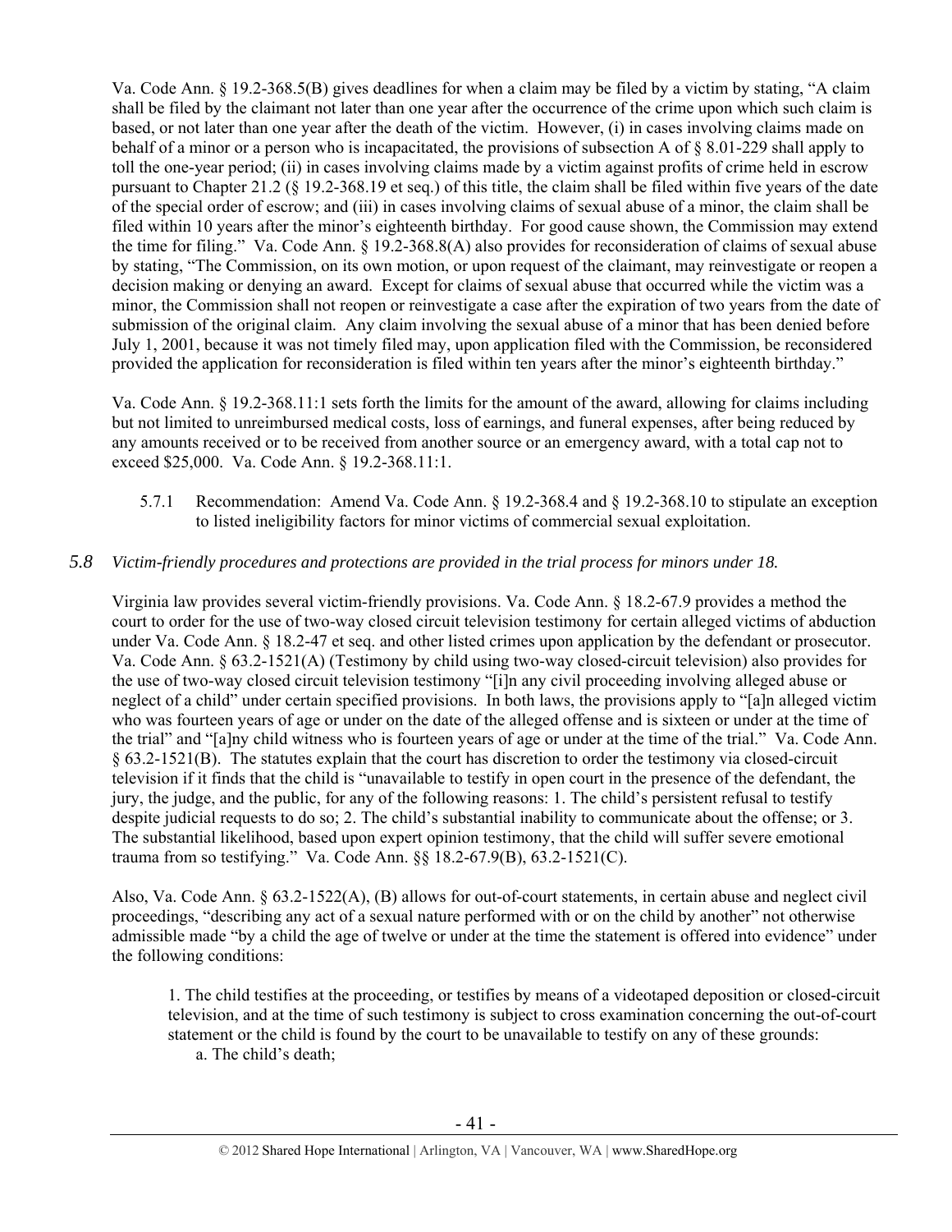Va. Code Ann. § 19.2-368.5(B) gives deadlines for when a claim may be filed by a victim by stating, "A claim shall be filed by the claimant not later than one year after the occurrence of the crime upon which such claim is based, or not later than one year after the death of the victim. However, (i) in cases involving claims made on behalf of a minor or a person who is incapacitated, the provisions of subsection A of § 8.01-229 shall apply to toll the one-year period; (ii) in cases involving claims made by a victim against profits of crime held in escrow pursuant to Chapter 21.2 (§ 19.2-368.19 et seq.) of this title, the claim shall be filed within five years of the date of the special order of escrow; and (iii) in cases involving claims of sexual abuse of a minor, the claim shall be filed within 10 years after the minor's eighteenth birthday. For good cause shown, the Commission may extend the time for filing." Va. Code Ann. § 19.2-368.8(A) also provides for reconsideration of claims of sexual abuse by stating, "The Commission, on its own motion, or upon request of the claimant, may reinvestigate or reopen a decision making or denying an award. Except for claims of sexual abuse that occurred while the victim was a minor, the Commission shall not reopen or reinvestigate a case after the expiration of two years from the date of submission of the original claim. Any claim involving the sexual abuse of a minor that has been denied before July 1, 2001, because it was not timely filed may, upon application filed with the Commission, be reconsidered provided the application for reconsideration is filed within ten years after the minor's eighteenth birthday."

Va. Code Ann. § 19.2-368.11:1 sets forth the limits for the amount of the award, allowing for claims including but not limited to unreimbursed medical costs, loss of earnings, and funeral expenses, after being reduced by any amounts received or to be received from another source or an emergency award, with a total cap not to exceed $25,000. Va. Code Ann. § 19.2-368.11:1.

5.7.1 Recommendation: Amend Va. Code Ann. § 19.2-368.4 and § 19.2-368.10 to stipulate an exception to listed ineligibility factors for minor victims of commercial sexual exploitation.

### *5.8 Victim-friendly procedures and protections are provided in the trial process for minors under 18.*

Virginia law provides several victim-friendly provisions. Va. Code Ann. § 18.2-67.9 provides a method the court to order for the use of two-way closed circuit television testimony for certain alleged victims of abduction under Va. Code Ann. § 18.2-47 et seq. and other listed crimes upon application by the defendant or prosecutor. Va. Code Ann. § 63.2-1521(A) (Testimony by child using two-way closed-circuit television) also provides for the use of two-way closed circuit television testimony "[i]n any civil proceeding involving alleged abuse or neglect of a child" under certain specified provisions. In both laws, the provisions apply to "[a]n alleged victim who was fourteen years of age or under on the date of the alleged offense and is sixteen or under at the time of the trial" and "[a]ny child witness who is fourteen years of age or under at the time of the trial." Va. Code Ann. § 63.2-1521(B). The statutes explain that the court has discretion to order the testimony via closed-circuit television if it finds that the child is "unavailable to testify in open court in the presence of the defendant, the jury, the judge, and the public, for any of the following reasons: 1. The child's persistent refusal to testify despite judicial requests to do so; 2. The child's substantial inability to communicate about the offense; or 3. The substantial likelihood, based upon expert opinion testimony, that the child will suffer severe emotional trauma from so testifying." Va. Code Ann. §§ 18.2-67.9(B), 63.2-1521(C).

Also, Va. Code Ann. § 63.2-1522(A), (B) allows for out-of-court statements, in certain abuse and neglect civil proceedings, "describing any act of a sexual nature performed with or on the child by another" not otherwise admissible made "by a child the age of twelve or under at the time the statement is offered into evidence" under the following conditions:

> 1. The child testifies at the proceeding, or testifies by means of a videotaped deposition or closed-circuit television, and at the time of such testimony is subject to cross examination concerning the out-of-court statement or the child is found by the court to be unavailable to testify on any of these grounds:
>
> a. The child's death;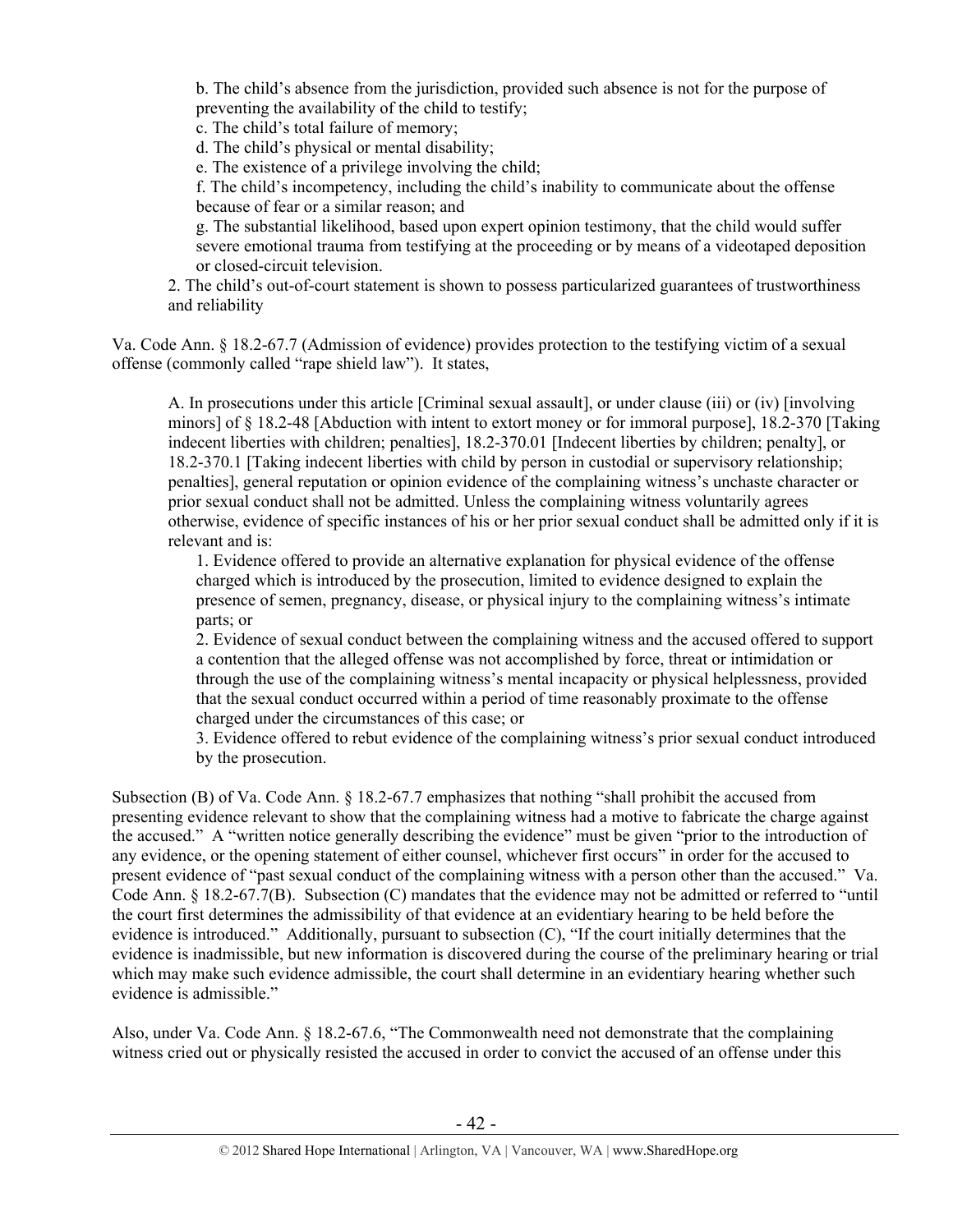b. The child's absence from the jurisdiction, provided such absence is not for the purpose of preventing the availability of the child to testify;
c. The child's total failure of memory;
d. The child's physical or mental disability;
e. The existence of a privilege involving the child;
f. The child's incompetency, including the child's inability to communicate about the offense because of fear or a similar reason; and
g. The substantial likelihood, based upon expert opinion testimony, that the child would suffer severe emotional trauma from testifying at the proceeding or by means of a videotaped deposition or closed-circuit television.

2. The child's out-of-court statement is shown to possess particularized guarantees of trustworthiness and reliability

Va. Code Ann. § 18.2-67.7 (Admission of evidence) provides protection to the testifying victim of a sexual offense (commonly called "rape shield law"). It states,

> A. In prosecutions under this article [Criminal sexual assault], or under clause (iii) or (iv) [involving minors] of § 18.2-48 [Abduction with intent to extort money or for immoral purpose], 18.2-370 [Taking indecent liberties with children; penalties], 18.2-370.01 [Indecent liberties by children; penalty], or 18.2-370.1 [Taking indecent liberties with child by person in custodial or supervisory relationship; penalties], general reputation or opinion evidence of the complaining witness's unchaste character or prior sexual conduct shall not be admitted. Unless the complaining witness voluntarily agrees otherwise, evidence of specific instances of his or her prior sexual conduct shall be admitted only if it is relevant and is:
>
> 1. Evidence offered to provide an alternative explanation for physical evidence of the offense charged which is introduced by the prosecution, limited to evidence designed to explain the presence of semen, pregnancy, disease, or physical injury to the complaining witness's intimate parts; or
> 2. Evidence of sexual conduct between the complaining witness and the accused offered to support a contention that the alleged offense was not accomplished by force, threat or intimidation or through the use of the complaining witness's mental incapacity or physical helplessness, provided that the sexual conduct occurred within a period of time reasonably proximate to the offense charged under the circumstances of this case; or
> 3. Evidence offered to rebut evidence of the complaining witness's prior sexual conduct introduced by the prosecution.

Subsection (B) of Va. Code Ann. § 18.2-67.7 emphasizes that nothing "shall prohibit the accused from presenting evidence relevant to show that the complaining witness had a motive to fabricate the charge against the accused." A "written notice generally describing the evidence" must be given "prior to the introduction of any evidence, or the opening statement of either counsel, whichever first occurs" in order for the accused to present evidence of "past sexual conduct of the complaining witness with a person other than the accused." Va. Code Ann. § 18.2-67.7(B). Subsection (C) mandates that the evidence may not be admitted or referred to "until the court first determines the admissibility of that evidence at an evidentiary hearing to be held before the evidence is introduced." Additionally, pursuant to subsection (C), "If the court initially determines that the evidence is inadmissible, but new information is discovered during the course of the preliminary hearing or trial which may make such evidence admissible, the court shall determine in an evidentiary hearing whether such evidence is admissible."

Also, under Va. Code Ann. § 18.2-67.6, "The Commonwealth need not demonstrate that the complaining witness cried out or physically resisted the accused in order to convict the accused of an offense under this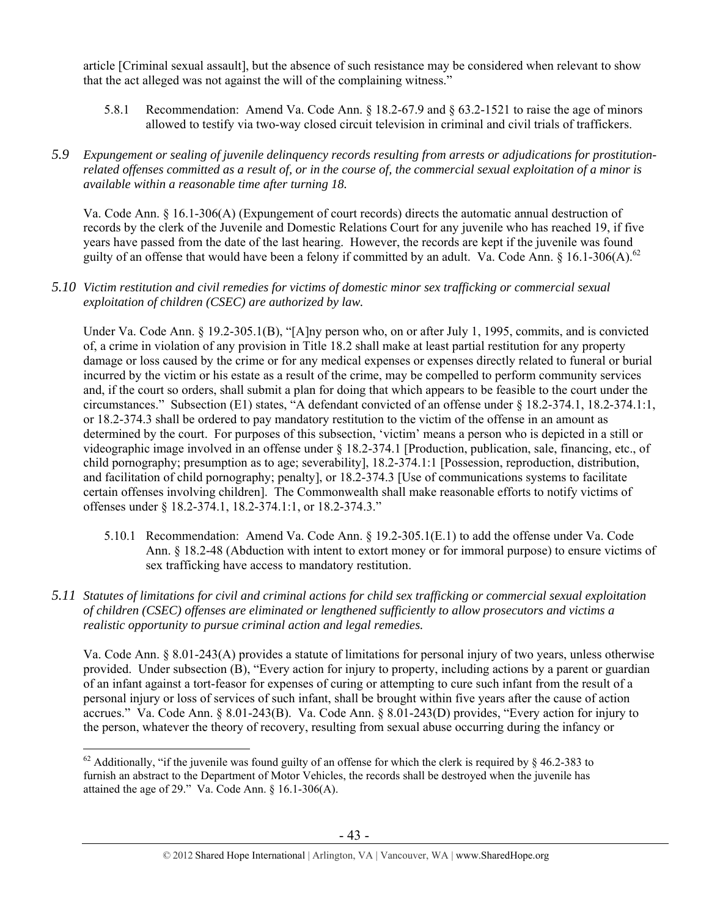article [Criminal sexual assault], but the absence of such resistance may be considered when relevant to show that the act alleged was not against the will of the complaining witness."

5.8.1 Recommendation: Amend Va. Code Ann. § 18.2-67.9 and § 63.2-1521 to raise the age of minors allowed to testify via two-way closed circuit television in criminal and civil trials of traffickers.

*5.9 Expungement or sealing of juvenile delinquency records resulting from arrests or adjudications for prostitution-related offenses committed as a result of, or in the course of, the commercial sexual exploitation of a minor is available within a reasonable time after turning 18.*

Va. Code Ann. § 16.1-306(A) (Expungement of court records) directs the automatic annual destruction of records by the clerk of the Juvenile and Domestic Relations Court for any juvenile who has reached 19, if five years have passed from the date of the last hearing. However, the records are kept if the juvenile was found guilty of an offense that would have been a felony if committed by an adult. Va. Code Ann. § 16.1-306(A).[62]

*5.10 Victim restitution and civil remedies for victims of domestic minor sex trafficking or commercial sexual exploitation of children (CSEC) are authorized by law.*

Under Va. Code Ann. § 19.2-305.1(B), "[A]ny person who, on or after July 1, 1995, commits, and is convicted of, a crime in violation of any provision in Title 18.2 shall make at least partial restitution for any property damage or loss caused by the crime or for any medical expenses or expenses directly related to funeral or burial incurred by the victim or his estate as a result of the crime, may be compelled to perform community services and, if the court so orders, shall submit a plan for doing that which appears to be feasible to the court under the circumstances." Subsection (E1) states, "A defendant convicted of an offense under § 18.2-374.1, 18.2-374.1:1, or 18.2-374.3 shall be ordered to pay mandatory restitution to the victim of the offense in an amount as determined by the court. For purposes of this subsection, 'victim' means a person who is depicted in a still or videographic image involved in an offense under § 18.2-374.1 [Production, publication, sale, financing, etc., of child pornography; presumption as to age; severability], 18.2-374.1:1 [Possession, reproduction, distribution, and facilitation of child pornography; penalty], or 18.2-374.3 [Use of communications systems to facilitate certain offenses involving children]. The Commonwealth shall make reasonable efforts to notify victims of offenses under § 18.2-374.1, 18.2-374.1:1, or 18.2-374.3."

5.10.1 Recommendation: Amend Va. Code Ann. § 19.2-305.1(E.1) to add the offense under Va. Code Ann. § 18.2-48 (Abduction with intent to extort money or for immoral purpose) to ensure victims of sex trafficking have access to mandatory restitution.

*5.11 Statutes of limitations for civil and criminal actions for child sex trafficking or commercial sexual exploitation of children (CSEC) offenses are eliminated or lengthened sufficiently to allow prosecutors and victims a realistic opportunity to pursue criminal action and legal remedies.*

Va. Code Ann. § 8.01-243(A) provides a statute of limitations for personal injury of two years, unless otherwise provided. Under subsection (B), "Every action for injury to property, including actions by a parent or guardian of an infant against a tort-feasor for expenses of curing or attempting to cure such infant from the result of a personal injury or loss of services of such infant, shall be brought within five years after the cause of action accrues." Va. Code Ann. § 8.01-243(B). Va. Code Ann. § 8.01-243(D) provides, "Every action for injury to the person, whatever the theory of recovery, resulting from sexual abuse occurring during the infancy or

[62] Additionally, "if the juvenile was found guilty of an offense for which the clerk is required by § 46.2-383 to furnish an abstract to the Department of Motor Vehicles, the records shall be destroyed when the juvenile has attained the age of 29." Va. Code Ann. § 16.1-306(A).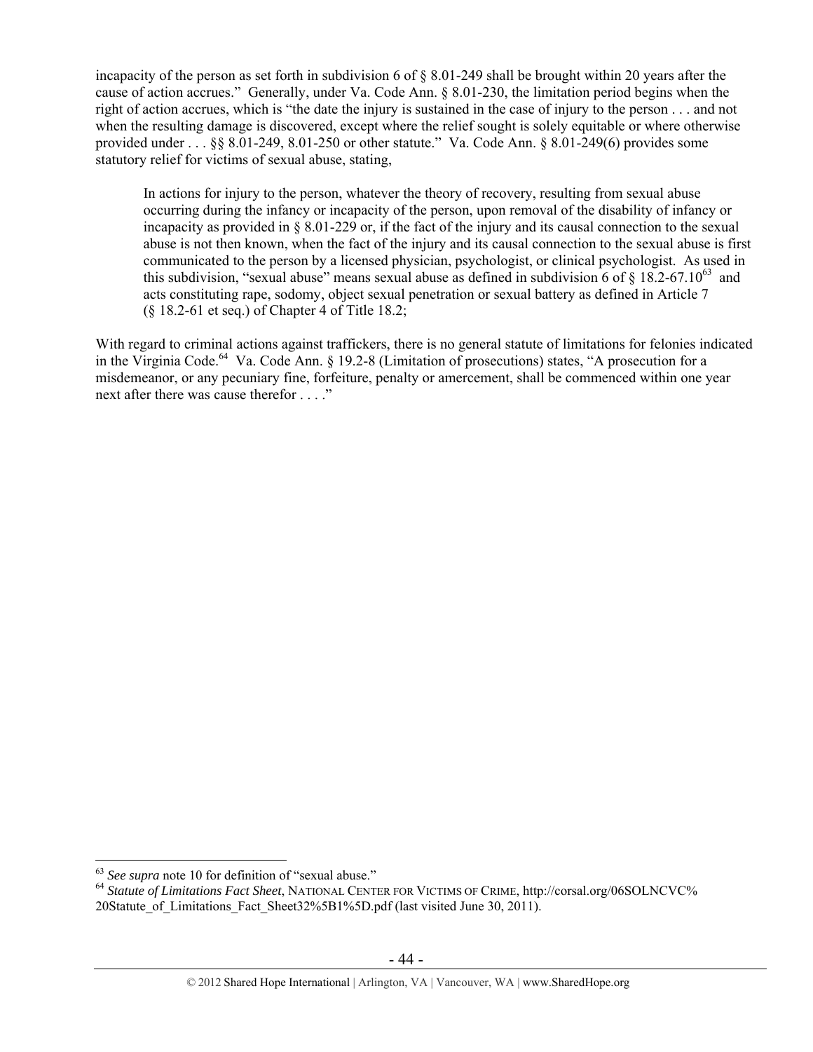incapacity of the person as set forth in subdivision 6 of § 8.01-249 shall be brought within 20 years after the cause of action accrues." Generally, under Va. Code Ann. § 8.01-230, the limitation period begins when the right of action accrues, which is "the date the injury is sustained in the case of injury to the person . . . and not when the resulting damage is discovered, except where the relief sought is solely equitable or where otherwise provided under . . . §§ 8.01-249, 8.01-250 or other statute." Va. Code Ann. § 8.01-249(6) provides some statutory relief for victims of sexual abuse, stating,

> In actions for injury to the person, whatever the theory of recovery, resulting from sexual abuse occurring during the infancy or incapacity of the person, upon removal of the disability of infancy or incapacity as provided in § 8.01-229 or, if the fact of the injury and its causal connection to the sexual abuse is not then known, when the fact of the injury and its causal connection to the sexual abuse is first communicated to the person by a licensed physician, psychologist, or clinical psychologist. As used in this subdivision, "sexual abuse" means sexual abuse as defined in subdivision 6 of § 18.2-67.10[63] and acts constituting rape, sodomy, object sexual penetration or sexual battery as defined in Article 7 (§ 18.2-61 et seq.) of Chapter 4 of Title 18.2;

With regard to criminal actions against traffickers, there is no general statute of limitations for felonies indicated in the Virginia Code.[64] Va. Code Ann. § 19.2-8 (Limitation of prosecutions) states, "A prosecution for a misdemeanor, or any pecuniary fine, forfeiture, penalty or amercement, shall be commenced within one year next after there was cause therefor . . . ."

---

[63] *See supra* note 10 for definition of "sexual abuse."

[64] *Statute of Limitations Fact Sheet*, NATIONAL CENTER FOR VICTIMS OF CRIME, http://corsal.org/06SOLNCVC%20Statute_of_Limitations_Fact_Sheet32%5B1%5D.pdf (last visited June 30, 2011).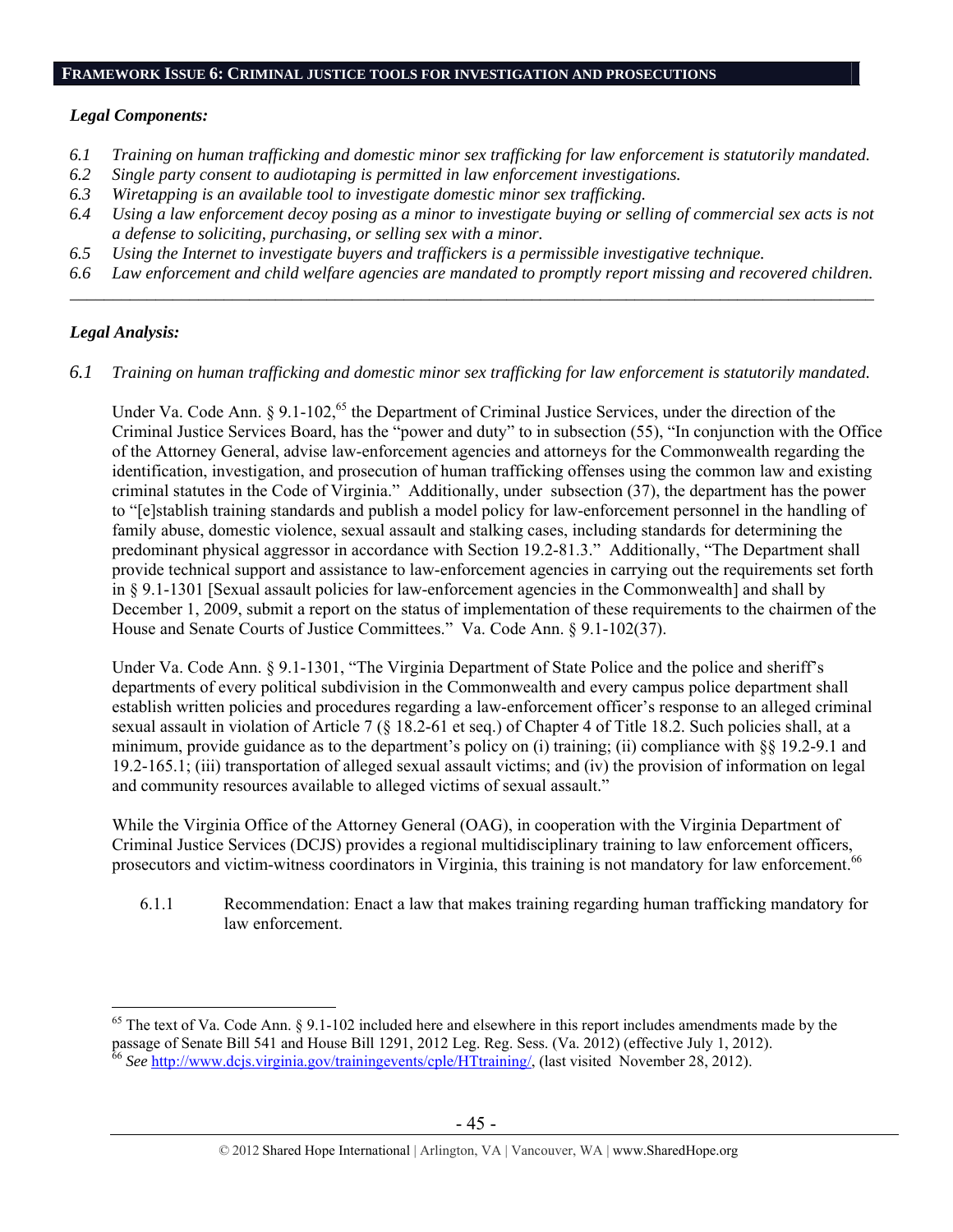## FRAMEWORK ISSUE 6: CRIMINAL JUSTICE TOOLS FOR INVESTIGATION AND PROSECUTIONS

***Legal Components:***

*6.1 Training on human trafficking and domestic minor sex trafficking for law enforcement is statutorily mandated.*
*6.2 Single party consent to audiotaping is permitted in law enforcement investigations.*
*6.3 Wiretapping is an available tool to investigate domestic minor sex trafficking.*
*6.4 Using a law enforcement decoy posing as a minor to investigate buying or selling of commercial sex acts is not a defense to soliciting, purchasing, or selling sex with a minor.*
*6.5 Using the Internet to investigate buyers and traffickers is a permissible investigative technique.*
*6.6 Law enforcement and child welfare agencies are mandated to promptly report missing and recovered children.*

---

***Legal Analysis:***

*6.1 Training on human trafficking and domestic minor sex trafficking for law enforcement is statutorily mandated.*

Under Va. Code Ann. § 9.1-102,[65] the Department of Criminal Justice Services, under the direction of the Criminal Justice Services Board, has the "power and duty" to in subsection (55), "In conjunction with the Office of the Attorney General, advise law-enforcement agencies and attorneys for the Commonwealth regarding the identification, investigation, and prosecution of human trafficking offenses using the common law and existing criminal statutes in the Code of Virginia." Additionally, under subsection (37), the department has the power to "[e]stablish training standards and publish a model policy for law-enforcement personnel in the handling of family abuse, domestic violence, sexual assault and stalking cases, including standards for determining the predominant physical aggressor in accordance with Section 19.2-81.3." Additionally, "The Department shall provide technical support and assistance to law-enforcement agencies in carrying out the requirements set forth in § 9.1-1301 [Sexual assault policies for law-enforcement agencies in the Commonwealth] and shall by December 1, 2009, submit a report on the status of implementation of these requirements to the chairmen of the House and Senate Courts of Justice Committees." Va. Code Ann. § 9.1-102(37).

Under Va. Code Ann. § 9.1-1301, "The Virginia Department of State Police and the police and sheriff's departments of every political subdivision in the Commonwealth and every campus police department shall establish written policies and procedures regarding a law-enforcement officer's response to an alleged criminal sexual assault in violation of Article 7 (§ 18.2-61 et seq.) of Chapter 4 of Title 18.2. Such policies shall, at a minimum, provide guidance as to the department's policy on (i) training; (ii) compliance with §§ 19.2-9.1 and 19.2-165.1; (iii) transportation of alleged sexual assault victims; and (iv) the provision of information on legal and community resources available to alleged victims of sexual assault."

While the Virginia Office of the Attorney General (OAG), in cooperation with the Virginia Department of Criminal Justice Services (DCJS) provides a regional multidisciplinary training to law enforcement officers, prosecutors and victim-witness coordinators in Virginia, this training is not mandatory for law enforcement.[66]

6.1.1 Recommendation: Enact a law that makes training regarding human trafficking mandatory for law enforcement.

---

[65] The text of Va. Code Ann. § 9.1-102 included here and elsewhere in this report includes amendments made by the passage of Senate Bill 541 and House Bill 1291, 2012 Leg. Reg. Sess. (Va. 2012) (effective July 1, 2012).
[66] *See* http://www.dcjs.virginia.gov/trainingevents/cple/HTtraining/, (last visited November 28, 2012).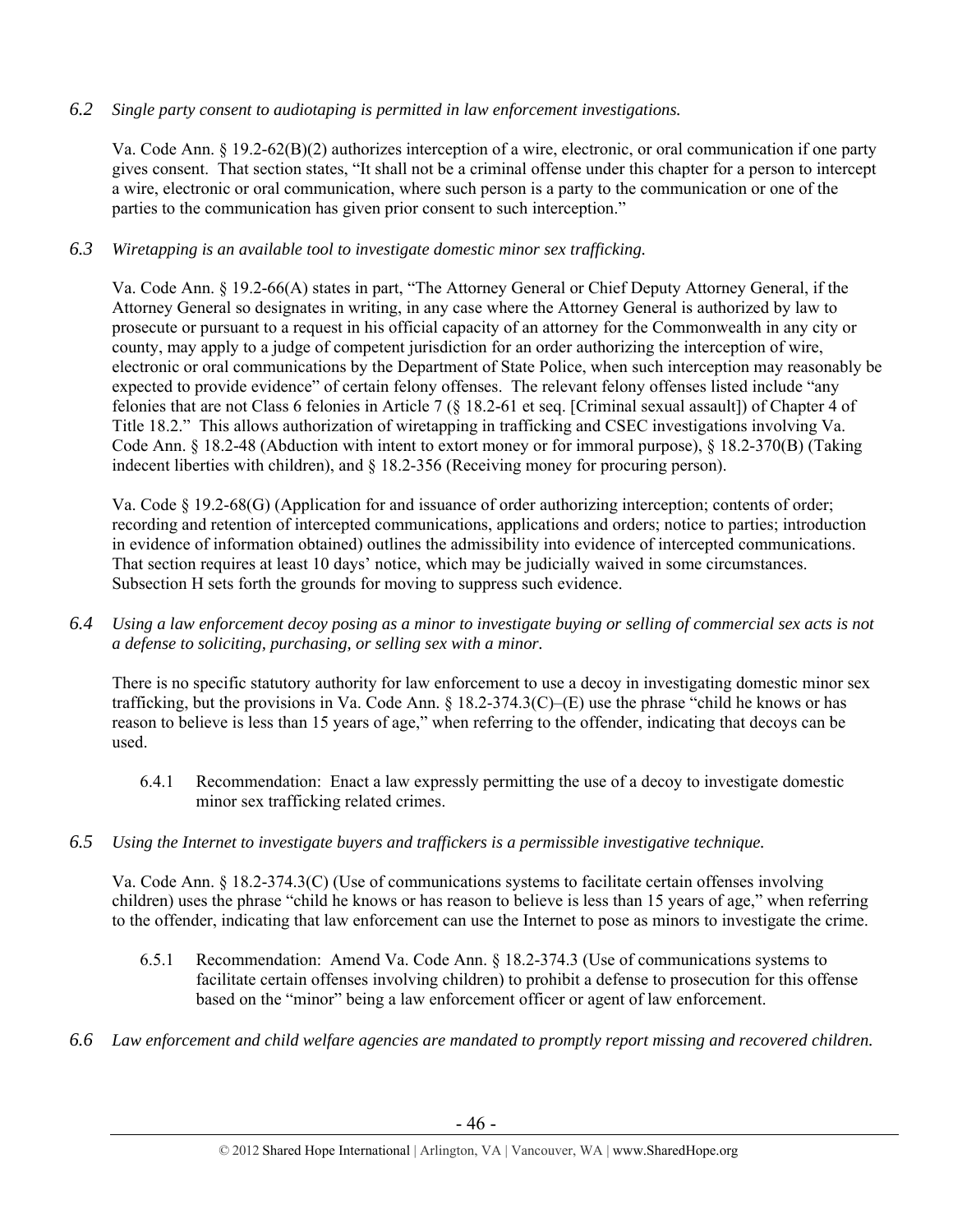*6.2 Single party consent to audiotaping is permitted in law enforcement investigations.*

Va. Code Ann. § 19.2-62(B)(2) authorizes interception of a wire, electronic, or oral communication if one party gives consent. That section states, "It shall not be a criminal offense under this chapter for a person to intercept a wire, electronic or oral communication, where such person is a party to the communication or one of the parties to the communication has given prior consent to such interception."

*6.3 Wiretapping is an available tool to investigate domestic minor sex trafficking.*

Va. Code Ann. § 19.2-66(A) states in part, "The Attorney General or Chief Deputy Attorney General, if the Attorney General so designates in writing, in any case where the Attorney General is authorized by law to prosecute or pursuant to a request in his official capacity of an attorney for the Commonwealth in any city or county, may apply to a judge of competent jurisdiction for an order authorizing the interception of wire, electronic or oral communications by the Department of State Police, when such interception may reasonably be expected to provide evidence" of certain felony offenses. The relevant felony offenses listed include "any felonies that are not Class 6 felonies in Article 7 (§ 18.2-61 et seq. [Criminal sexual assault]) of Chapter 4 of Title 18.2." This allows authorization of wiretapping in trafficking and CSEC investigations involving Va. Code Ann. § 18.2-48 (Abduction with intent to extort money or for immoral purpose), § 18.2-370(B) (Taking indecent liberties with children), and § 18.2-356 (Receiving money for procuring person).

Va. Code § 19.2-68(G) (Application for and issuance of order authorizing interception; contents of order; recording and retention of intercepted communications, applications and orders; notice to parties; introduction in evidence of information obtained) outlines the admissibility into evidence of intercepted communications. That section requires at least 10 days' notice, which may be judicially waived in some circumstances. Subsection H sets forth the grounds for moving to suppress such evidence.

*6.4 Using a law enforcement decoy posing as a minor to investigate buying or selling of commercial sex acts is not a defense to soliciting, purchasing, or selling sex with a minor.*

There is no specific statutory authority for law enforcement to use a decoy in investigating domestic minor sex trafficking, but the provisions in Va. Code Ann. § 18.2-374.3(C)–(E) use the phrase "child he knows or has reason to believe is less than 15 years of age," when referring to the offender, indicating that decoys can be used.

6.4.1 Recommendation: Enact a law expressly permitting the use of a decoy to investigate domestic minor sex trafficking related crimes.

*6.5 Using the Internet to investigate buyers and traffickers is a permissible investigative technique.*

Va. Code Ann. § 18.2-374.3(C) (Use of communications systems to facilitate certain offenses involving children) uses the phrase "child he knows or has reason to believe is less than 15 years of age," when referring to the offender, indicating that law enforcement can use the Internet to pose as minors to investigate the crime.

6.5.1 Recommendation: Amend Va. Code Ann. § 18.2-374.3 (Use of communications systems to facilitate certain offenses involving children) to prohibit a defense to prosecution for this offense based on the "minor" being a law enforcement officer or agent of law enforcement.

*6.6 Law enforcement and child welfare agencies are mandated to promptly report missing and recovered children.*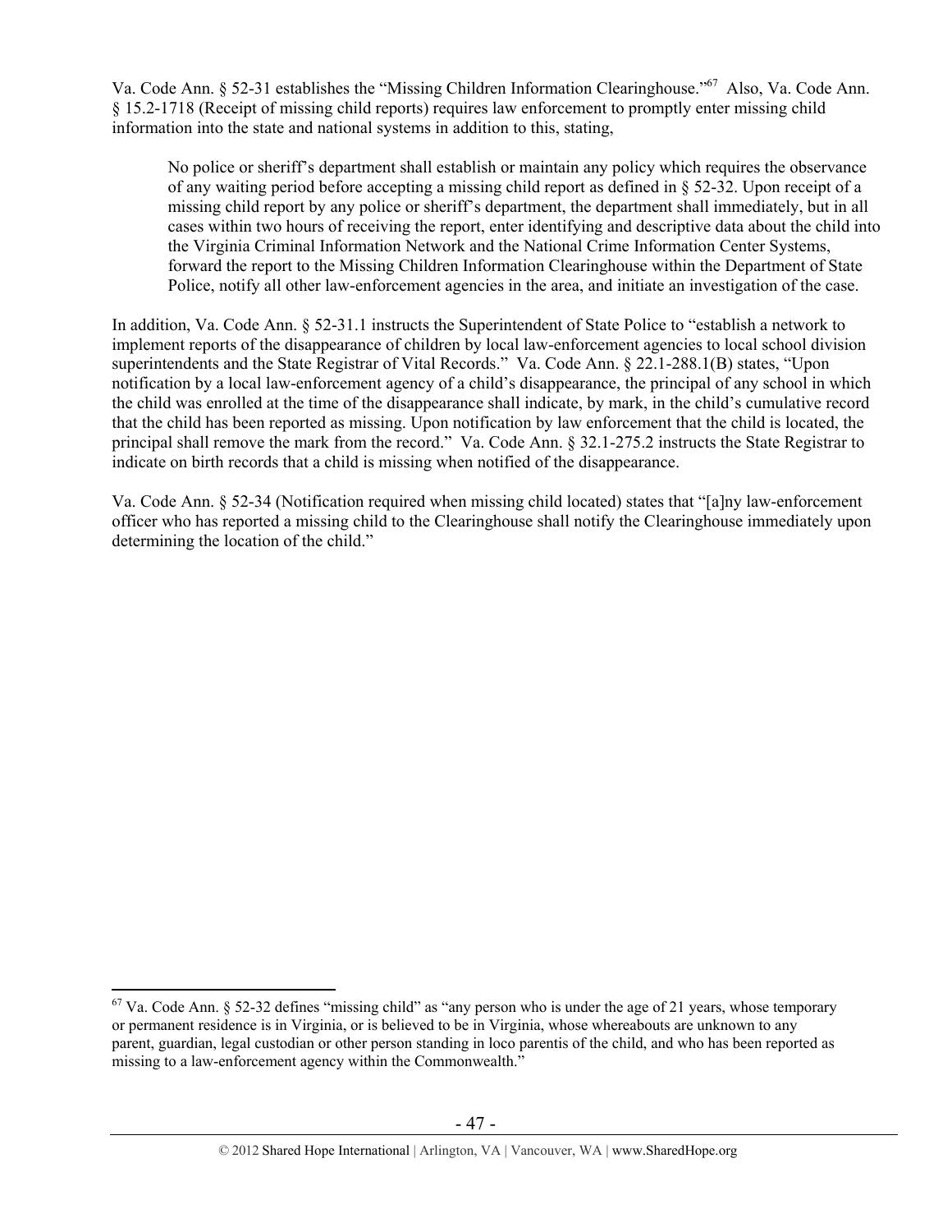Va. Code Ann. § 52-31 establishes the "Missing Children Information Clearinghouse."[67] Also, Va. Code Ann. § 15.2-1718 (Receipt of missing child reports) requires law enforcement to promptly enter missing child information into the state and national systems in addition to this, stating,

> No police or sheriff's department shall establish or maintain any policy which requires the observance of any waiting period before accepting a missing child report as defined in § 52-32. Upon receipt of a missing child report by any police or sheriff's department, the department shall immediately, but in all cases within two hours of receiving the report, enter identifying and descriptive data about the child into the Virginia Criminal Information Network and the National Crime Information Center Systems, forward the report to the Missing Children Information Clearinghouse within the Department of State Police, notify all other law-enforcement agencies in the area, and initiate an investigation of the case.

In addition, Va. Code Ann. § 52-31.1 instructs the Superintendent of State Police to "establish a network to implement reports of the disappearance of children by local law-enforcement agencies to local school division superintendents and the State Registrar of Vital Records." Va. Code Ann. § 22.1-288.1(B) states, "Upon notification by a local law-enforcement agency of a child's disappearance, the principal of any school in which the child was enrolled at the time of the disappearance shall indicate, by mark, in the child's cumulative record that the child has been reported as missing. Upon notification by law enforcement that the child is located, the principal shall remove the mark from the record." Va. Code Ann. § 32.1-275.2 instructs the State Registrar to indicate on birth records that a child is missing when notified of the disappearance.

Va. Code Ann. § 52-34 (Notification required when missing child located) states that "[a]ny law-enforcement officer who has reported a missing child to the Clearinghouse shall notify the Clearinghouse immediately upon determining the location of the child."

---

[67] Va. Code Ann. § 52-32 defines "missing child" as "any person who is under the age of 21 years, whose temporary or permanent residence is in Virginia, or is believed to be in Virginia, whose whereabouts are unknown to any parent, guardian, legal custodian or other person standing in loco parentis of the child, and who has been reported as missing to a law-enforcement agency within the Commonwealth."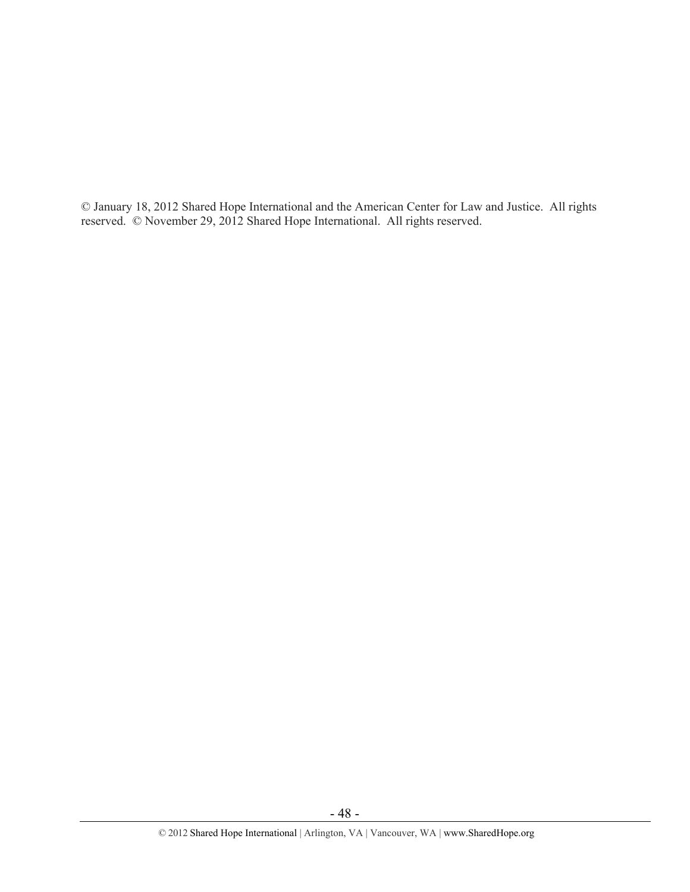© January 18, 2012 Shared Hope International and the American Center for Law and Justice. All rights reserved. © November 29, 2012 Shared Hope International. All rights reserved.